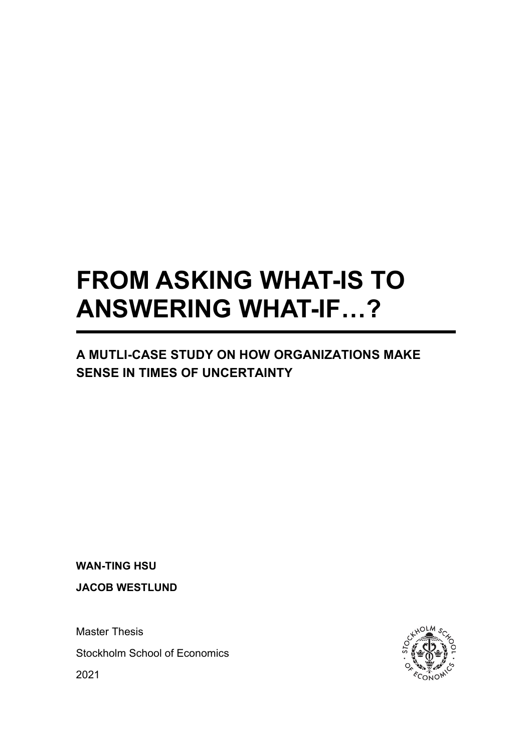# FROM ASKING WHAT-IS TO ANSWERING WHAT-IF…?

## A MUTLI-CASE STUDY ON HOW ORGANIZATIONS MAKE SENSE IN TIMES OF UNCERTAINTY

**WAN-TING HSU**

**JACOB WESTLUND**

Master Thesis

Stockholm School of Economics

2021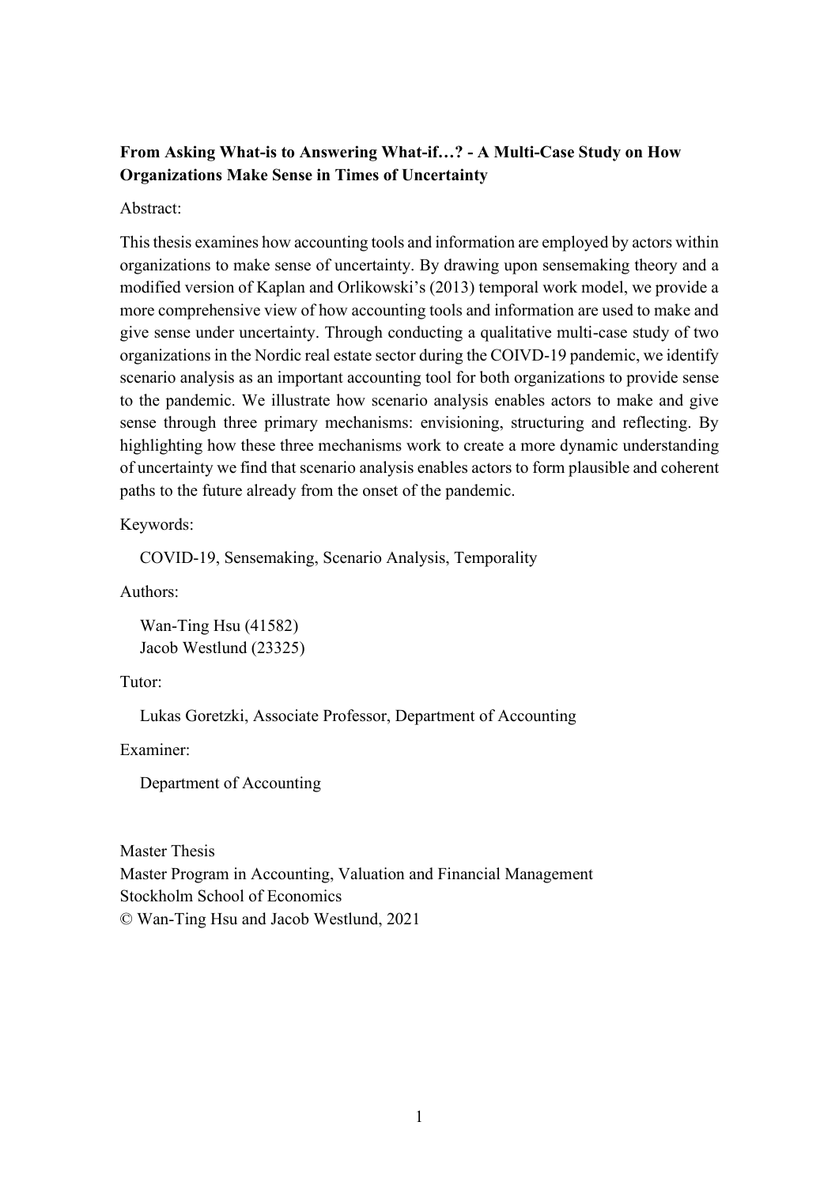**From Asking What-is to Answering What-if…? - A Multi-Case Study on How Organizations Make Sense in Times of Uncertainty**

Abstract:

This thesis examines how accounting tools and information are employed by actors within organizations to make sense of uncertainty. By drawing upon sensemaking theory and a modified version of Kaplan and Orlikowski's (2013) temporal work model, we provide a more comprehensive view of how accounting tools and information are used to make and give sense under uncertainty. Through conducting a qualitative multi-case study of two organizations in the Nordic real estate sector during the COIVD-19 pandemic, we identify scenario analysis as an important accounting tool for both organizations to provide sense to the pandemic. We illustrate how scenario analysis enables actors to make and give sense through three primary mechanisms: envisioning, structuring and reflecting. By highlighting how these three mechanisms work to create a more dynamic understanding of uncertainty we find that scenario analysis enables actors to form plausible and coherent paths to the future already from the onset of the pandemic.

Keywords:

COVID-19, Sensemaking, Scenario Analysis, Temporality

Authors:

Wan-Ting Hsu (41582)
Jacob Westlund (23325)

Tutor:

Lukas Goretzki, Associate Professor, Department of Accounting

Examiner:

Department of Accounting

Master Thesis
Master Program in Accounting, Valuation and Financial Management
Stockholm School of Economics
© Wan-Ting Hsu and Jacob Westlund, 2021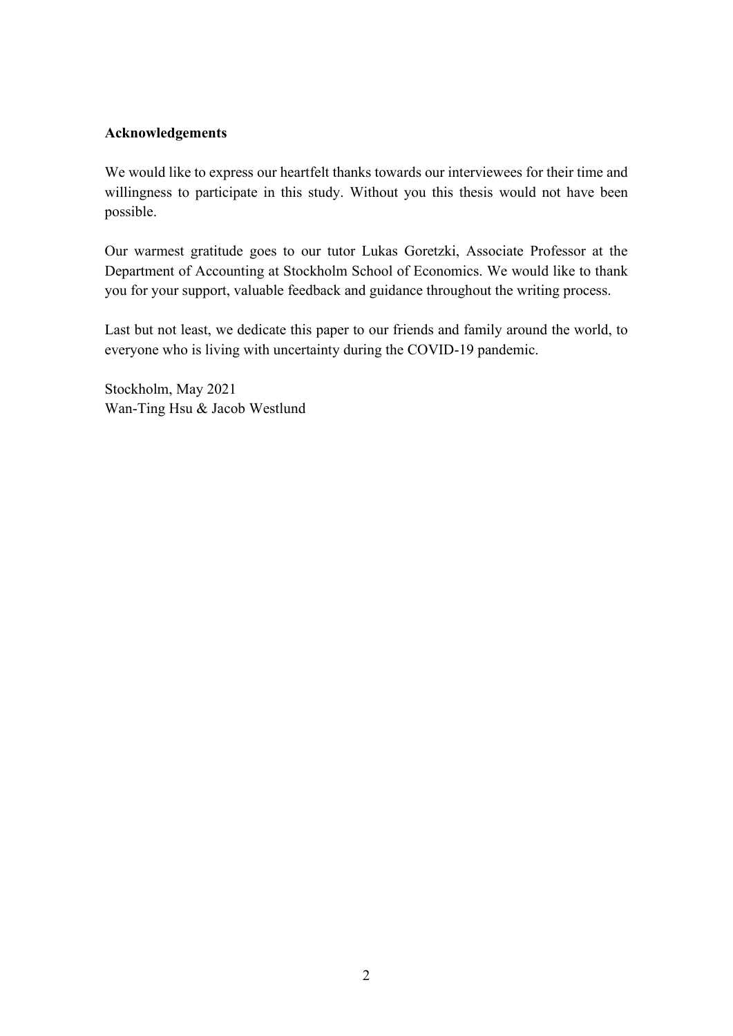**Acknowledgements**

We would like to express our heartfelt thanks towards our interviewees for their time and willingness to participate in this study. Without you this thesis would not have been possible.

Our warmest gratitude goes to our tutor Lukas Goretzki, Associate Professor at the Department of Accounting at Stockholm School of Economics. We would like to thank you for your support, valuable feedback and guidance throughout the writing process.

Last but not least, we dedicate this paper to our friends and family around the world, to everyone who is living with uncertainty during the COVID-19 pandemic.

Stockholm, May 2021
Wan-Ting Hsu & Jacob Westlund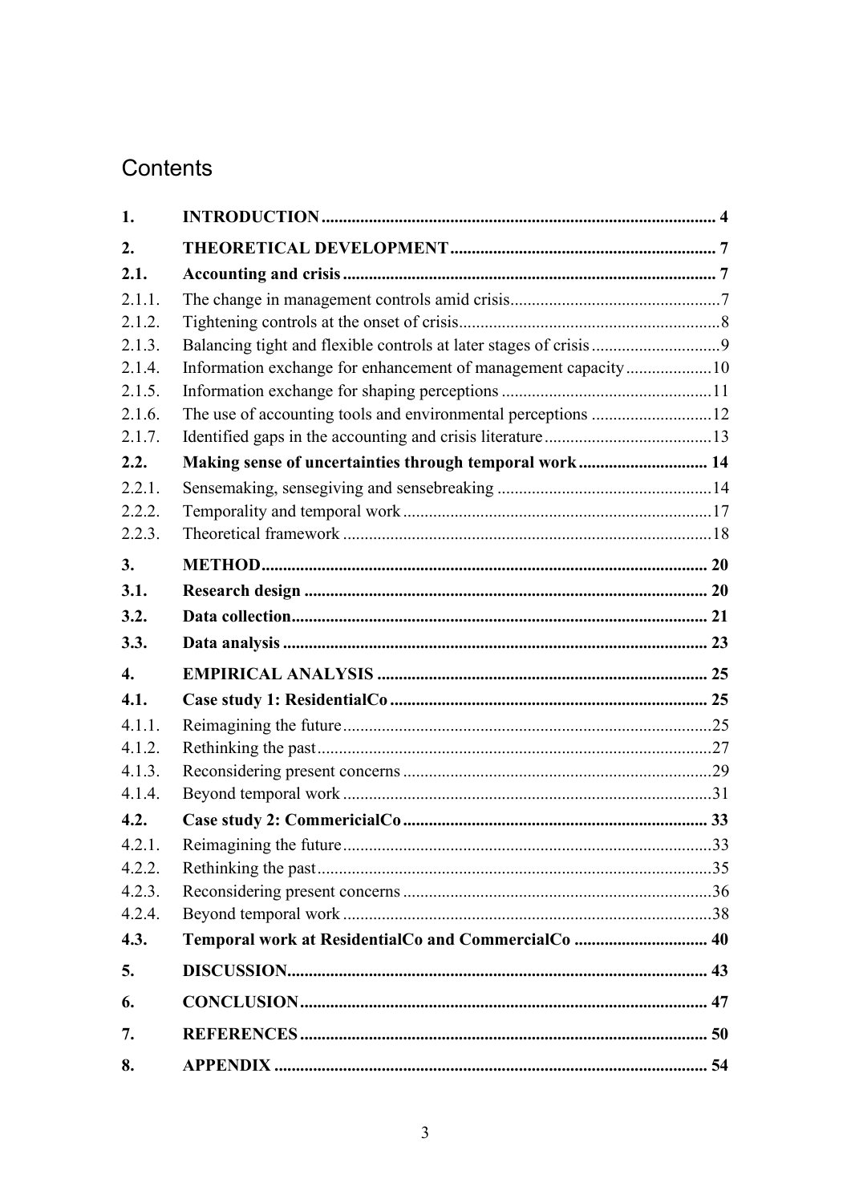# Contents

| | | |
|---|---|---|
| **1.** | **INTRODUCTION** | **4** |
| **2.** | **THEORETICAL DEVELOPMENT** | **7** |
| **2.1.** | **Accounting and crisis** | **7** |
| 2.1.1. | The change in management controls amid crisis | 7 |
| 2.1.2. | Tightening controls at the onset of crisis | 8 |
| 2.1.3. | Balancing tight and flexible controls at later stages of crisis | 9 |
| 2.1.4. | Information exchange for enhancement of management capacity | 10 |
| 2.1.5. | Information exchange for shaping perceptions | 11 |
| 2.1.6. | The use of accounting tools and environmental perceptions | 12 |
| 2.1.7. | Identified gaps in the accounting and crisis literature | 13 |
| **2.2.** | **Making sense of uncertainties through temporal work** | **14** |
| 2.2.1. | Sensemaking, sensegiving and sensebreaking | 14 |
| 2.2.2. | Temporality and temporal work | 17 |
| 2.2.3. | Theoretical framework | 18 |
| **3.** | **METHOD** | **20** |
| **3.1.** | **Research design** | **20** |
| **3.2.** | **Data collection** | **21** |
| **3.3.** | **Data analysis** | **23** |
| **4.** | **EMPIRICAL ANALYSIS** | **25** |
| **4.1.** | **Case study 1: ResidentialCo** | **25** |
| 4.1.1. | Reimagining the future | 25 |
| 4.1.2. | Rethinking the past | 27 |
| 4.1.3. | Reconsidering present concerns | 29 |
| 4.1.4. | Beyond temporal work | 31 |
| **4.2.** | **Case study 2: CommericialCo** | **33** |
| 4.2.1. | Reimagining the future | 33 |
| 4.2.2. | Rethinking the past | 35 |
| 4.2.3. | Reconsidering present concerns | 36 |
| 4.2.4. | Beyond temporal work | 38 |
| **4.3.** | **Temporal work at ResidentialCo and CommercialCo** | **40** |
| **5.** | **DISCUSSION** | **43** |
| **6.** | **CONCLUSION** | **47** |
| **7.** | **REFERENCES** | **50** |
| **8.** | **APPENDIX** | **54** |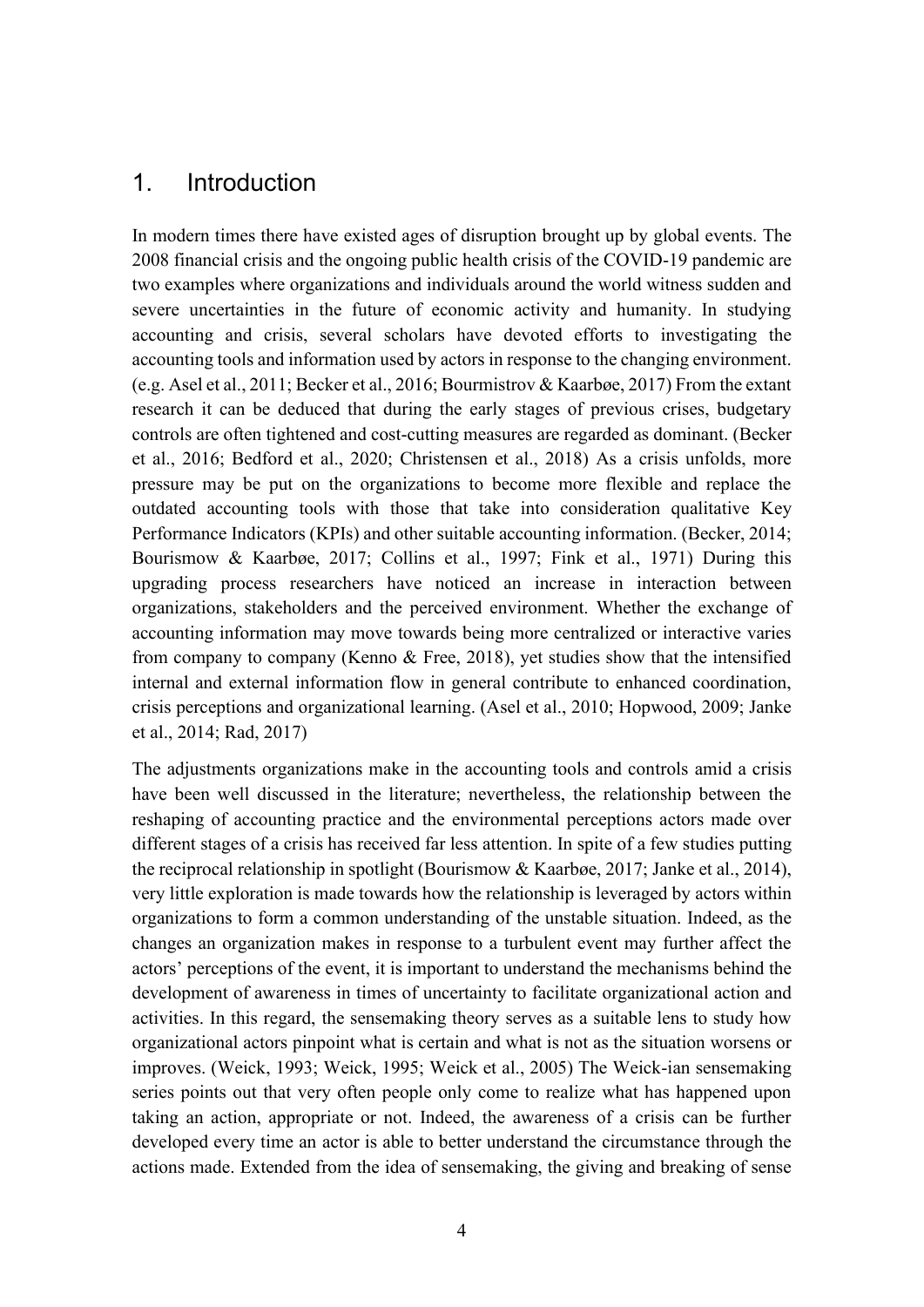# 1. Introduction

In modern times there have existed ages of disruption brought up by global events. The 2008 financial crisis and the ongoing public health crisis of the COVID-19 pandemic are two examples where organizations and individuals around the world witness sudden and severe uncertainties in the future of economic activity and humanity. In studying accounting and crisis, several scholars have devoted efforts to investigating the accounting tools and information used by actors in response to the changing environment. (e.g. Asel et al., 2011; Becker et al., 2016; Bourmistrov & Kaarbøe, 2017) From the extant research it can be deduced that during the early stages of previous crises, budgetary controls are often tightened and cost-cutting measures are regarded as dominant. (Becker et al., 2016; Bedford et al., 2020; Christensen et al., 2018) As a crisis unfolds, more pressure may be put on the organizations to become more flexible and replace the outdated accounting tools with those that take into consideration qualitative Key Performance Indicators (KPIs) and other suitable accounting information. (Becker, 2014; Bourismow & Kaarbøe, 2017; Collins et al., 1997; Fink et al., 1971) During this upgrading process researchers have noticed an increase in interaction between organizations, stakeholders and the perceived environment. Whether the exchange of accounting information may move towards being more centralized or interactive varies from company to company (Kenno & Free, 2018), yet studies show that the intensified internal and external information flow in general contribute to enhanced coordination, crisis perceptions and organizational learning. (Asel et al., 2010; Hopwood, 2009; Janke et al., 2014; Rad, 2017)

The adjustments organizations make in the accounting tools and controls amid a crisis have been well discussed in the literature; nevertheless, the relationship between the reshaping of accounting practice and the environmental perceptions actors made over different stages of a crisis has received far less attention. In spite of a few studies putting the reciprocal relationship in spotlight (Bourismow & Kaarbøe, 2017; Janke et al., 2014), very little exploration is made towards how the relationship is leveraged by actors within organizations to form a common understanding of the unstable situation. Indeed, as the changes an organization makes in response to a turbulent event may further affect the actors' perceptions of the event, it is important to understand the mechanisms behind the development of awareness in times of uncertainty to facilitate organizational action and activities. In this regard, the sensemaking theory serves as a suitable lens to study how organizational actors pinpoint what is certain and what is not as the situation worsens or improves. (Weick, 1993; Weick, 1995; Weick et al., 2005) The Weick-ian sensemaking series points out that very often people only come to realize what has happened upon taking an action, appropriate or not. Indeed, the awareness of a crisis can be further developed every time an actor is able to better understand the circumstance through the actions made. Extended from the idea of sensemaking, the giving and breaking of sense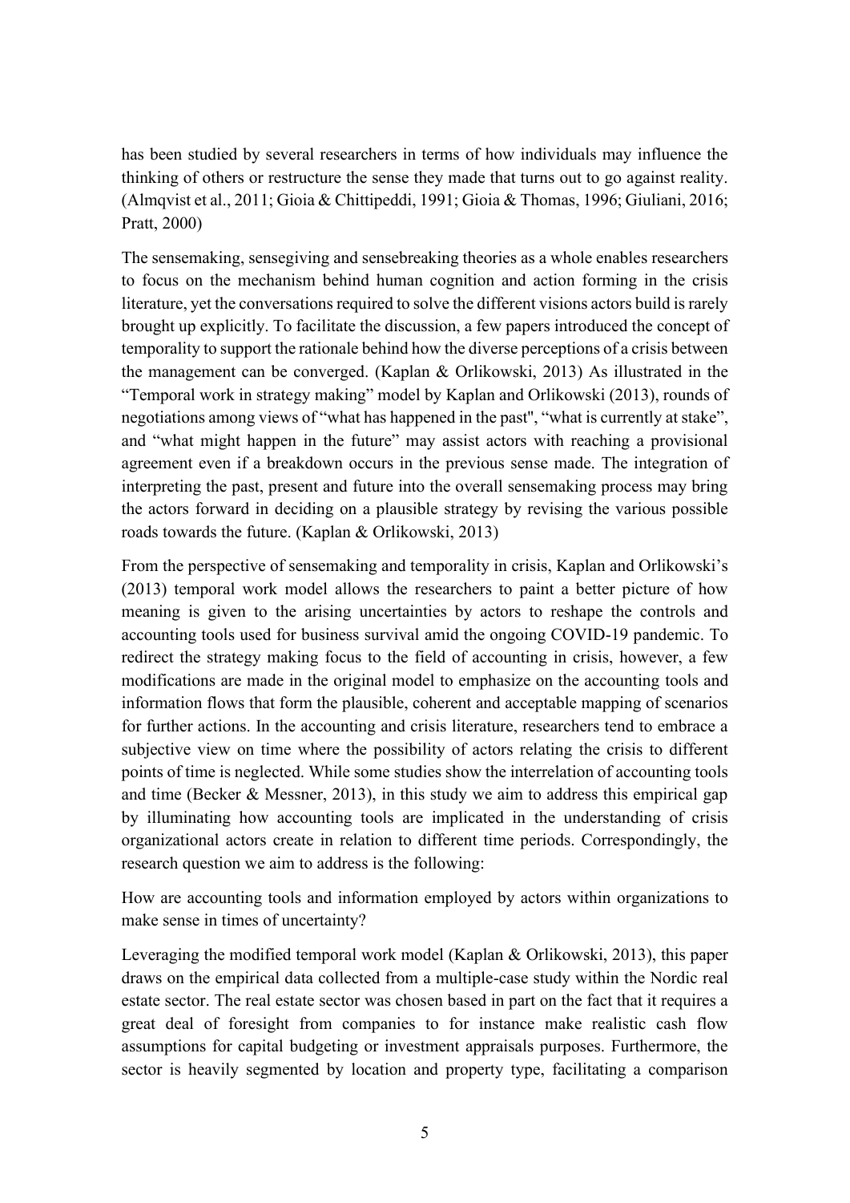has been studied by several researchers in terms of how individuals may influence the thinking of others or restructure the sense they made that turns out to go against reality. (Almqvist et al., 2011; Gioia & Chittipeddi, 1991; Gioia & Thomas, 1996; Giuliani, 2016; Pratt, 2000)

The sensemaking, sensegiving and sensebreaking theories as a whole enables researchers to focus on the mechanism behind human cognition and action forming in the crisis literature, yet the conversations required to solve the different visions actors build is rarely brought up explicitly. To facilitate the discussion, a few papers introduced the concept of temporality to support the rationale behind how the diverse perceptions of a crisis between the management can be converged. (Kaplan & Orlikowski, 2013) As illustrated in the "Temporal work in strategy making" model by Kaplan and Orlikowski (2013), rounds of negotiations among views of "what has happened in the past", "what is currently at stake", and "what might happen in the future" may assist actors with reaching a provisional agreement even if a breakdown occurs in the previous sense made. The integration of interpreting the past, present and future into the overall sensemaking process may bring the actors forward in deciding on a plausible strategy by revising the various possible roads towards the future. (Kaplan & Orlikowski, 2013)

From the perspective of sensemaking and temporality in crisis, Kaplan and Orlikowski's (2013) temporal work model allows the researchers to paint a better picture of how meaning is given to the arising uncertainties by actors to reshape the controls and accounting tools used for business survival amid the ongoing COVID-19 pandemic. To redirect the strategy making focus to the field of accounting in crisis, however, a few modifications are made in the original model to emphasize on the accounting tools and information flows that form the plausible, coherent and acceptable mapping of scenarios for further actions. In the accounting and crisis literature, researchers tend to embrace a subjective view on time where the possibility of actors relating the crisis to different points of time is neglected. While some studies show the interrelation of accounting tools and time (Becker & Messner, 2013), in this study we aim to address this empirical gap by illuminating how accounting tools are implicated in the understanding of crisis organizational actors create in relation to different time periods. Correspondingly, the research question we aim to address is the following:

How are accounting tools and information employed by actors within organizations to make sense in times of uncertainty?

Leveraging the modified temporal work model (Kaplan & Orlikowski, 2013), this paper draws on the empirical data collected from a multiple-case study within the Nordic real estate sector. The real estate sector was chosen based in part on the fact that it requires a great deal of foresight from companies to for instance make realistic cash flow assumptions for capital budgeting or investment appraisals purposes. Furthermore, the sector is heavily segmented by location and property type, facilitating a comparison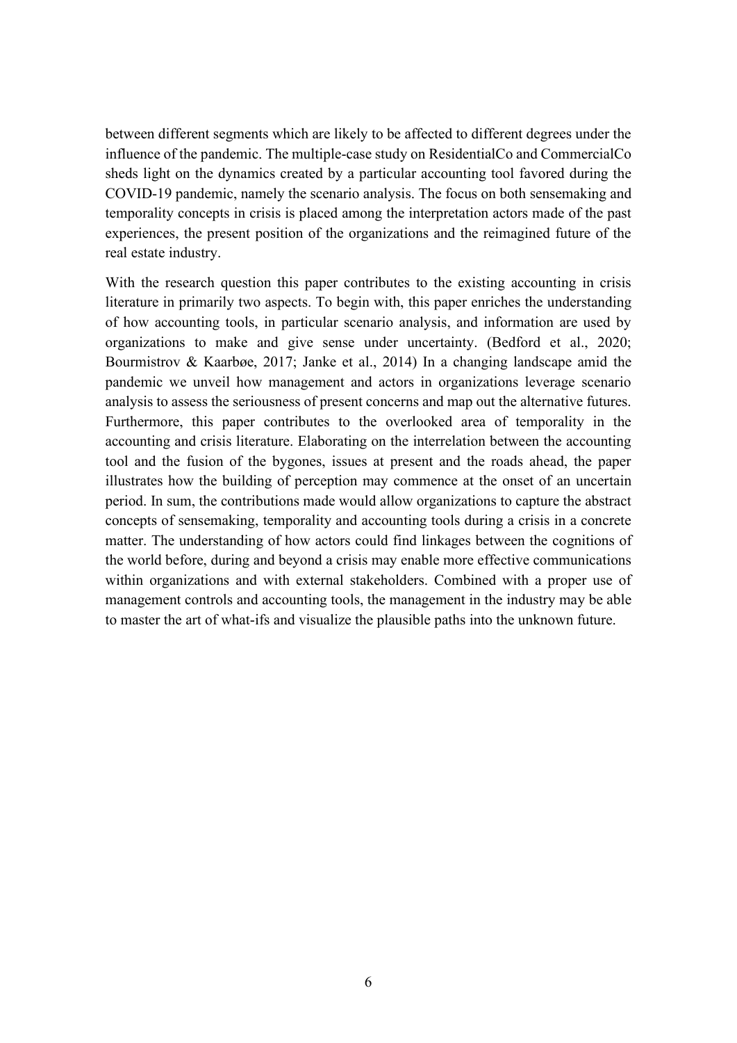between different segments which are likely to be affected to different degrees under the influence of the pandemic. The multiple-case study on ResidentialCo and CommercialCo sheds light on the dynamics created by a particular accounting tool favored during the COVID-19 pandemic, namely the scenario analysis. The focus on both sensemaking and temporality concepts in crisis is placed among the interpretation actors made of the past experiences, the present position of the organizations and the reimagined future of the real estate industry.

With the research question this paper contributes to the existing accounting in crisis literature in primarily two aspects. To begin with, this paper enriches the understanding of how accounting tools, in particular scenario analysis, and information are used by organizations to make and give sense under uncertainty. (Bedford et al., 2020; Bourmistrov & Kaarbøe, 2017; Janke et al., 2014) In a changing landscape amid the pandemic we unveil how management and actors in organizations leverage scenario analysis to assess the seriousness of present concerns and map out the alternative futures. Furthermore, this paper contributes to the overlooked area of temporality in the accounting and crisis literature. Elaborating on the interrelation between the accounting tool and the fusion of the bygones, issues at present and the roads ahead, the paper illustrates how the building of perception may commence at the onset of an uncertain period. In sum, the contributions made would allow organizations to capture the abstract concepts of sensemaking, temporality and accounting tools during a crisis in a concrete matter. The understanding of how actors could find linkages between the cognitions of the world before, during and beyond a crisis may enable more effective communications within organizations and with external stakeholders. Combined with a proper use of management controls and accounting tools, the management in the industry may be able to master the art of what-ifs and visualize the plausible paths into the unknown future.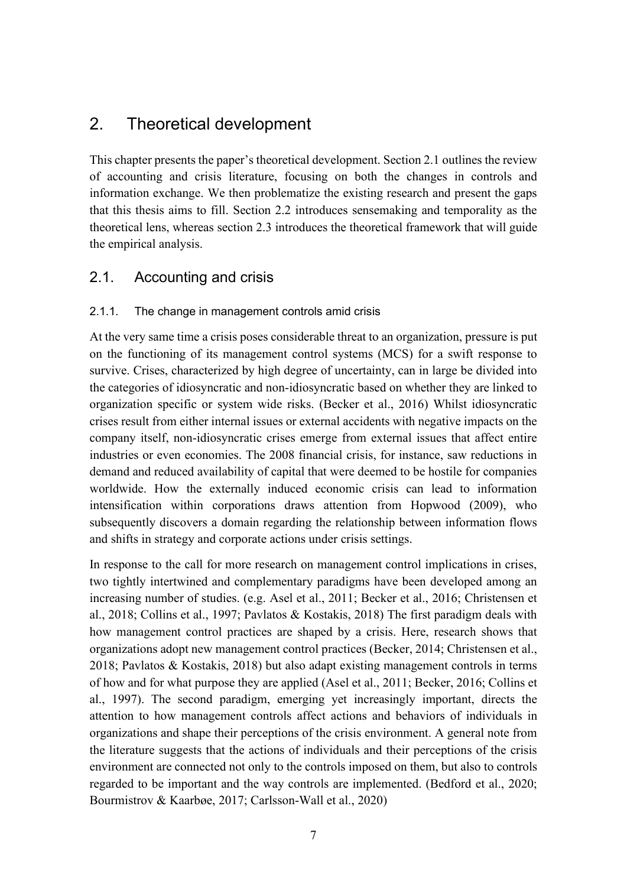# 2. Theoretical development

This chapter presents the paper's theoretical development. Section 2.1 outlines the review of accounting and crisis literature, focusing on both the changes in controls and information exchange. We then problematize the existing research and present the gaps that this thesis aims to fill. Section 2.2 introduces sensemaking and temporality as the theoretical lens, whereas section 2.3 introduces the theoretical framework that will guide the empirical analysis.

## 2.1. Accounting and crisis

### 2.1.1. The change in management controls amid crisis

At the very same time a crisis poses considerable threat to an organization, pressure is put on the functioning of its management control systems (MCS) for a swift response to survive. Crises, characterized by high degree of uncertainty, can in large be divided into the categories of idiosyncratic and non-idiosyncratic based on whether they are linked to organization specific or system wide risks. (Becker et al., 2016) Whilst idiosyncratic crises result from either internal issues or external accidents with negative impacts on the company itself, non-idiosyncratic crises emerge from external issues that affect entire industries or even economies. The 2008 financial crisis, for instance, saw reductions in demand and reduced availability of capital that were deemed to be hostile for companies worldwide. How the externally induced economic crisis can lead to information intensification within corporations draws attention from Hopwood (2009), who subsequently discovers a domain regarding the relationship between information flows and shifts in strategy and corporate actions under crisis settings.

In response to the call for more research on management control implications in crises, two tightly intertwined and complementary paradigms have been developed among an increasing number of studies. (e.g. Asel et al., 2011; Becker et al., 2016; Christensen et al., 2018; Collins et al., 1997; Pavlatos & Kostakis, 2018) The first paradigm deals with how management control practices are shaped by a crisis. Here, research shows that organizations adopt new management control practices (Becker, 2014; Christensen et al., 2018; Pavlatos & Kostakis, 2018) but also adapt existing management controls in terms of how and for what purpose they are applied (Asel et al., 2011; Becker, 2016; Collins et al., 1997). The second paradigm, emerging yet increasingly important, directs the attention to how management controls affect actions and behaviors of individuals in organizations and shape their perceptions of the crisis environment. A general note from the literature suggests that the actions of individuals and their perceptions of the crisis environment are connected not only to the controls imposed on them, but also to controls regarded to be important and the way controls are implemented. (Bedford et al., 2020; Bourmistrov & Kaarbøe, 2017; Carlsson-Wall et al., 2020)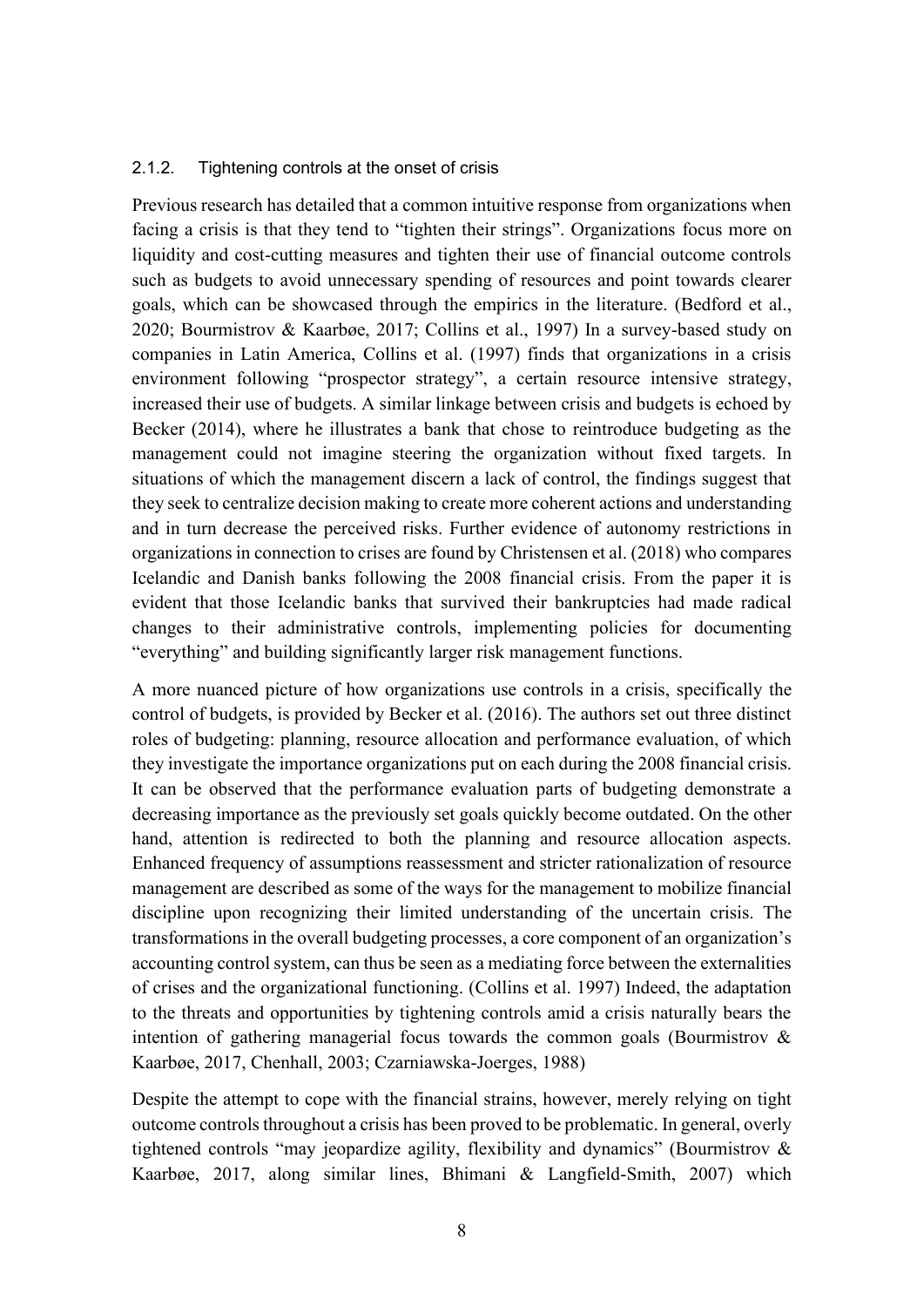### 2.1.2. Tightening controls at the onset of crisis

Previous research has detailed that a common intuitive response from organizations when facing a crisis is that they tend to "tighten their strings". Organizations focus more on liquidity and cost-cutting measures and tighten their use of financial outcome controls such as budgets to avoid unnecessary spending of resources and point towards clearer goals, which can be showcased through the empirics in the literature. (Bedford et al., 2020; Bourmistrov & Kaarbøe, 2017; Collins et al., 1997) In a survey-based study on companies in Latin America, Collins et al. (1997) finds that organizations in a crisis environment following "prospector strategy", a certain resource intensive strategy, increased their use of budgets. A similar linkage between crisis and budgets is echoed by Becker (2014), where he illustrates a bank that chose to reintroduce budgeting as the management could not imagine steering the organization without fixed targets. In situations of which the management discern a lack of control, the findings suggest that they seek to centralize decision making to create more coherent actions and understanding and in turn decrease the perceived risks. Further evidence of autonomy restrictions in organizations in connection to crises are found by Christensen et al. (2018) who compares Icelandic and Danish banks following the 2008 financial crisis. From the paper it is evident that those Icelandic banks that survived their bankruptcies had made radical changes to their administrative controls, implementing policies for documenting "everything" and building significantly larger risk management functions.

A more nuanced picture of how organizations use controls in a crisis, specifically the control of budgets, is provided by Becker et al. (2016). The authors set out three distinct roles of budgeting: planning, resource allocation and performance evaluation, of which they investigate the importance organizations put on each during the 2008 financial crisis. It can be observed that the performance evaluation parts of budgeting demonstrate a decreasing importance as the previously set goals quickly become outdated. On the other hand, attention is redirected to both the planning and resource allocation aspects. Enhanced frequency of assumptions reassessment and stricter rationalization of resource management are described as some of the ways for the management to mobilize financial discipline upon recognizing their limited understanding of the uncertain crisis. The transformations in the overall budgeting processes, a core component of an organization's accounting control system, can thus be seen as a mediating force between the externalities of crises and the organizational functioning. (Collins et al. 1997) Indeed, the adaptation to the threats and opportunities by tightening controls amid a crisis naturally bears the intention of gathering managerial focus towards the common goals (Bourmistrov & Kaarbøe, 2017, Chenhall, 2003; Czarniawska-Joerges, 1988)

Despite the attempt to cope with the financial strains, however, merely relying on tight outcome controls throughout a crisis has been proved to be problematic. In general, overly tightened controls "may jeopardize agility, flexibility and dynamics" (Bourmistrov & Kaarbøe, 2017, along similar lines, Bhimani & Langfield-Smith, 2007) which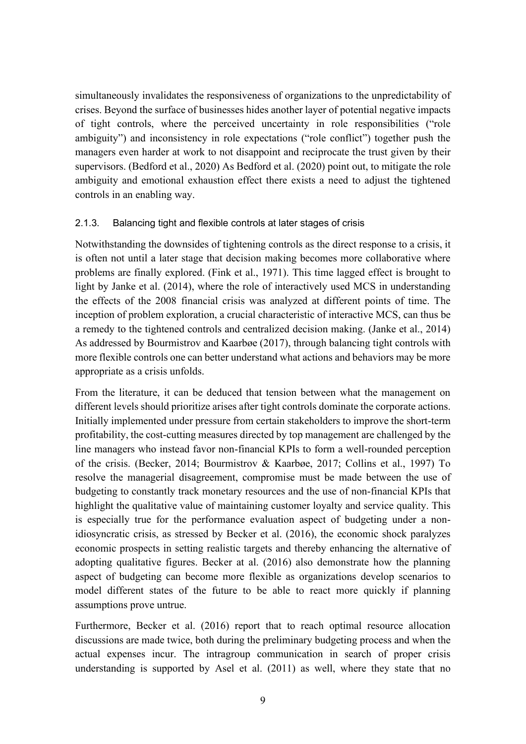simultaneously invalidates the responsiveness of organizations to the unpredictability of crises. Beyond the surface of businesses hides another layer of potential negative impacts of tight controls, where the perceived uncertainty in role responsibilities ("role ambiguity") and inconsistency in role expectations ("role conflict") together push the managers even harder at work to not disappoint and reciprocate the trust given by their supervisors. (Bedford et al., 2020) As Bedford et al. (2020) point out, to mitigate the role ambiguity and emotional exhaustion effect there exists a need to adjust the tightened controls in an enabling way.

### 2.1.3. Balancing tight and flexible controls at later stages of crisis

Notwithstanding the downsides of tightening controls as the direct response to a crisis, it is often not until a later stage that decision making becomes more collaborative where problems are finally explored. (Fink et al., 1971). This time lagged effect is brought to light by Janke et al. (2014), where the role of interactively used MCS in understanding the effects of the 2008 financial crisis was analyzed at different points of time. The inception of problem exploration, a crucial characteristic of interactive MCS, can thus be a remedy to the tightened controls and centralized decision making. (Janke et al., 2014) As addressed by Bourmistrov and Kaarbøe (2017), through balancing tight controls with more flexible controls one can better understand what actions and behaviors may be more appropriate as a crisis unfolds.

From the literature, it can be deduced that tension between what the management on different levels should prioritize arises after tight controls dominate the corporate actions. Initially implemented under pressure from certain stakeholders to improve the short-term profitability, the cost-cutting measures directed by top management are challenged by the line managers who instead favor non-financial KPIs to form a well-rounded perception of the crisis. (Becker, 2014; Bourmistrov & Kaarbøe, 2017; Collins et al., 1997) To resolve the managerial disagreement, compromise must be made between the use of budgeting to constantly track monetary resources and the use of non-financial KPIs that highlight the qualitative value of maintaining customer loyalty and service quality. This is especially true for the performance evaluation aspect of budgeting under a non-idiosyncratic crisis, as stressed by Becker et al. (2016), the economic shock paralyzes economic prospects in setting realistic targets and thereby enhancing the alternative of adopting qualitative figures. Becker at al. (2016) also demonstrate how the planning aspect of budgeting can become more flexible as organizations develop scenarios to model different states of the future to be able to react more quickly if planning assumptions prove untrue.

Furthermore, Becker et al. (2016) report that to reach optimal resource allocation discussions are made twice, both during the preliminary budgeting process and when the actual expenses incur. The intragroup communication in search of proper crisis understanding is supported by Asel et al. (2011) as well, where they state that no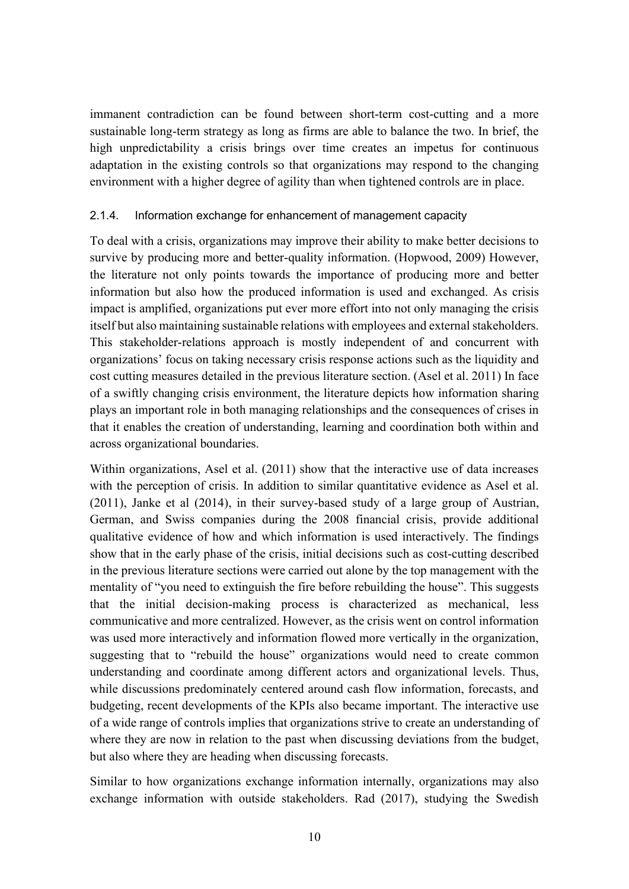immanent contradiction can be found between short-term cost-cutting and a more sustainable long-term strategy as long as firms are able to balance the two. In brief, the high unpredictability a crisis brings over time creates an impetus for continuous adaptation in the existing controls so that organizations may respond to the changing environment with a higher degree of agility than when tightened controls are in place.

### 2.1.4. Information exchange for enhancement of management capacity

To deal with a crisis, organizations may improve their ability to make better decisions to survive by producing more and better-quality information. (Hopwood, 2009) However, the literature not only points towards the importance of producing more and better information but also how the produced information is used and exchanged. As crisis impact is amplified, organizations put ever more effort into not only managing the crisis itself but also maintaining sustainable relations with employees and external stakeholders. This stakeholder-relations approach is mostly independent of and concurrent with organizations' focus on taking necessary crisis response actions such as the liquidity and cost cutting measures detailed in the previous literature section. (Asel et al. 2011) In face of a swiftly changing crisis environment, the literature depicts how information sharing plays an important role in both managing relationships and the consequences of crises in that it enables the creation of understanding, learning and coordination both within and across organizational boundaries.

Within organizations, Asel et al. (2011) show that the interactive use of data increases with the perception of crisis. In addition to similar quantitative evidence as Asel et al. (2011), Janke et al (2014), in their survey-based study of a large group of Austrian, German, and Swiss companies during the 2008 financial crisis, provide additional qualitative evidence of how and which information is used interactively. The findings show that in the early phase of the crisis, initial decisions such as cost-cutting described in the previous literature sections were carried out alone by the top management with the mentality of "you need to extinguish the fire before rebuilding the house". This suggests that the initial decision-making process is characterized as mechanical, less communicative and more centralized. However, as the crisis went on control information was used more interactively and information flowed more vertically in the organization, suggesting that to "rebuild the house" organizations would need to create common understanding and coordinate among different actors and organizational levels. Thus, while discussions predominately centered around cash flow information, forecasts, and budgeting, recent developments of the KPIs also became important. The interactive use of a wide range of controls implies that organizations strive to create an understanding of where they are now in relation to the past when discussing deviations from the budget, but also where they are heading when discussing forecasts.

Similar to how organizations exchange information internally, organizations may also exchange information with outside stakeholders. Rad (2017), studying the Swedish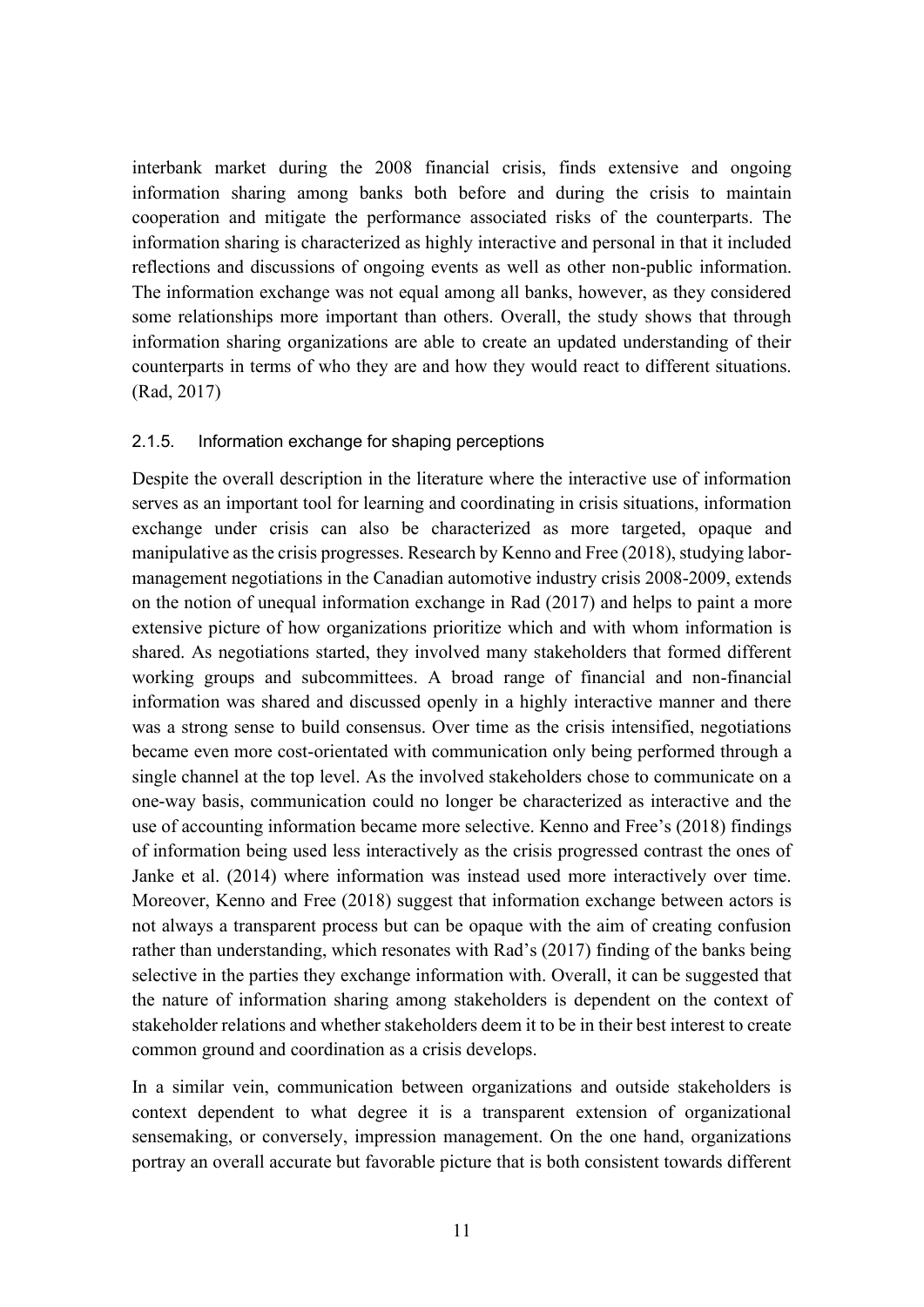interbank market during the 2008 financial crisis, finds extensive and ongoing information sharing among banks both before and during the crisis to maintain cooperation and mitigate the performance associated risks of the counterparts. The information sharing is characterized as highly interactive and personal in that it included reflections and discussions of ongoing events as well as other non-public information. The information exchange was not equal among all banks, however, as they considered some relationships more important than others. Overall, the study shows that through information sharing organizations are able to create an updated understanding of their counterparts in terms of who they are and how they would react to different situations. (Rad, 2017)

### 2.1.5. Information exchange for shaping perceptions

Despite the overall description in the literature where the interactive use of information serves as an important tool for learning and coordinating in crisis situations, information exchange under crisis can also be characterized as more targeted, opaque and manipulative as the crisis progresses. Research by Kenno and Free (2018), studying labor-management negotiations in the Canadian automotive industry crisis 2008-2009, extends on the notion of unequal information exchange in Rad (2017) and helps to paint a more extensive picture of how organizations prioritize which and with whom information is shared. As negotiations started, they involved many stakeholders that formed different working groups and subcommittees. A broad range of financial and non-financial information was shared and discussed openly in a highly interactive manner and there was a strong sense to build consensus. Over time as the crisis intensified, negotiations became even more cost-orientated with communication only being performed through a single channel at the top level. As the involved stakeholders chose to communicate on a one-way basis, communication could no longer be characterized as interactive and the use of accounting information became more selective. Kenno and Free's (2018) findings of information being used less interactively as the crisis progressed contrast the ones of Janke et al. (2014) where information was instead used more interactively over time. Moreover, Kenno and Free (2018) suggest that information exchange between actors is not always a transparent process but can be opaque with the aim of creating confusion rather than understanding, which resonates with Rad's (2017) finding of the banks being selective in the parties they exchange information with. Overall, it can be suggested that the nature of information sharing among stakeholders is dependent on the context of stakeholder relations and whether stakeholders deem it to be in their best interest to create common ground and coordination as a crisis develops.

In a similar vein, communication between organizations and outside stakeholders is context dependent to what degree it is a transparent extension of organizational sensemaking, or conversely, impression management. On the one hand, organizations portray an overall accurate but favorable picture that is both consistent towards different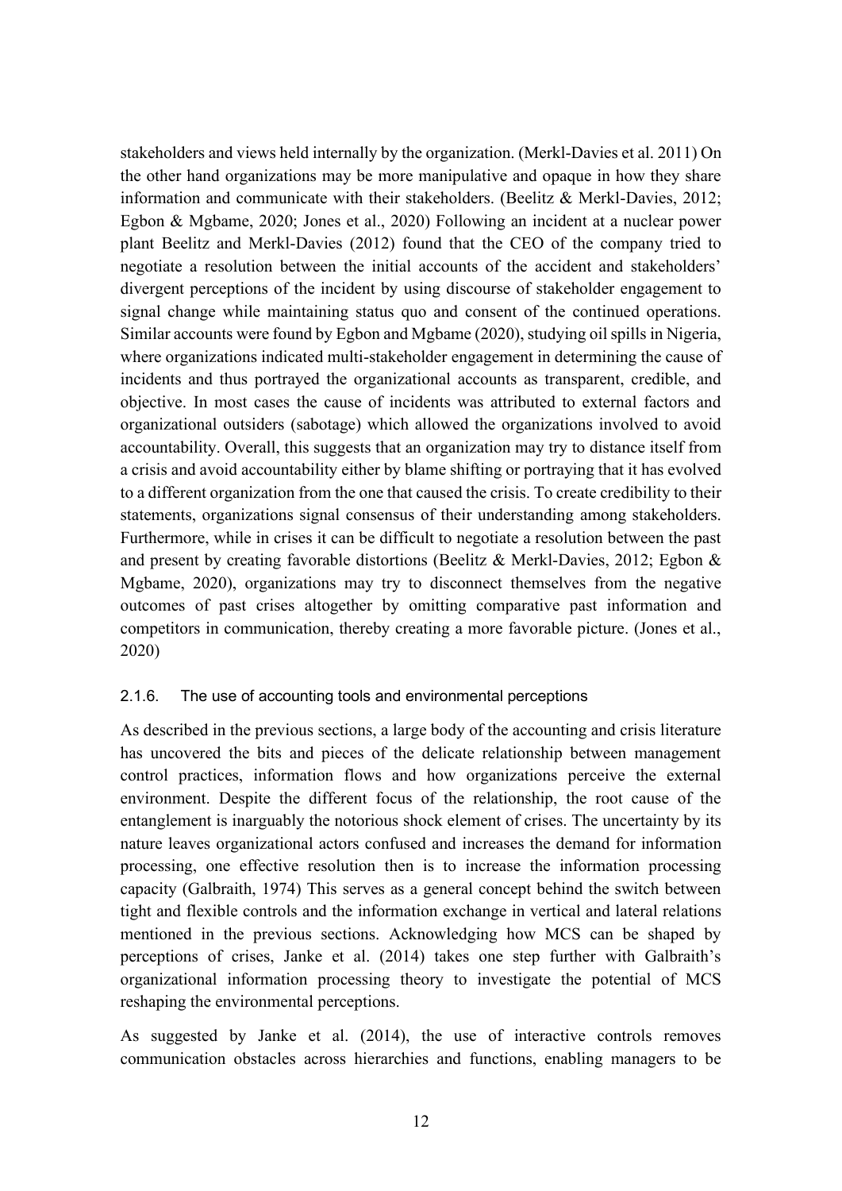stakeholders and views held internally by the organization. (Merkl-Davies et al. 2011) On the other hand organizations may be more manipulative and opaque in how they share information and communicate with their stakeholders. (Beelitz & Merkl-Davies, 2012; Egbon & Mgbame, 2020; Jones et al., 2020) Following an incident at a nuclear power plant Beelitz and Merkl-Davies (2012) found that the CEO of the company tried to negotiate a resolution between the initial accounts of the accident and stakeholders' divergent perceptions of the incident by using discourse of stakeholder engagement to signal change while maintaining status quo and consent of the continued operations. Similar accounts were found by Egbon and Mgbame (2020), studying oil spills in Nigeria, where organizations indicated multi-stakeholder engagement in determining the cause of incidents and thus portrayed the organizational accounts as transparent, credible, and objective. In most cases the cause of incidents was attributed to external factors and organizational outsiders (sabotage) which allowed the organizations involved to avoid accountability. Overall, this suggests that an organization may try to distance itself from a crisis and avoid accountability either by blame shifting or portraying that it has evolved to a different organization from the one that caused the crisis. To create credibility to their statements, organizations signal consensus of their understanding among stakeholders. Furthermore, while in crises it can be difficult to negotiate a resolution between the past and present by creating favorable distortions (Beelitz & Merkl-Davies, 2012; Egbon & Mgbame, 2020), organizations may try to disconnect themselves from the negative outcomes of past crises altogether by omitting comparative past information and competitors in communication, thereby creating a more favorable picture. (Jones et al., 2020)

### 2.1.6. The use of accounting tools and environmental perceptions

As described in the previous sections, a large body of the accounting and crisis literature has uncovered the bits and pieces of the delicate relationship between management control practices, information flows and how organizations perceive the external environment. Despite the different focus of the relationship, the root cause of the entanglement is inarguably the notorious shock element of crises. The uncertainty by its nature leaves organizational actors confused and increases the demand for information processing, one effective resolution then is to increase the information processing capacity (Galbraith, 1974) This serves as a general concept behind the switch between tight and flexible controls and the information exchange in vertical and lateral relations mentioned in the previous sections. Acknowledging how MCS can be shaped by perceptions of crises, Janke et al. (2014) takes one step further with Galbraith's organizational information processing theory to investigate the potential of MCS reshaping the environmental perceptions.

As suggested by Janke et al. (2014), the use of interactive controls removes communication obstacles across hierarchies and functions, enabling managers to be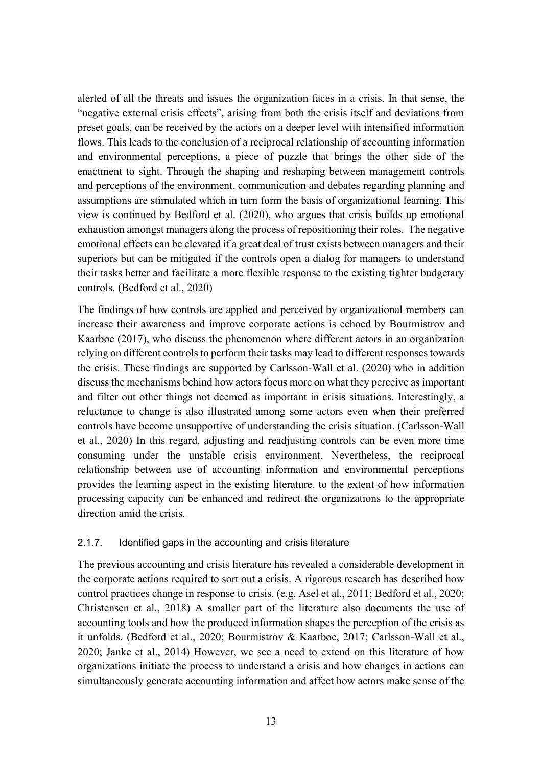alerted of all the threats and issues the organization faces in a crisis. In that sense, the "negative external crisis effects", arising from both the crisis itself and deviations from preset goals, can be received by the actors on a deeper level with intensified information flows. This leads to the conclusion of a reciprocal relationship of accounting information and environmental perceptions, a piece of puzzle that brings the other side of the enactment to sight. Through the shaping and reshaping between management controls and perceptions of the environment, communication and debates regarding planning and assumptions are stimulated which in turn form the basis of organizational learning. This view is continued by Bedford et al. (2020), who argues that crisis builds up emotional exhaustion amongst managers along the process of repositioning their roles. The negative emotional effects can be elevated if a great deal of trust exists between managers and their superiors but can be mitigated if the controls open a dialog for managers to understand their tasks better and facilitate a more flexible response to the existing tighter budgetary controls. (Bedford et al., 2020)

The findings of how controls are applied and perceived by organizational members can increase their awareness and improve corporate actions is echoed by Bourmistrov and Kaarbøe (2017), who discuss the phenomenon where different actors in an organization relying on different controls to perform their tasks may lead to different responses towards the crisis. These findings are supported by Carlsson-Wall et al. (2020) who in addition discuss the mechanisms behind how actors focus more on what they perceive as important and filter out other things not deemed as important in crisis situations. Interestingly, a reluctance to change is also illustrated among some actors even when their preferred controls have become unsupportive of understanding the crisis situation. (Carlsson-Wall et al., 2020) In this regard, adjusting and readjusting controls can be even more time consuming under the unstable crisis environment. Nevertheless, the reciprocal relationship between use of accounting information and environmental perceptions provides the learning aspect in the existing literature, to the extent of how information processing capacity can be enhanced and redirect the organizations to the appropriate direction amid the crisis.

### 2.1.7. Identified gaps in the accounting and crisis literature

The previous accounting and crisis literature has revealed a considerable development in the corporate actions required to sort out a crisis. A rigorous research has described how control practices change in response to crisis. (e.g. Asel et al., 2011; Bedford et al., 2020; Christensen et al., 2018) A smaller part of the literature also documents the use of accounting tools and how the produced information shapes the perception of the crisis as it unfolds. (Bedford et al., 2020; Bourmistrov & Kaarbøe, 2017; Carlsson-Wall et al., 2020; Janke et al., 2014) However, we see a need to extend on this literature of how organizations initiate the process to understand a crisis and how changes in actions can simultaneously generate accounting information and affect how actors make sense of the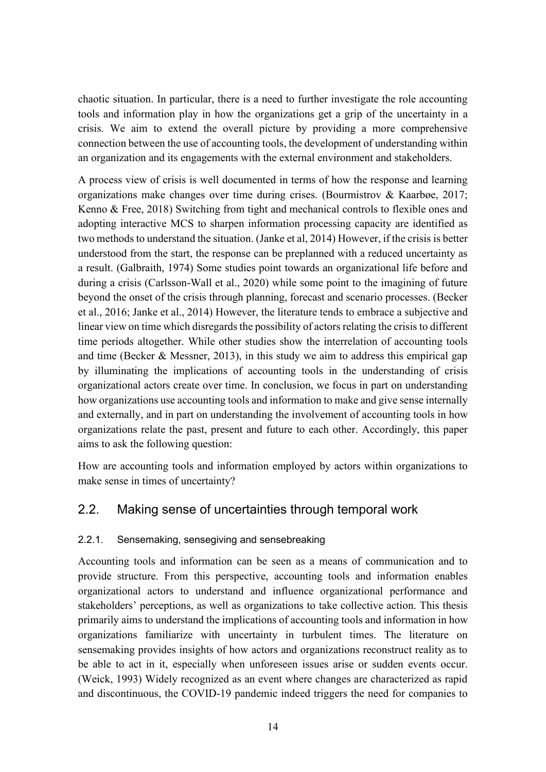chaotic situation. In particular, there is a need to further investigate the role accounting tools and information play in how the organizations get a grip of the uncertainty in a crisis. We aim to extend the overall picture by providing a more comprehensive connection between the use of accounting tools, the development of understanding within an organization and its engagements with the external environment and stakeholders.

A process view of crisis is well documented in terms of how the response and learning organizations make changes over time during crises. (Bourmistrov & Kaarbøe, 2017; Kenno & Free, 2018) Switching from tight and mechanical controls to flexible ones and adopting interactive MCS to sharpen information processing capacity are identified as two methods to understand the situation. (Janke et al, 2014) However, if the crisis is better understood from the start, the response can be preplanned with a reduced uncertainty as a result. (Galbraith, 1974) Some studies point towards an organizational life before and during a crisis (Carlsson-Wall et al., 2020) while some point to the imagining of future beyond the onset of the crisis through planning, forecast and scenario processes. (Becker et al., 2016; Janke et al., 2014) However, the literature tends to embrace a subjective and linear view on time which disregards the possibility of actors relating the crisis to different time periods altogether. While other studies show the interrelation of accounting tools and time (Becker & Messner, 2013), in this study we aim to address this empirical gap by illuminating the implications of accounting tools in the understanding of crisis organizational actors create over time. In conclusion, we focus in part on understanding how organizations use accounting tools and information to make and give sense internally and externally, and in part on understanding the involvement of accounting tools in how organizations relate the past, present and future to each other. Accordingly, this paper aims to ask the following question:

How are accounting tools and information employed by actors within organizations to make sense in times of uncertainty?

## 2.2. Making sense of uncertainties through temporal work

### 2.2.1. Sensemaking, sensegiving and sensebreaking

Accounting tools and information can be seen as a means of communication and to provide structure. From this perspective, accounting tools and information enables organizational actors to understand and influence organizational performance and stakeholders' perceptions, as well as organizations to take collective action. This thesis primarily aims to understand the implications of accounting tools and information in how organizations familiarize with uncertainty in turbulent times. The literature on sensemaking provides insights of how actors and organizations reconstruct reality as to be able to act in it, especially when unforeseen issues arise or sudden events occur. (Weick, 1993) Widely recognized as an event where changes are characterized as rapid and discontinuous, the COVID-19 pandemic indeed triggers the need for companies to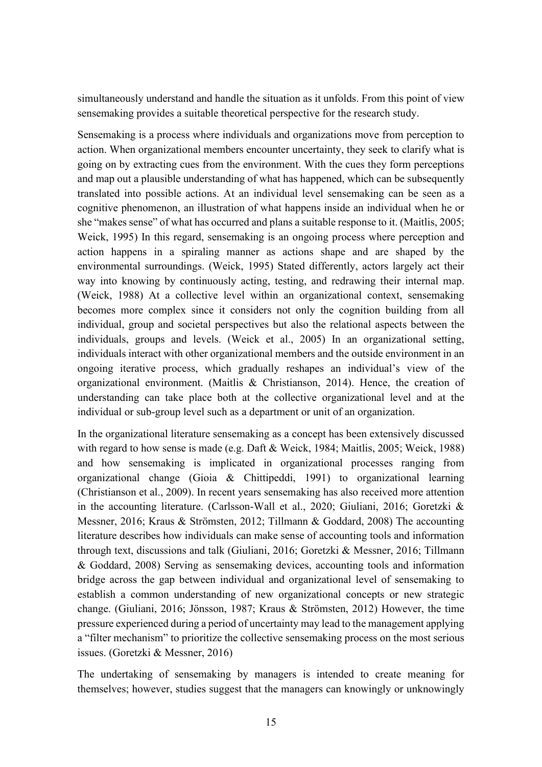simultaneously understand and handle the situation as it unfolds. From this point of view sensemaking provides a suitable theoretical perspective for the research study.

Sensemaking is a process where individuals and organizations move from perception to action. When organizational members encounter uncertainty, they seek to clarify what is going on by extracting cues from the environment. With the cues they form perceptions and map out a plausible understanding of what has happened, which can be subsequently translated into possible actions. At an individual level sensemaking can be seen as a cognitive phenomenon, an illustration of what happens inside an individual when he or she "makes sense" of what has occurred and plans a suitable response to it. (Maitlis, 2005; Weick, 1995) In this regard, sensemaking is an ongoing process where perception and action happens in a spiraling manner as actions shape and are shaped by the environmental surroundings. (Weick, 1995) Stated differently, actors largely act their way into knowing by continuously acting, testing, and redrawing their internal map. (Weick, 1988) At a collective level within an organizational context, sensemaking becomes more complex since it considers not only the cognition building from all individual, group and societal perspectives but also the relational aspects between the individuals, groups and levels. (Weick et al., 2005) In an organizational setting, individuals interact with other organizational members and the outside environment in an ongoing iterative process, which gradually reshapes an individual's view of the organizational environment. (Maitlis & Christianson, 2014). Hence, the creation of understanding can take place both at the collective organizational level and at the individual or sub-group level such as a department or unit of an organization.

In the organizational literature sensemaking as a concept has been extensively discussed with regard to how sense is made (e.g. Daft & Weick, 1984; Maitlis, 2005; Weick, 1988) and how sensemaking is implicated in organizational processes ranging from organizational change (Gioia & Chittipeddi, 1991) to organizational learning (Christianson et al., 2009). In recent years sensemaking has also received more attention in the accounting literature. (Carlsson-Wall et al., 2020; Giuliani, 2016; Goretzki & Messner, 2016; Kraus & Strömsten, 2012; Tillmann & Goddard, 2008) The accounting literature describes how individuals can make sense of accounting tools and information through text, discussions and talk (Giuliani, 2016; Goretzki & Messner, 2016; Tillmann & Goddard, 2008) Serving as sensemaking devices, accounting tools and information bridge across the gap between individual and organizational level of sensemaking to establish a common understanding of new organizational concepts or new strategic change. (Giuliani, 2016; Jönsson, 1987; Kraus & Strömsten, 2012) However, the time pressure experienced during a period of uncertainty may lead to the management applying a "filter mechanism" to prioritize the collective sensemaking process on the most serious issues. (Goretzki & Messner, 2016)

The undertaking of sensemaking by managers is intended to create meaning for themselves; however, studies suggest that the managers can knowingly or unknowingly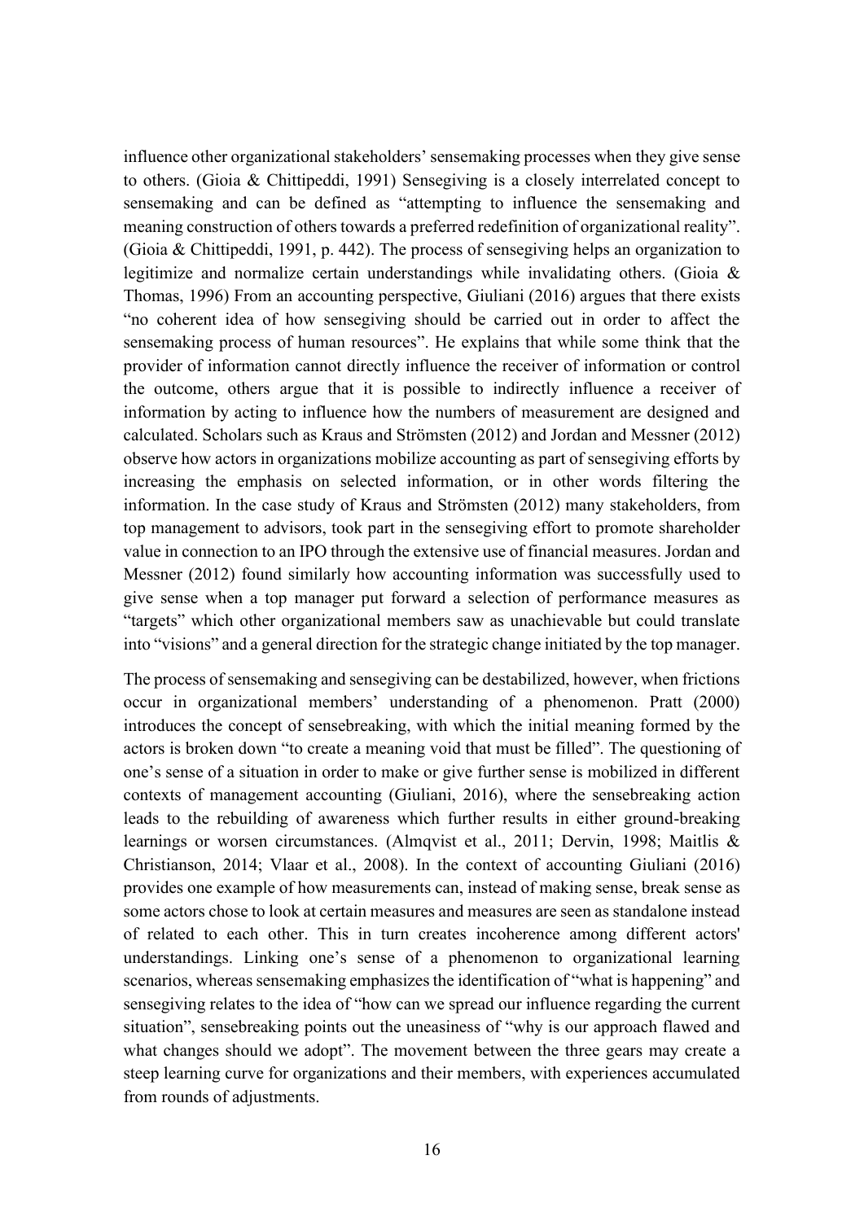influence other organizational stakeholders' sensemaking processes when they give sense to others. (Gioia & Chittipeddi, 1991) Sensegiving is a closely interrelated concept to sensemaking and can be defined as "attempting to influence the sensemaking and meaning construction of others towards a preferred redefinition of organizational reality". (Gioia & Chittipeddi, 1991, p. 442). The process of sensegiving helps an organization to legitimize and normalize certain understandings while invalidating others. (Gioia & Thomas, 1996) From an accounting perspective, Giuliani (2016) argues that there exists "no coherent idea of how sensegiving should be carried out in order to affect the sensemaking process of human resources". He explains that while some think that the provider of information cannot directly influence the receiver of information or control the outcome, others argue that it is possible to indirectly influence a receiver of information by acting to influence how the numbers of measurement are designed and calculated. Scholars such as Kraus and Strömsten (2012) and Jordan and Messner (2012) observe how actors in organizations mobilize accounting as part of sensegiving efforts by increasing the emphasis on selected information, or in other words filtering the information. In the case study of Kraus and Strömsten (2012) many stakeholders, from top management to advisors, took part in the sensegiving effort to promote shareholder value in connection to an IPO through the extensive use of financial measures. Jordan and Messner (2012) found similarly how accounting information was successfully used to give sense when a top manager put forward a selection of performance measures as "targets" which other organizational members saw as unachievable but could translate into "visions" and a general direction for the strategic change initiated by the top manager.

The process of sensemaking and sensegiving can be destabilized, however, when frictions occur in organizational members' understanding of a phenomenon. Pratt (2000) introduces the concept of sensebreaking, with which the initial meaning formed by the actors is broken down "to create a meaning void that must be filled". The questioning of one's sense of a situation in order to make or give further sense is mobilized in different contexts of management accounting (Giuliani, 2016), where the sensebreaking action leads to the rebuilding of awareness which further results in either ground-breaking learnings or worsen circumstances. (Almqvist et al., 2011; Dervin, 1998; Maitlis & Christianson, 2014; Vlaar et al., 2008). In the context of accounting Giuliani (2016) provides one example of how measurements can, instead of making sense, break sense as some actors chose to look at certain measures and measures are seen as standalone instead of related to each other. This in turn creates incoherence among different actors' understandings. Linking one's sense of a phenomenon to organizational learning scenarios, whereas sensemaking emphasizes the identification of "what is happening" and sensegiving relates to the idea of "how can we spread our influence regarding the current situation", sensebreaking points out the uneasiness of "why is our approach flawed and what changes should we adopt". The movement between the three gears may create a steep learning curve for organizations and their members, with experiences accumulated from rounds of adjustments.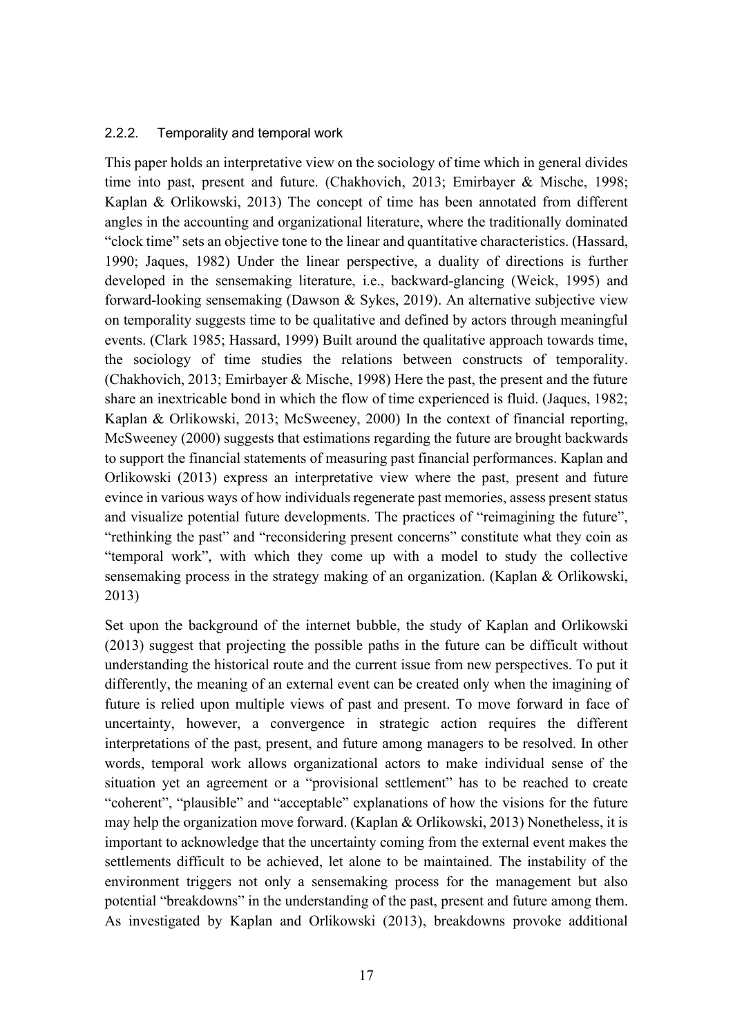### 2.2.2. Temporality and temporal work

This paper holds an interpretative view on the sociology of time which in general divides time into past, present and future. (Chakhovich, 2013; Emirbayer & Mische, 1998; Kaplan & Orlikowski, 2013) The concept of time has been annotated from different angles in the accounting and organizational literature, where the traditionally dominated "clock time" sets an objective tone to the linear and quantitative characteristics. (Hassard, 1990; Jaques, 1982) Under the linear perspective, a duality of directions is further developed in the sensemaking literature, i.e., backward-glancing (Weick, 1995) and forward-looking sensemaking (Dawson & Sykes, 2019). An alternative subjective view on temporality suggests time to be qualitative and defined by actors through meaningful events. (Clark 1985; Hassard, 1999) Built around the qualitative approach towards time, the sociology of time studies the relations between constructs of temporality. (Chakhovich, 2013; Emirbayer & Mische, 1998) Here the past, the present and the future share an inextricable bond in which the flow of time experienced is fluid. (Jaques, 1982; Kaplan & Orlikowski, 2013; McSweeney, 2000) In the context of financial reporting, McSweeney (2000) suggests that estimations regarding the future are brought backwards to support the financial statements of measuring past financial performances. Kaplan and Orlikowski (2013) express an interpretative view where the past, present and future evince in various ways of how individuals regenerate past memories, assess present status and visualize potential future developments. The practices of "reimagining the future", "rethinking the past" and "reconsidering present concerns" constitute what they coin as "temporal work", with which they come up with a model to study the collective sensemaking process in the strategy making of an organization. (Kaplan & Orlikowski, 2013)

Set upon the background of the internet bubble, the study of Kaplan and Orlikowski (2013) suggest that projecting the possible paths in the future can be difficult without understanding the historical route and the current issue from new perspectives. To put it differently, the meaning of an external event can be created only when the imagining of future is relied upon multiple views of past and present. To move forward in face of uncertainty, however, a convergence in strategic action requires the different interpretations of the past, present, and future among managers to be resolved. In other words, temporal work allows organizational actors to make individual sense of the situation yet an agreement or a "provisional settlement" has to be reached to create "coherent", "plausible" and "acceptable" explanations of how the visions for the future may help the organization move forward. (Kaplan & Orlikowski, 2013) Nonetheless, it is important to acknowledge that the uncertainty coming from the external event makes the settlements difficult to be achieved, let alone to be maintained. The instability of the environment triggers not only a sensemaking process for the management but also potential "breakdowns" in the understanding of the past, present and future among them. As investigated by Kaplan and Orlikowski (2013), breakdowns provoke additional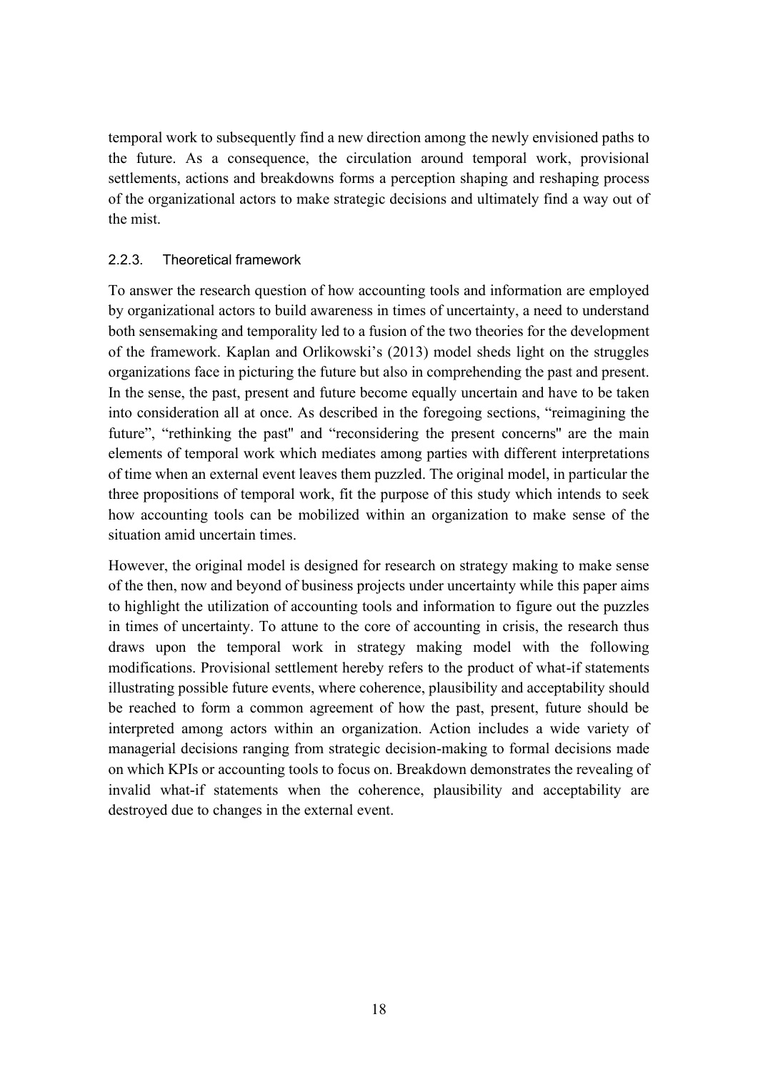temporal work to subsequently find a new direction among the newly envisioned paths to the future. As a consequence, the circulation around temporal work, provisional settlements, actions and breakdowns forms a perception shaping and reshaping process of the organizational actors to make strategic decisions and ultimately find a way out of the mist.

### 2.2.3. Theoretical framework

To answer the research question of how accounting tools and information are employed by organizational actors to build awareness in times of uncertainty, a need to understand both sensemaking and temporality led to a fusion of the two theories for the development of the framework. Kaplan and Orlikowski's (2013) model sheds light on the struggles organizations face in picturing the future but also in comprehending the past and present. In the sense, the past, present and future become equally uncertain and have to be taken into consideration all at once. As described in the foregoing sections, "reimagining the future", "rethinking the past" and "reconsidering the present concerns" are the main elements of temporal work which mediates among parties with different interpretations of time when an external event leaves them puzzled. The original model, in particular the three propositions of temporal work, fit the purpose of this study which intends to seek how accounting tools can be mobilized within an organization to make sense of the situation amid uncertain times.

However, the original model is designed for research on strategy making to make sense of the then, now and beyond of business projects under uncertainty while this paper aims to highlight the utilization of accounting tools and information to figure out the puzzles in times of uncertainty. To attune to the core of accounting in crisis, the research thus draws upon the temporal work in strategy making model with the following modifications. Provisional settlement hereby refers to the product of what-if statements illustrating possible future events, where coherence, plausibility and acceptability should be reached to form a common agreement of how the past, present, future should be interpreted among actors within an organization. Action includes a wide variety of managerial decisions ranging from strategic decision-making to formal decisions made on which KPIs or accounting tools to focus on. Breakdown demonstrates the revealing of invalid what-if statements when the coherence, plausibility and acceptability are destroyed due to changes in the external event.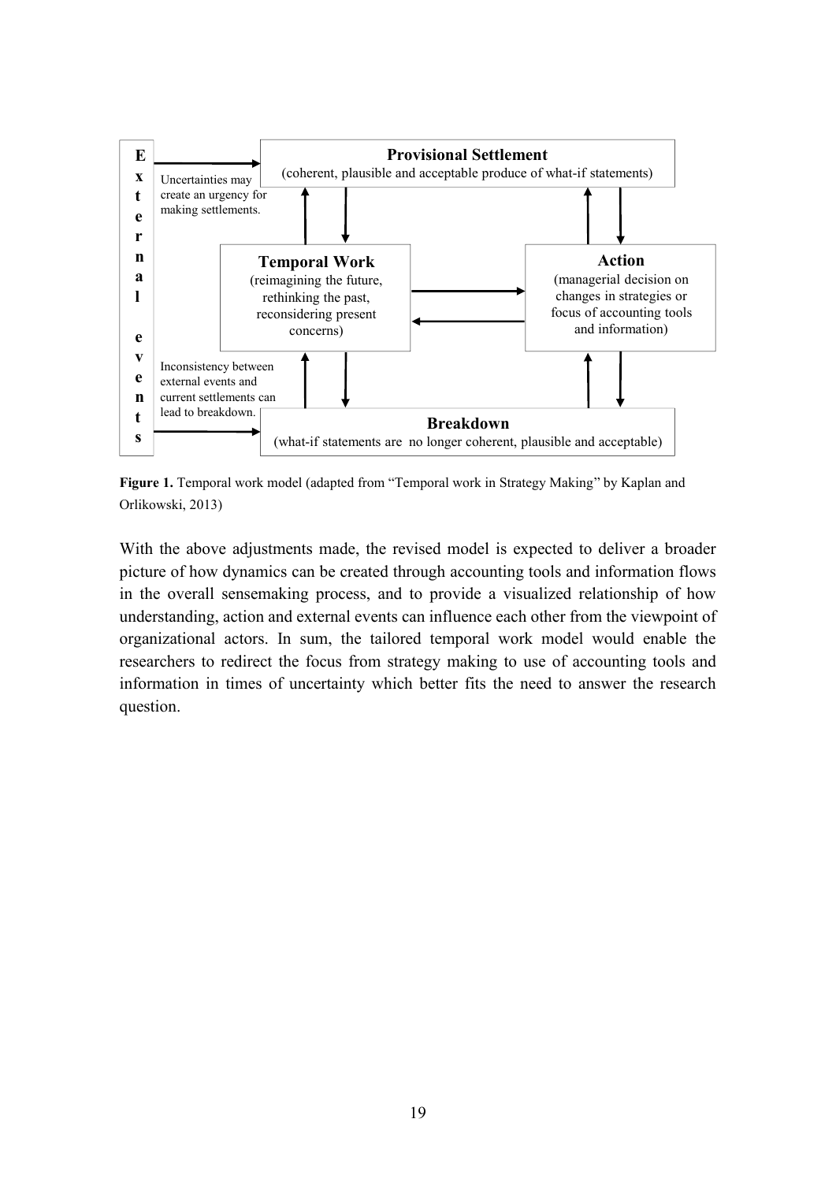E
x
t
e
r
n
a
l

e
v
e
n
t
s

Uncertainties may create an urgency for making settlements.

**Provisional Settlement**
(coherent, plausible and acceptable produce of what-if statements)

**Temporal Work**
(reimagining the future, rethinking the past, reconsidering present concerns)

**Action**
(managerial decision on changes in strategies or focus of accounting tools and information)

Inconsistency between external events and current settlements can lead to breakdown.

**Breakdown**
(what-if statements are no longer coherent, plausible and acceptable)

**Figure 1.** Temporal work model (adapted from "Temporal work in Strategy Making" by Kaplan and Orlikowski, 2013)

With the above adjustments made, the revised model is expected to deliver a broader picture of how dynamics can be created through accounting tools and information flows in the overall sensemaking process, and to provide a visualized relationship of how understanding, action and external events can influence each other from the viewpoint of organizational actors. In sum, the tailored temporal work model would enable the researchers to redirect the focus from strategy making to use of accounting tools and information in times of uncertainty which better fits the need to answer the research question.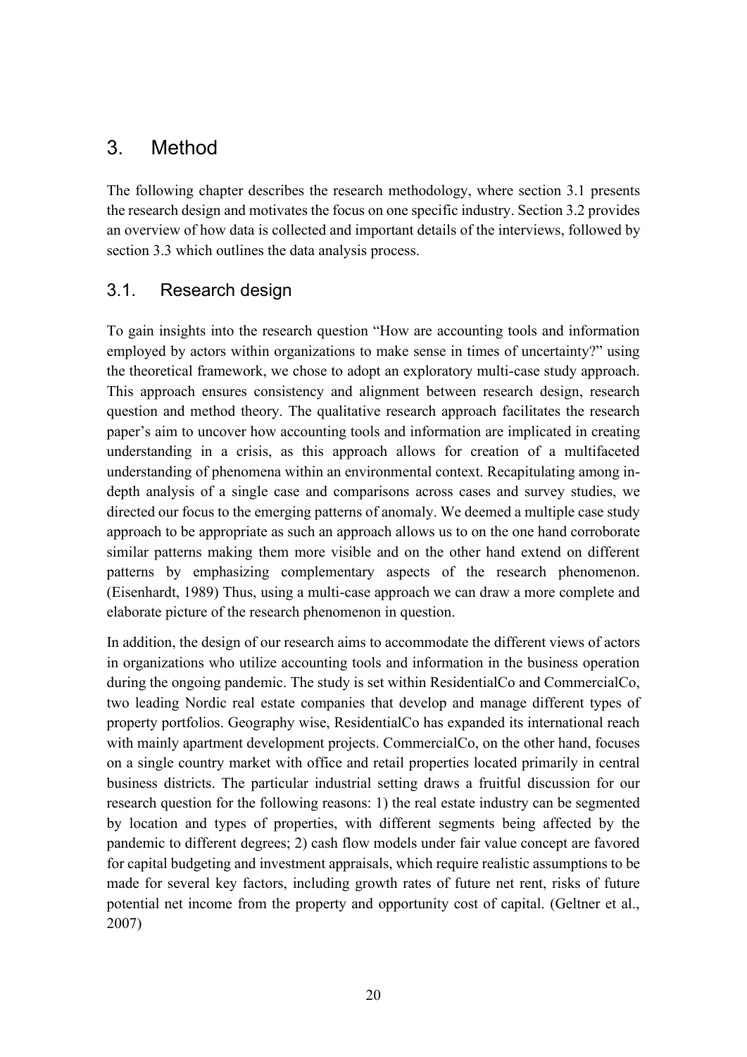# 3. Method

The following chapter describes the research methodology, where section 3.1 presents the research design and motivates the focus on one specific industry. Section 3.2 provides an overview of how data is collected and important details of the interviews, followed by section 3.3 which outlines the data analysis process.

## 3.1. Research design

To gain insights into the research question "How are accounting tools and information employed by actors within organizations to make sense in times of uncertainty?" using the theoretical framework, we chose to adopt an exploratory multi-case study approach. This approach ensures consistency and alignment between research design, research question and method theory. The qualitative research approach facilitates the research paper's aim to uncover how accounting tools and information are implicated in creating understanding in a crisis, as this approach allows for creation of a multifaceted understanding of phenomena within an environmental context. Recapitulating among in-depth analysis of a single case and comparisons across cases and survey studies, we directed our focus to the emerging patterns of anomaly. We deemed a multiple case study approach to be appropriate as such an approach allows us to on the one hand corroborate similar patterns making them more visible and on the other hand extend on different patterns by emphasizing complementary aspects of the research phenomenon. (Eisenhardt, 1989) Thus, using a multi-case approach we can draw a more complete and elaborate picture of the research phenomenon in question.

In addition, the design of our research aims to accommodate the different views of actors in organizations who utilize accounting tools and information in the business operation during the ongoing pandemic. The study is set within ResidentialCo and CommercialCo, two leading Nordic real estate companies that develop and manage different types of property portfolios. Geography wise, ResidentialCo has expanded its international reach with mainly apartment development projects. CommercialCo, on the other hand, focuses on a single country market with office and retail properties located primarily in central business districts. The particular industrial setting draws a fruitful discussion for our research question for the following reasons: 1) the real estate industry can be segmented by location and types of properties, with different segments being affected by the pandemic to different degrees; 2) cash flow models under fair value concept are favored for capital budgeting and investment appraisals, which require realistic assumptions to be made for several key factors, including growth rates of future net rent, risks of future potential net income from the property and opportunity cost of capital. (Geltner et al., 2007)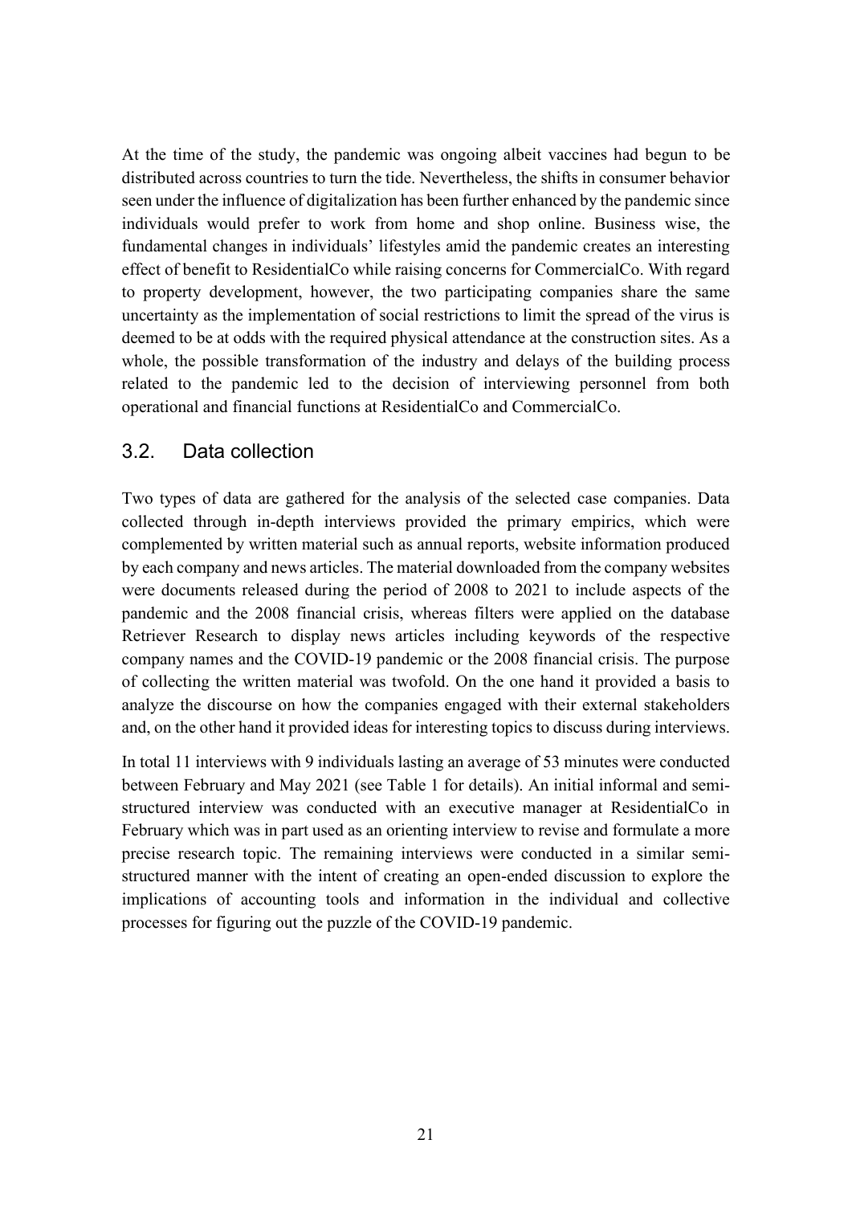At the time of the study, the pandemic was ongoing albeit vaccines had begun to be distributed across countries to turn the tide. Nevertheless, the shifts in consumer behavior seen under the influence of digitalization has been further enhanced by the pandemic since individuals would prefer to work from home and shop online. Business wise, the fundamental changes in individuals' lifestyles amid the pandemic creates an interesting effect of benefit to ResidentialCo while raising concerns for CommercialCo. With regard to property development, however, the two participating companies share the same uncertainty as the implementation of social restrictions to limit the spread of the virus is deemed to be at odds with the required physical attendance at the construction sites. As a whole, the possible transformation of the industry and delays of the building process related to the pandemic led to the decision of interviewing personnel from both operational and financial functions at ResidentialCo and CommercialCo.

## 3.2. Data collection

Two types of data are gathered for the analysis of the selected case companies. Data collected through in-depth interviews provided the primary empirics, which were complemented by written material such as annual reports, website information produced by each company and news articles. The material downloaded from the company websites were documents released during the period of 2008 to 2021 to include aspects of the pandemic and the 2008 financial crisis, whereas filters were applied on the database Retriever Research to display news articles including keywords of the respective company names and the COVID-19 pandemic or the 2008 financial crisis. The purpose of collecting the written material was twofold. On the one hand it provided a basis to analyze the discourse on how the companies engaged with their external stakeholders and, on the other hand it provided ideas for interesting topics to discuss during interviews.

In total 11 interviews with 9 individuals lasting an average of 53 minutes were conducted between February and May 2021 (see Table 1 for details). An initial informal and semi-structured interview was conducted with an executive manager at ResidentialCo in February which was in part used as an orienting interview to revise and formulate a more precise research topic. The remaining interviews were conducted in a similar semi-structured manner with the intent of creating an open-ended discussion to explore the implications of accounting tools and information in the individual and collective processes for figuring out the puzzle of the COVID-19 pandemic.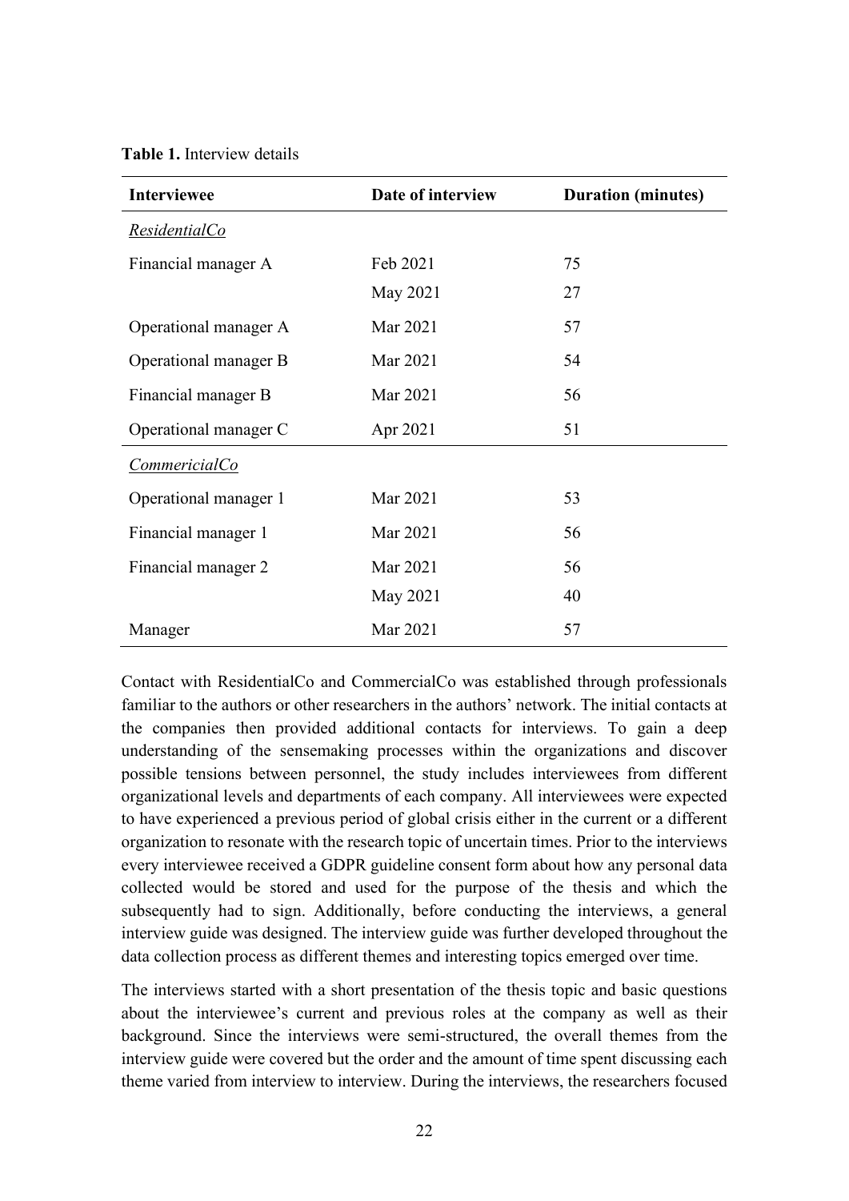**Table 1.** Interview details

| Interviewee | Date of interview | Duration (minutes) |
|---|---|---|
| *ResidentialCo* | | |
| Financial manager A | Feb 2021 | 75 |
| | May 2021 | 27 |
| Operational manager A | Mar 2021 | 57 |
| Operational manager B | Mar 2021 | 54 |
| Financial manager B | Mar 2021 | 56 |
| Operational manager C | Apr 2021 | 51 |
| *CommericialCo* | | |
| Operational manager 1 | Mar 2021 | 53 |
| Financial manager 1 | Mar 2021 | 56 |
| Financial manager 2 | Mar 2021 | 56 |
| | May 2021 | 40 |
| Manager | Mar 2021 | 57 |

Contact with ResidentialCo and CommercialCo was established through professionals familiar to the authors or other researchers in the authors' network. The initial contacts at the companies then provided additional contacts for interviews. To gain a deep understanding of the sensemaking processes within the organizations and discover possible tensions between personnel, the study includes interviewees from different organizational levels and departments of each company. All interviewees were expected to have experienced a previous period of global crisis either in the current or a different organization to resonate with the research topic of uncertain times. Prior to the interviews every interviewee received a GDPR guideline consent form about how any personal data collected would be stored and used for the purpose of the thesis and which the subsequently had to sign. Additionally, before conducting the interviews, a general interview guide was designed. The interview guide was further developed throughout the data collection process as different themes and interesting topics emerged over time.

The interviews started with a short presentation of the thesis topic and basic questions about the interviewee's current and previous roles at the company as well as their background. Since the interviews were semi-structured, the overall themes from the interview guide were covered but the order and the amount of time spent discussing each theme varied from interview to interview. During the interviews, the researchers focused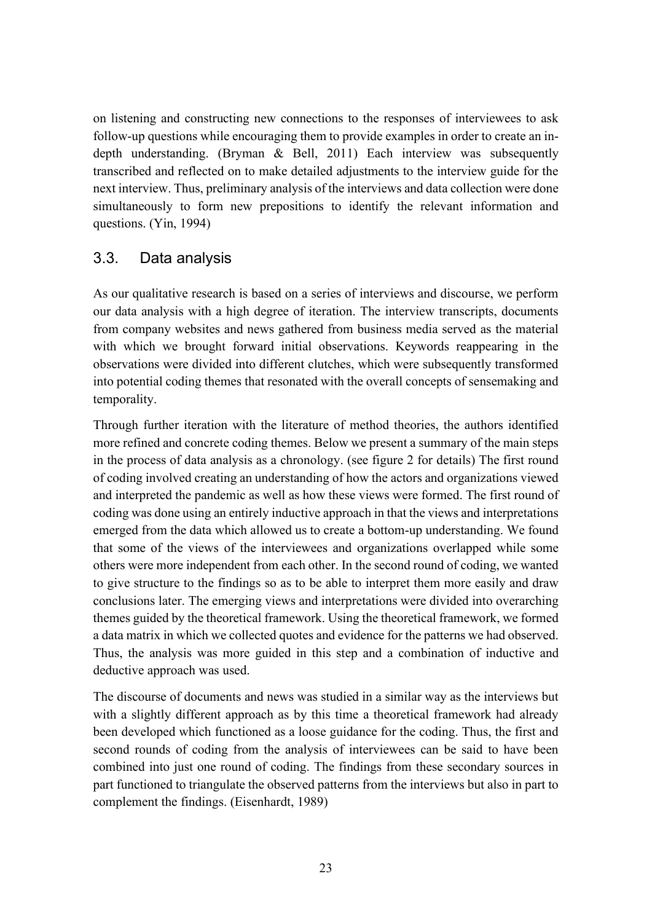on listening and constructing new connections to the responses of interviewees to ask follow-up questions while encouraging them to provide examples in order to create an in-depth understanding. (Bryman & Bell, 2011) Each interview was subsequently transcribed and reflected on to make detailed adjustments to the interview guide for the next interview. Thus, preliminary analysis of the interviews and data collection were done simultaneously to form new prepositions to identify the relevant information and questions. (Yin, 1994)

## 3.3. Data analysis

As our qualitative research is based on a series of interviews and discourse, we perform our data analysis with a high degree of iteration. The interview transcripts, documents from company websites and news gathered from business media served as the material with which we brought forward initial observations. Keywords reappearing in the observations were divided into different clutches, which were subsequently transformed into potential coding themes that resonated with the overall concepts of sensemaking and temporality.

Through further iteration with the literature of method theories, the authors identified more refined and concrete coding themes. Below we present a summary of the main steps in the process of data analysis as a chronology. (see figure 2 for details) The first round of coding involved creating an understanding of how the actors and organizations viewed and interpreted the pandemic as well as how these views were formed. The first round of coding was done using an entirely inductive approach in that the views and interpretations emerged from the data which allowed us to create a bottom-up understanding. We found that some of the views of the interviewees and organizations overlapped while some others were more independent from each other. In the second round of coding, we wanted to give structure to the findings so as to be able to interpret them more easily and draw conclusions later. The emerging views and interpretations were divided into overarching themes guided by the theoretical framework. Using the theoretical framework, we formed a data matrix in which we collected quotes and evidence for the patterns we had observed. Thus, the analysis was more guided in this step and a combination of inductive and deductive approach was used.

The discourse of documents and news was studied in a similar way as the interviews but with a slightly different approach as by this time a theoretical framework had already been developed which functioned as a loose guidance for the coding. Thus, the first and second rounds of coding from the analysis of interviewees can be said to have been combined into just one round of coding. The findings from these secondary sources in part functioned to triangulate the observed patterns from the interviews but also in part to complement the findings. (Eisenhardt, 1989)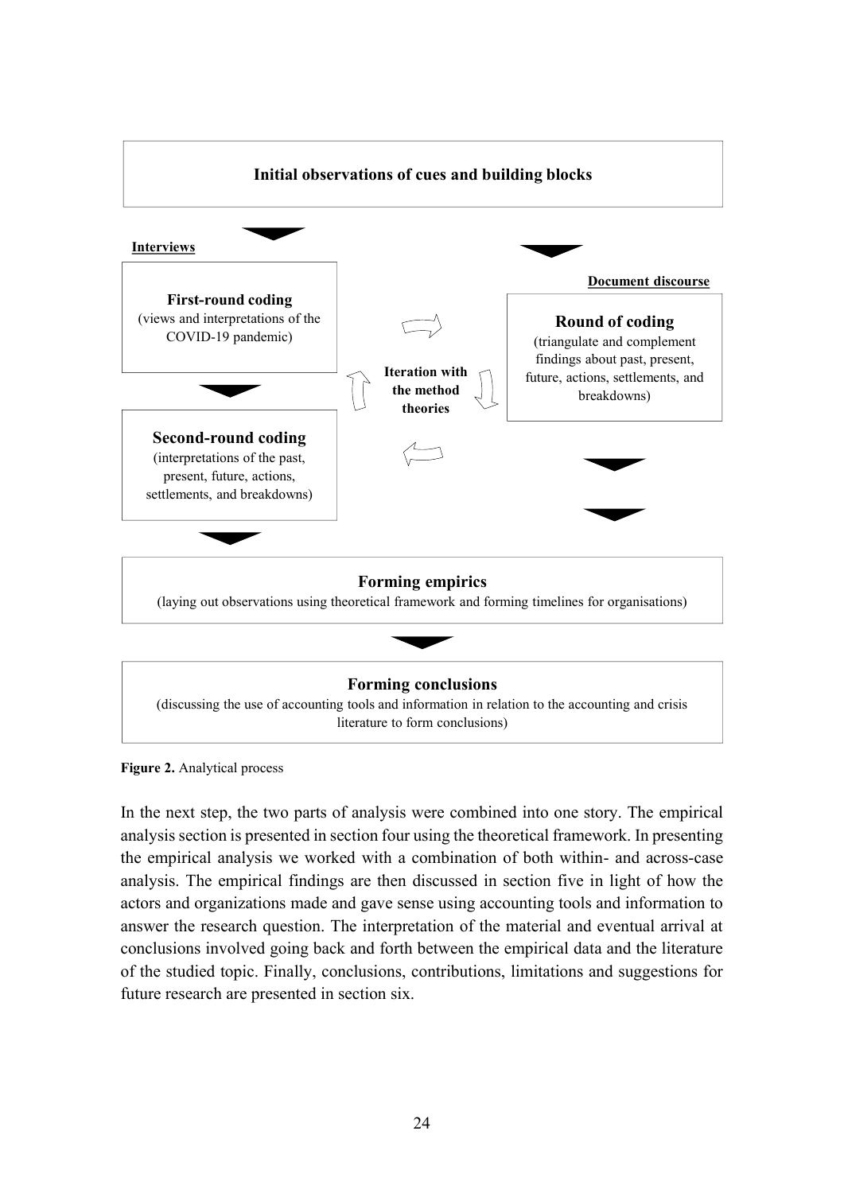**Initial observations of cues and building blocks**

**Interviews**

**First-round coding**
(views and interpretations of the COVID-19 pandemic)

**Second-round coding**
(interpretations of the past, present, future, actions, settlements, and breakdowns)

**Iteration with the method theories**

**Document discourse**

**Round of coding**
(triangulate and complement findings about past, present, future, actions, settlements, and breakdowns)

**Forming empirics**
(laying out observations using theoretical framework and forming timelines for organisations)

**Forming conclusions**
(discussing the use of accounting tools and information in relation to the accounting and crisis literature to form conclusions)

**Figure 2.** Analytical process

In the next step, the two parts of analysis were combined into one story. The empirical analysis section is presented in section four using the theoretical framework. In presenting the empirical analysis we worked with a combination of both within- and across-case analysis. The empirical findings are then discussed in section five in light of how the actors and organizations made and gave sense using accounting tools and information to answer the research question. The interpretation of the material and eventual arrival at conclusions involved going back and forth between the empirical data and the literature of the studied topic. Finally, conclusions, contributions, limitations and suggestions for future research are presented in section six.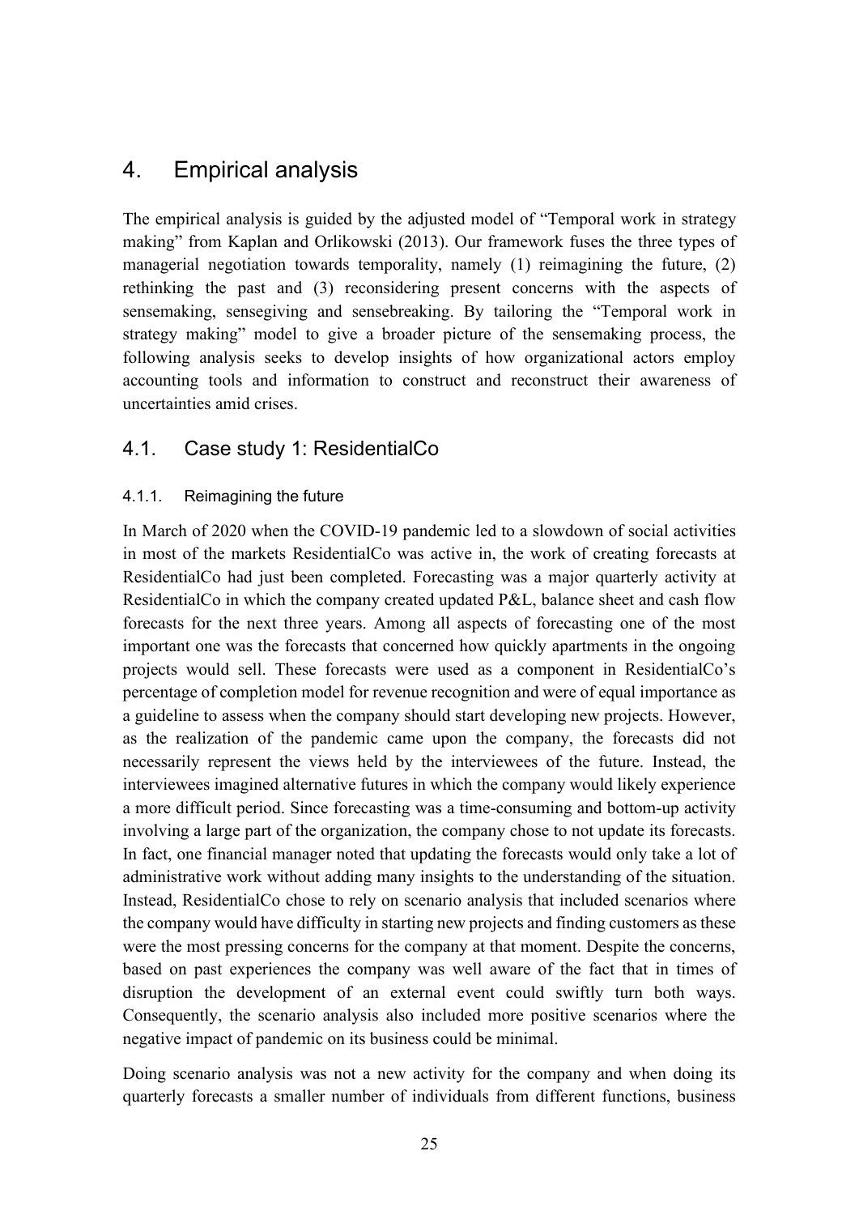# 4. Empirical analysis

The empirical analysis is guided by the adjusted model of "Temporal work in strategy making" from Kaplan and Orlikowski (2013). Our framework fuses the three types of managerial negotiation towards temporality, namely (1) reimagining the future, (2) rethinking the past and (3) reconsidering present concerns with the aspects of sensemaking, sensegiving and sensebreaking. By tailoring the "Temporal work in strategy making" model to give a broader picture of the sensemaking process, the following analysis seeks to develop insights of how organizational actors employ accounting tools and information to construct and reconstruct their awareness of uncertainties amid crises.

## 4.1. Case study 1: ResidentialCo

### 4.1.1. Reimagining the future

In March of 2020 when the COVID-19 pandemic led to a slowdown of social activities in most of the markets ResidentialCo was active in, the work of creating forecasts at ResidentialCo had just been completed. Forecasting was a major quarterly activity at ResidentialCo in which the company created updated P&L, balance sheet and cash flow forecasts for the next three years. Among all aspects of forecasting one of the most important one was the forecasts that concerned how quickly apartments in the ongoing projects would sell. These forecasts were used as a component in ResidentialCo's percentage of completion model for revenue recognition and were of equal importance as a guideline to assess when the company should start developing new projects. However, as the realization of the pandemic came upon the company, the forecasts did not necessarily represent the views held by the interviewees of the future. Instead, the interviewees imagined alternative futures in which the company would likely experience a more difficult period. Since forecasting was a time-consuming and bottom-up activity involving a large part of the organization, the company chose to not update its forecasts. In fact, one financial manager noted that updating the forecasts would only take a lot of administrative work without adding many insights to the understanding of the situation. Instead, ResidentialCo chose to rely on scenario analysis that included scenarios where the company would have difficulty in starting new projects and finding customers as these were the most pressing concerns for the company at that moment. Despite the concerns, based on past experiences the company was well aware of the fact that in times of disruption the development of an external event could swiftly turn both ways. Consequently, the scenario analysis also included more positive scenarios where the negative impact of pandemic on its business could be minimal.

Doing scenario analysis was not a new activity for the company and when doing its quarterly forecasts a smaller number of individuals from different functions, business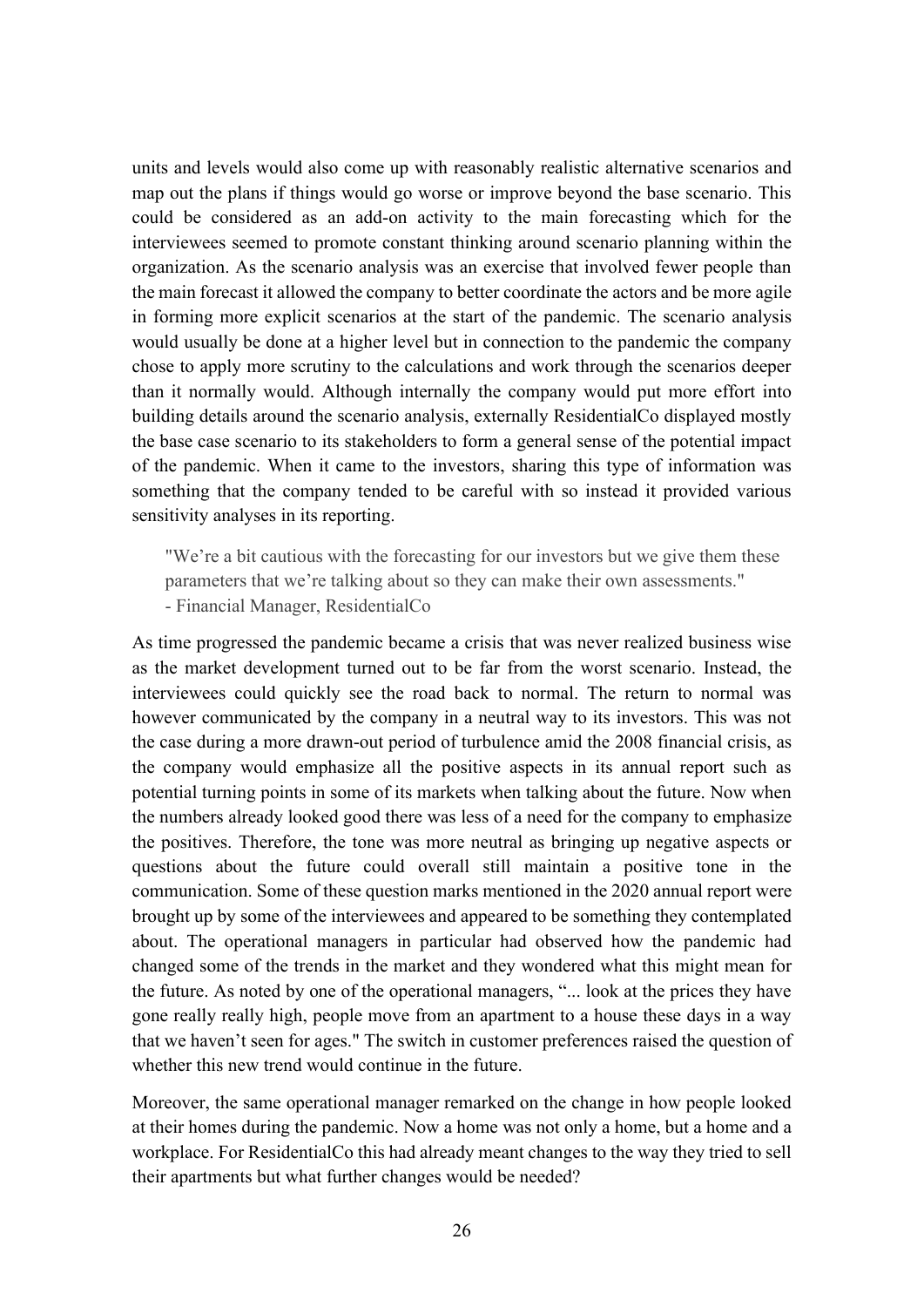units and levels would also come up with reasonably realistic alternative scenarios and map out the plans if things would go worse or improve beyond the base scenario. This could be considered as an add-on activity to the main forecasting which for the interviewees seemed to promote constant thinking around scenario planning within the organization. As the scenario analysis was an exercise that involved fewer people than the main forecast it allowed the company to better coordinate the actors and be more agile in forming more explicit scenarios at the start of the pandemic. The scenario analysis would usually be done at a higher level but in connection to the pandemic the company chose to apply more scrutiny to the calculations and work through the scenarios deeper than it normally would. Although internally the company would put more effort into building details around the scenario analysis, externally ResidentialCo displayed mostly the base case scenario to its stakeholders to form a general sense of the potential impact of the pandemic. When it came to the investors, sharing this type of information was something that the company tended to be careful with so instead it provided various sensitivity analyses in its reporting.

> "We're a bit cautious with the forecasting for our investors but we give them these parameters that we're talking about so they can make their own assessments."
> - Financial Manager, ResidentialCo

As time progressed the pandemic became a crisis that was never realized business wise as the market development turned out to be far from the worst scenario. Instead, the interviewees could quickly see the road back to normal. The return to normal was however communicated by the company in a neutral way to its investors. This was not the case during a more drawn-out period of turbulence amid the 2008 financial crisis, as the company would emphasize all the positive aspects in its annual report such as potential turning points in some of its markets when talking about the future. Now when the numbers already looked good there was less of a need for the company to emphasize the positives. Therefore, the tone was more neutral as bringing up negative aspects or questions about the future could overall still maintain a positive tone in the communication. Some of these question marks mentioned in the 2020 annual report were brought up by some of the interviewees and appeared to be something they contemplated about. The operational managers in particular had observed how the pandemic had changed some of the trends in the market and they wondered what this might mean for the future. As noted by one of the operational managers, "... look at the prices they have gone really really high, people move from an apartment to a house these days in a way that we haven't seen for ages." The switch in customer preferences raised the question of whether this new trend would continue in the future.

Moreover, the same operational manager remarked on the change in how people looked at their homes during the pandemic. Now a home was not only a home, but a home and a workplace. For ResidentialCo this had already meant changes to the way they tried to sell their apartments but what further changes would be needed?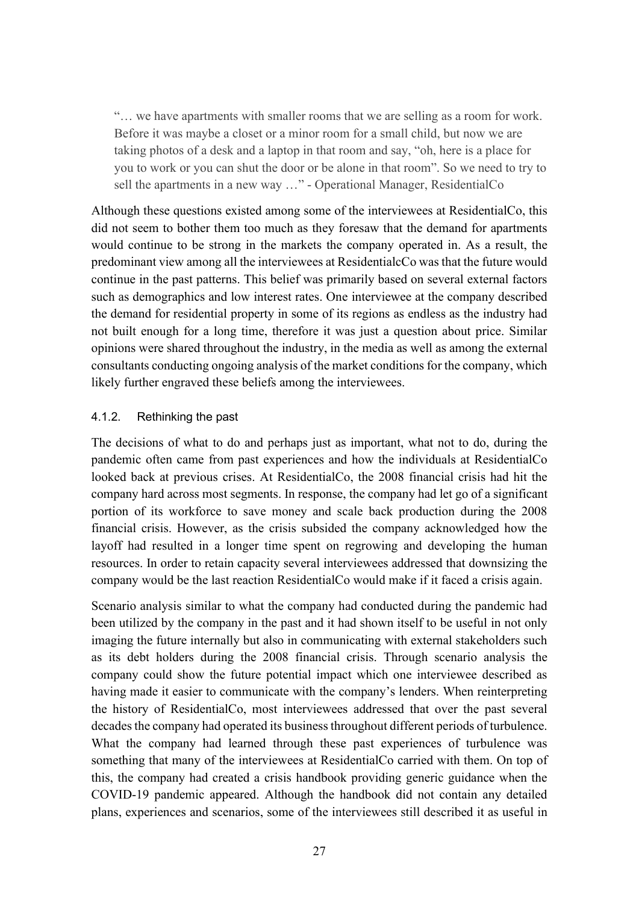> "… we have apartments with smaller rooms that we are selling as a room for work. Before it was maybe a closet or a minor room for a small child, but now we are taking photos of a desk and a laptop in that room and say, "oh, here is a place for you to work or you can shut the door or be alone in that room". So we need to try to sell the apartments in a new way …" - Operational Manager, ResidentialCo

Although these questions existed among some of the interviewees at ResidentialCo, this did not seem to bother them too much as they foresaw that the demand for apartments would continue to be strong in the markets the company operated in. As a result, the predominant view among all the interviewees at ResidentialcCo was that the future would continue in the past patterns. This belief was primarily based on several external factors such as demographics and low interest rates. One interviewee at the company described the demand for residential property in some of its regions as endless as the industry had not built enough for a long time, therefore it was just a question about price. Similar opinions were shared throughout the industry, in the media as well as among the external consultants conducting ongoing analysis of the market conditions for the company, which likely further engraved these beliefs among the interviewees.

### 4.1.2. Rethinking the past

The decisions of what to do and perhaps just as important, what not to do, during the pandemic often came from past experiences and how the individuals at ResidentialCo looked back at previous crises. At ResidentialCo, the 2008 financial crisis had hit the company hard across most segments. In response, the company had let go of a significant portion of its workforce to save money and scale back production during the 2008 financial crisis. However, as the crisis subsided the company acknowledged how the layoff had resulted in a longer time spent on regrowing and developing the human resources. In order to retain capacity several interviewees addressed that downsizing the company would be the last reaction ResidentialCo would make if it faced a crisis again.

Scenario analysis similar to what the company had conducted during the pandemic had been utilized by the company in the past and it had shown itself to be useful in not only imaging the future internally but also in communicating with external stakeholders such as its debt holders during the 2008 financial crisis. Through scenario analysis the company could show the future potential impact which one interviewee described as having made it easier to communicate with the company's lenders. When reinterpreting the history of ResidentialCo, most interviewees addressed that over the past several decades the company had operated its business throughout different periods of turbulence. What the company had learned through these past experiences of turbulence was something that many of the interviewees at ResidentialCo carried with them. On top of this, the company had created a crisis handbook providing generic guidance when the COVID-19 pandemic appeared. Although the handbook did not contain any detailed plans, experiences and scenarios, some of the interviewees still described it as useful in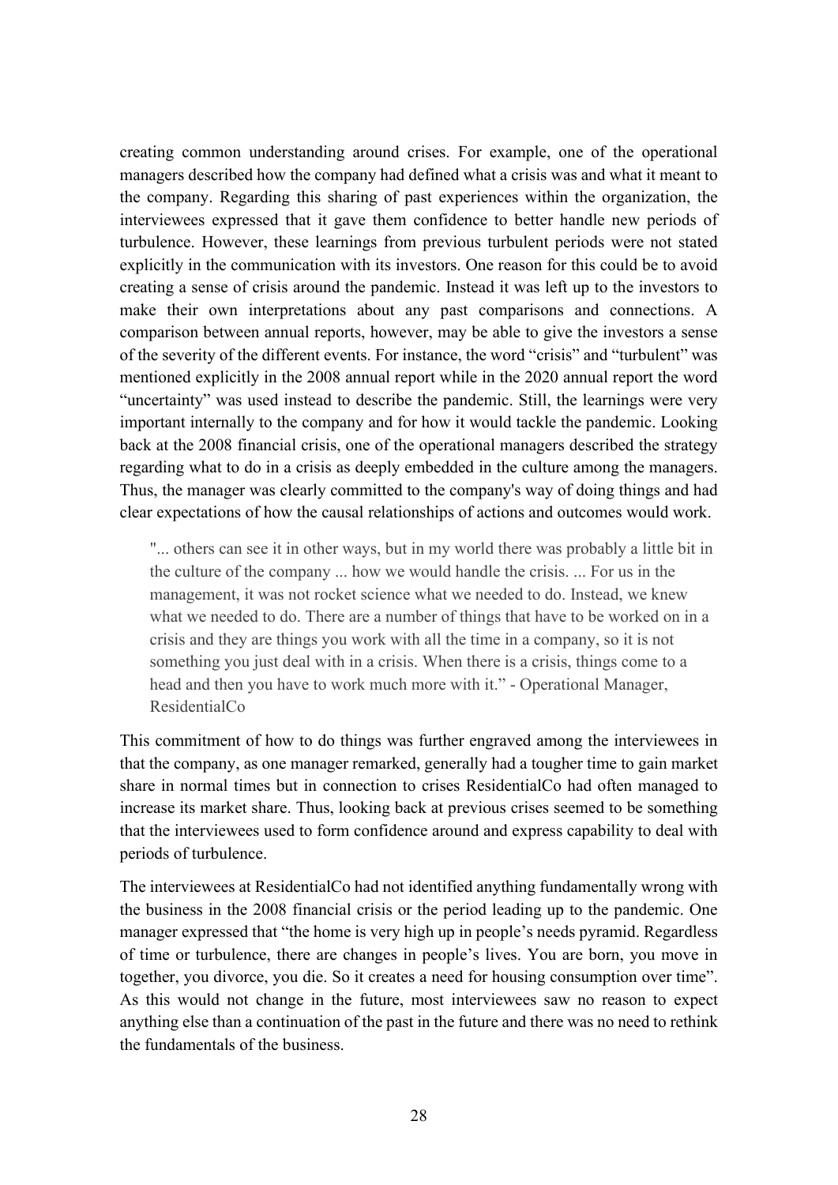creating common understanding around crises. For example, one of the operational managers described how the company had defined what a crisis was and what it meant to the company. Regarding this sharing of past experiences within the organization, the interviewees expressed that it gave them confidence to better handle new periods of turbulence. However, these learnings from previous turbulent periods were not stated explicitly in the communication with its investors. One reason for this could be to avoid creating a sense of crisis around the pandemic. Instead it was left up to the investors to make their own interpretations about any past comparisons and connections. A comparison between annual reports, however, may be able to give the investors a sense of the severity of the different events. For instance, the word "crisis" and "turbulent" was mentioned explicitly in the 2008 annual report while in the 2020 annual report the word "uncertainty" was used instead to describe the pandemic. Still, the learnings were very important internally to the company and for how it would tackle the pandemic. Looking back at the 2008 financial crisis, one of the operational managers described the strategy regarding what to do in a crisis as deeply embedded in the culture among the managers. Thus, the manager was clearly committed to the company's way of doing things and had clear expectations of how the causal relationships of actions and outcomes would work.

> "... others can see it in other ways, but in my world there was probably a little bit in the culture of the company ... how we would handle the crisis. ... For us in the management, it was not rocket science what we needed to do. Instead, we knew what we needed to do. There are a number of things that have to be worked on in a crisis and they are things you work with all the time in a company, so it is not something you just deal with in a crisis. When there is a crisis, things come to a head and then you have to work much more with it." - Operational Manager, ResidentialCo

This commitment of how to do things was further engraved among the interviewees in that the company, as one manager remarked, generally had a tougher time to gain market share in normal times but in connection to crises ResidentialCo had often managed to increase its market share. Thus, looking back at previous crises seemed to be something that the interviewees used to form confidence around and express capability to deal with periods of turbulence.

The interviewees at ResidentialCo had not identified anything fundamentally wrong with the business in the 2008 financial crisis or the period leading up to the pandemic. One manager expressed that "the home is very high up in people's needs pyramid. Regardless of time or turbulence, there are changes in people's lives. You are born, you move in together, you divorce, you die. So it creates a need for housing consumption over time". As this would not change in the future, most interviewees saw no reason to expect anything else than a continuation of the past in the future and there was no need to rethink the fundamentals of the business.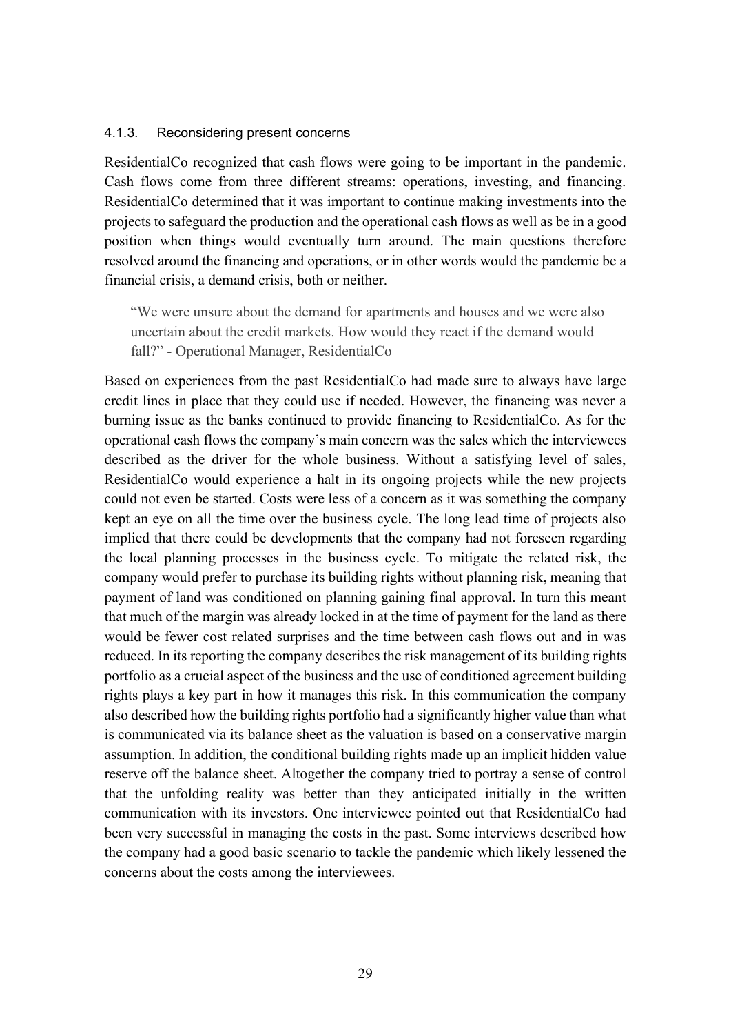#### 4.1.3. Reconsidering present concerns

ResidentialCo recognized that cash flows were going to be important in the pandemic. Cash flows come from three different streams: operations, investing, and financing. ResidentialCo determined that it was important to continue making investments into the projects to safeguard the production and the operational cash flows as well as be in a good position when things would eventually turn around. The main questions therefore resolved around the financing and operations, or in other words would the pandemic be a financial crisis, a demand crisis, both or neither.

> "We were unsure about the demand for apartments and houses and we were also uncertain about the credit markets. How would they react if the demand would fall?" - Operational Manager, ResidentialCo

Based on experiences from the past ResidentialCo had made sure to always have large credit lines in place that they could use if needed. However, the financing was never a burning issue as the banks continued to provide financing to ResidentialCo. As for the operational cash flows the company's main concern was the sales which the interviewees described as the driver for the whole business. Without a satisfying level of sales, ResidentialCo would experience a halt in its ongoing projects while the new projects could not even be started. Costs were less of a concern as it was something the company kept an eye on all the time over the business cycle. The long lead time of projects also implied that there could be developments that the company had not foreseen regarding the local planning processes in the business cycle. To mitigate the related risk, the company would prefer to purchase its building rights without planning risk, meaning that payment of land was conditioned on planning gaining final approval. In turn this meant that much of the margin was already locked in at the time of payment for the land as there would be fewer cost related surprises and the time between cash flows out and in was reduced. In its reporting the company describes the risk management of its building rights portfolio as a crucial aspect of the business and the use of conditioned agreement building rights plays a key part in how it manages this risk. In this communication the company also described how the building rights portfolio had a significantly higher value than what is communicated via its balance sheet as the valuation is based on a conservative margin assumption. In addition, the conditional building rights made up an implicit hidden value reserve off the balance sheet. Altogether the company tried to portray a sense of control that the unfolding reality was better than they anticipated initially in the written communication with its investors. One interviewee pointed out that ResidentialCo had been very successful in managing the costs in the past. Some interviews described how the company had a good basic scenario to tackle the pandemic which likely lessened the concerns about the costs among the interviewees.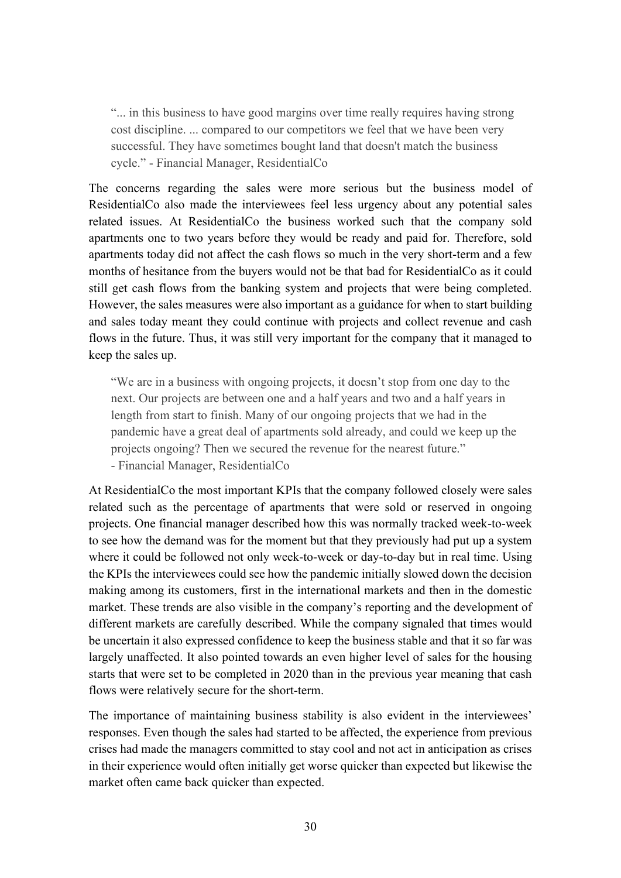> "... in this business to have good margins over time really requires having strong cost discipline. ... compared to our competitors we feel that we have been very successful. They have sometimes bought land that doesn't match the business cycle." - Financial Manager, ResidentialCo

The concerns regarding the sales were more serious but the business model of ResidentialCo also made the interviewees feel less urgency about any potential sales related issues. At ResidentialCo the business worked such that the company sold apartments one to two years before they would be ready and paid for. Therefore, sold apartments today did not affect the cash flows so much in the very short-term and a few months of hesitance from the buyers would not be that bad for ResidentialCo as it could still get cash flows from the banking system and projects that were being completed. However, the sales measures were also important as a guidance for when to start building and sales today meant they could continue with projects and collect revenue and cash flows in the future. Thus, it was still very important for the company that it managed to keep the sales up.

> "We are in a business with ongoing projects, it doesn't stop from one day to the next. Our projects are between one and a half years and two and a half years in length from start to finish. Many of our ongoing projects that we had in the pandemic have a great deal of apartments sold already, and could we keep up the projects ongoing? Then we secured the revenue for the nearest future."
> - Financial Manager, ResidentialCo

At ResidentialCo the most important KPIs that the company followed closely were sales related such as the percentage of apartments that were sold or reserved in ongoing projects. One financial manager described how this was normally tracked week-to-week to see how the demand was for the moment but that they previously had put up a system where it could be followed not only week-to-week or day-to-day but in real time. Using the KPIs the interviewees could see how the pandemic initially slowed down the decision making among its customers, first in the international markets and then in the domestic market. These trends are also visible in the company's reporting and the development of different markets are carefully described. While the company signaled that times would be uncertain it also expressed confidence to keep the business stable and that it so far was largely unaffected. It also pointed towards an even higher level of sales for the housing starts that were set to be completed in 2020 than in the previous year meaning that cash flows were relatively secure for the short-term.

The importance of maintaining business stability is also evident in the interviewees' responses. Even though the sales had started to be affected, the experience from previous crises had made the managers committed to stay cool and not act in anticipation as crises in their experience would often initially get worse quicker than expected but likewise the market often came back quicker than expected.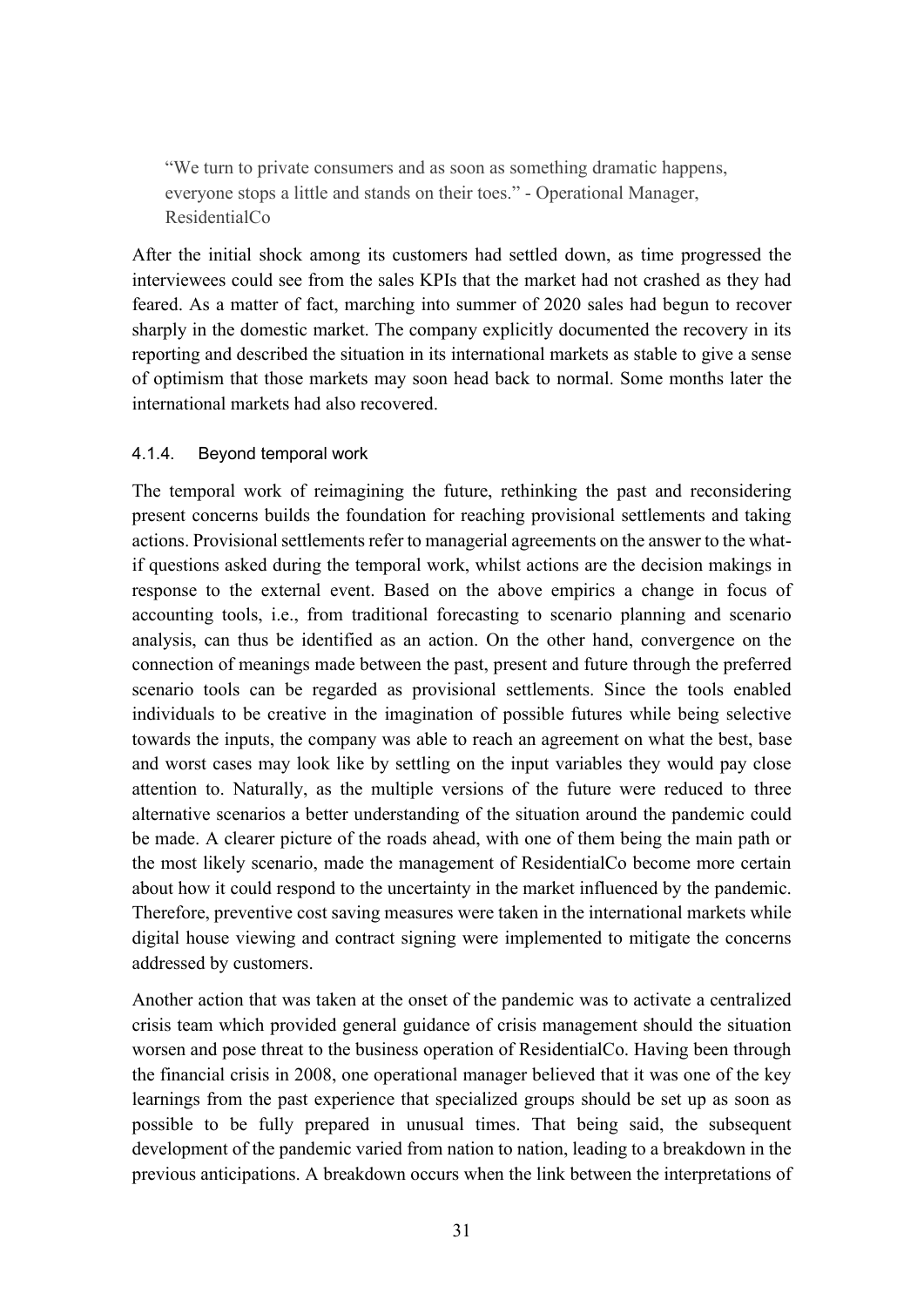> "We turn to private consumers and as soon as something dramatic happens, everyone stops a little and stands on their toes." - Operational Manager, ResidentialCo

After the initial shock among its customers had settled down, as time progressed the interviewees could see from the sales KPIs that the market had not crashed as they had feared. As a matter of fact, marching into summer of 2020 sales had begun to recover sharply in the domestic market. The company explicitly documented the recovery in its reporting and described the situation in its international markets as stable to give a sense of optimism that those markets may soon head back to normal. Some months later the international markets had also recovered.

#### 4.1.4. Beyond temporal work

The temporal work of reimagining the future, rethinking the past and reconsidering present concerns builds the foundation for reaching provisional settlements and taking actions. Provisional settlements refer to managerial agreements on the answer to the what-if questions asked during the temporal work, whilst actions are the decision makings in response to the external event. Based on the above empirics a change in focus of accounting tools, i.e., from traditional forecasting to scenario planning and scenario analysis, can thus be identified as an action. On the other hand, convergence on the connection of meanings made between the past, present and future through the preferred scenario tools can be regarded as provisional settlements. Since the tools enabled individuals to be creative in the imagination of possible futures while being selective towards the inputs, the company was able to reach an agreement on what the best, base and worst cases may look like by settling on the input variables they would pay close attention to. Naturally, as the multiple versions of the future were reduced to three alternative scenarios a better understanding of the situation around the pandemic could be made. A clearer picture of the roads ahead, with one of them being the main path or the most likely scenario, made the management of ResidentialCo become more certain about how it could respond to the uncertainty in the market influenced by the pandemic. Therefore, preventive cost saving measures were taken in the international markets while digital house viewing and contract signing were implemented to mitigate the concerns addressed by customers.

Another action that was taken at the onset of the pandemic was to activate a centralized crisis team which provided general guidance of crisis management should the situation worsen and pose threat to the business operation of ResidentialCo. Having been through the financial crisis in 2008, one operational manager believed that it was one of the key learnings from the past experience that specialized groups should be set up as soon as possible to be fully prepared in unusual times. That being said, the subsequent development of the pandemic varied from nation to nation, leading to a breakdown in the previous anticipations. A breakdown occurs when the link between the interpretations of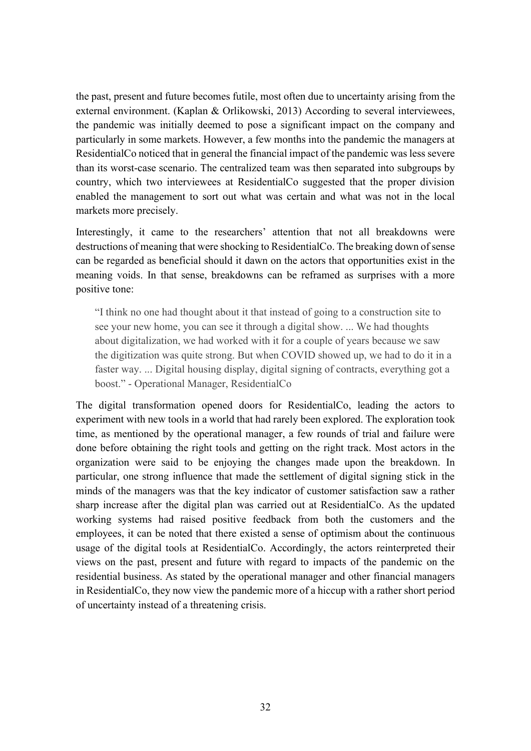the past, present and future becomes futile, most often due to uncertainty arising from the external environment. (Kaplan & Orlikowski, 2013) According to several interviewees, the pandemic was initially deemed to pose a significant impact on the company and particularly in some markets. However, a few months into the pandemic the managers at ResidentialCo noticed that in general the financial impact of the pandemic was less severe than its worst-case scenario. The centralized team was then separated into subgroups by country, which two interviewees at ResidentialCo suggested that the proper division enabled the management to sort out what was certain and what was not in the local markets more precisely.

Interestingly, it came to the researchers' attention that not all breakdowns were destructions of meaning that were shocking to ResidentialCo. The breaking down of sense can be regarded as beneficial should it dawn on the actors that opportunities exist in the meaning voids. In that sense, breakdowns can be reframed as surprises with a more positive tone:

> "I think no one had thought about it that instead of going to a construction site to see your new home, you can see it through a digital show. ... We had thoughts about digitalization, we had worked with it for a couple of years because we saw the digitization was quite strong. But when COVID showed up, we had to do it in a faster way. ... Digital housing display, digital signing of contracts, everything got a boost." - Operational Manager, ResidentialCo

The digital transformation opened doors for ResidentialCo, leading the actors to experiment with new tools in a world that had rarely been explored. The exploration took time, as mentioned by the operational manager, a few rounds of trial and failure were done before obtaining the right tools and getting on the right track. Most actors in the organization were said to be enjoying the changes made upon the breakdown. In particular, one strong influence that made the settlement of digital signing stick in the minds of the managers was that the key indicator of customer satisfaction saw a rather sharp increase after the digital plan was carried out at ResidentialCo. As the updated working systems had raised positive feedback from both the customers and the employees, it can be noted that there existed a sense of optimism about the continuous usage of the digital tools at ResidentialCo. Accordingly, the actors reinterpreted their views on the past, present and future with regard to impacts of the pandemic on the residential business. As stated by the operational manager and other financial managers in ResidentialCo, they now view the pandemic more of a hiccup with a rather short period of uncertainty instead of a threatening crisis.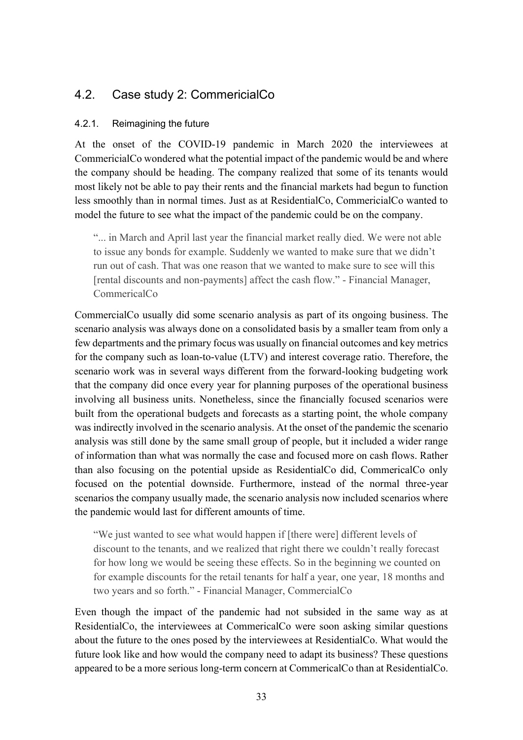## 4.2. Case study 2: CommericialCo

### 4.2.1. Reimagining the future

At the onset of the COVID-19 pandemic in March 2020 the interviewees at CommericialCo wondered what the potential impact of the pandemic would be and where the company should be heading. The company realized that some of its tenants would most likely not be able to pay their rents and the financial markets had begun to function less smoothly than in normal times. Just as at ResidentialCo, CommericialCo wanted to model the future to see what the impact of the pandemic could be on the company.

> "... in March and April last year the financial market really died. We were not able to issue any bonds for example. Suddenly we wanted to make sure that we didn't run out of cash. That was one reason that we wanted to make sure to see will this [rental discounts and non-payments] affect the cash flow." - Financial Manager, CommericalCo

CommercialCo usually did some scenario analysis as part of its ongoing business. The scenario analysis was always done on a consolidated basis by a smaller team from only a few departments and the primary focus was usually on financial outcomes and key metrics for the company such as loan-to-value (LTV) and interest coverage ratio. Therefore, the scenario work was in several ways different from the forward-looking budgeting work that the company did once every year for planning purposes of the operational business involving all business units. Nonetheless, since the financially focused scenarios were built from the operational budgets and forecasts as a starting point, the whole company was indirectly involved in the scenario analysis. At the onset of the pandemic the scenario analysis was still done by the same small group of people, but it included a wider range of information than what was normally the case and focused more on cash flows. Rather than also focusing on the potential upside as ResidentialCo did, CommericalCo only focused on the potential downside. Furthermore, instead of the normal three-year scenarios the company usually made, the scenario analysis now included scenarios where the pandemic would last for different amounts of time.

> "We just wanted to see what would happen if [there were] different levels of discount to the tenants, and we realized that right there we couldn't really forecast for how long we would be seeing these effects. So in the beginning we counted on for example discounts for the retail tenants for half a year, one year, 18 months and two years and so forth." - Financial Manager, CommercialCo

Even though the impact of the pandemic had not subsided in the same way as at ResidentialCo, the interviewees at CommericalCo were soon asking similar questions about the future to the ones posed by the interviewees at ResidentialCo. What would the future look like and how would the company need to adapt its business? These questions appeared to be a more serious long-term concern at CommericalCo than at ResidentialCo.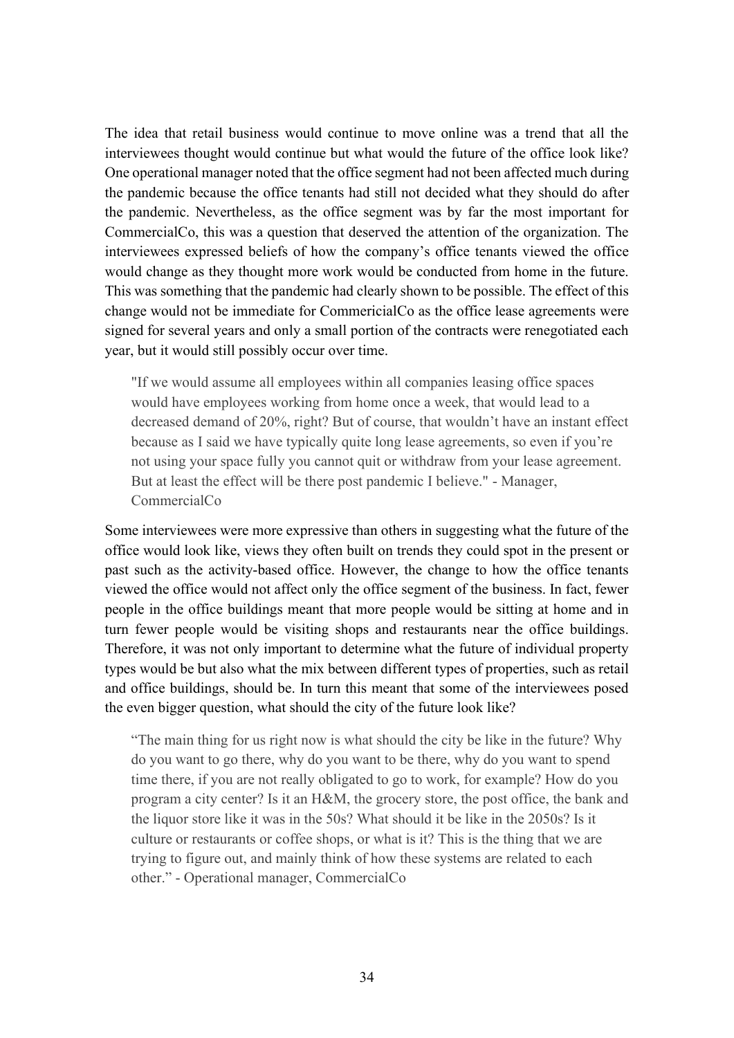The idea that retail business would continue to move online was a trend that all the interviewees thought would continue but what would the future of the office look like? One operational manager noted that the office segment had not been affected much during the pandemic because the office tenants had still not decided what they should do after the pandemic. Nevertheless, as the office segment was by far the most important for CommercialCo, this was a question that deserved the attention of the organization. The interviewees expressed beliefs of how the company's office tenants viewed the office would change as they thought more work would be conducted from home in the future. This was something that the pandemic had clearly shown to be possible. The effect of this change would not be immediate for CommericialCo as the office lease agreements were signed for several years and only a small portion of the contracts were renegotiated each year, but it would still possibly occur over time.

> "If we would assume all employees within all companies leasing office spaces would have employees working from home once a week, that would lead to a decreased demand of 20%, right? But of course, that wouldn't have an instant effect because as I said we have typically quite long lease agreements, so even if you're not using your space fully you cannot quit or withdraw from your lease agreement. But at least the effect will be there post pandemic I believe." - Manager, CommercialCo

Some interviewees were more expressive than others in suggesting what the future of the office would look like, views they often built on trends they could spot in the present or past such as the activity-based office. However, the change to how the office tenants viewed the office would not affect only the office segment of the business. In fact, fewer people in the office buildings meant that more people would be sitting at home and in turn fewer people would be visiting shops and restaurants near the office buildings. Therefore, it was not only important to determine what the future of individual property types would be but also what the mix between different types of properties, such as retail and office buildings, should be. In turn this meant that some of the interviewees posed the even bigger question, what should the city of the future look like?

> "The main thing for us right now is what should the city be like in the future? Why do you want to go there, why do you want to be there, why do you want to spend time there, if you are not really obligated to go to work, for example? How do you program a city center? Is it an H&M, the grocery store, the post office, the bank and the liquor store like it was in the 50s? What should it be like in the 2050s? Is it culture or restaurants or coffee shops, or what is it? This is the thing that we are trying to figure out, and mainly think of how these systems are related to each other." - Operational manager, CommercialCo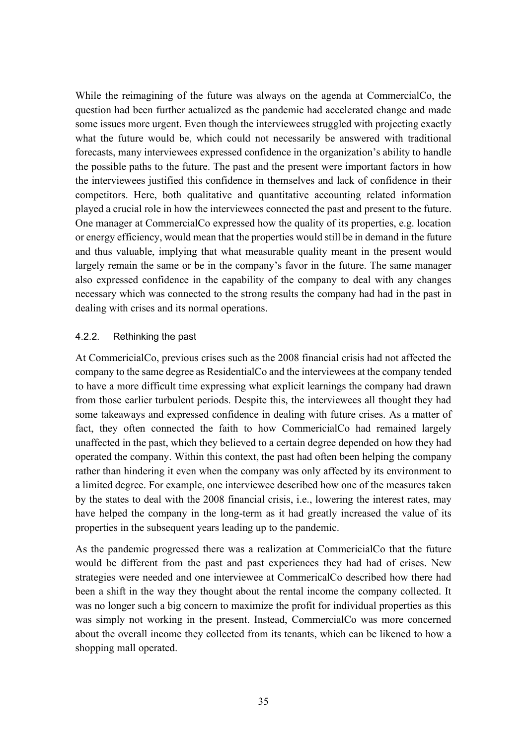While the reimagining of the future was always on the agenda at CommercialCo, the question had been further actualized as the pandemic had accelerated change and made some issues more urgent. Even though the interviewees struggled with projecting exactly what the future would be, which could not necessarily be answered with traditional forecasts, many interviewees expressed confidence in the organization's ability to handle the possible paths to the future. The past and the present were important factors in how the interviewees justified this confidence in themselves and lack of confidence in their competitors. Here, both qualitative and quantitative accounting related information played a crucial role in how the interviewees connected the past and present to the future. One manager at CommercialCo expressed how the quality of its properties, e.g. location or energy efficiency, would mean that the properties would still be in demand in the future and thus valuable, implying that what measurable quality meant in the present would largely remain the same or be in the company's favor in the future. The same manager also expressed confidence in the capability of the company to deal with any changes necessary which was connected to the strong results the company had had in the past in dealing with crises and its normal operations.

### 4.2.2. Rethinking the past

At CommericialCo, previous crises such as the 2008 financial crisis had not affected the company to the same degree as ResidentialCo and the interviewees at the company tended to have a more difficult time expressing what explicit learnings the company had drawn from those earlier turbulent periods. Despite this, the interviewees all thought they had some takeaways and expressed confidence in dealing with future crises. As a matter of fact, they often connected the faith to how CommericialCo had remained largely unaffected in the past, which they believed to a certain degree depended on how they had operated the company. Within this context, the past had often been helping the company rather than hindering it even when the company was only affected by its environment to a limited degree. For example, one interviewee described how one of the measures taken by the states to deal with the 2008 financial crisis, i.e., lowering the interest rates, may have helped the company in the long-term as it had greatly increased the value of its properties in the subsequent years leading up to the pandemic.

As the pandemic progressed there was a realization at CommericialCo that the future would be different from the past and past experiences they had had of crises. New strategies were needed and one interviewee at CommericalCo described how there had been a shift in the way they thought about the rental income the company collected. It was no longer such a big concern to maximize the profit for individual properties as this was simply not working in the present. Instead, CommercialCo was more concerned about the overall income they collected from its tenants, which can be likened to how a shopping mall operated.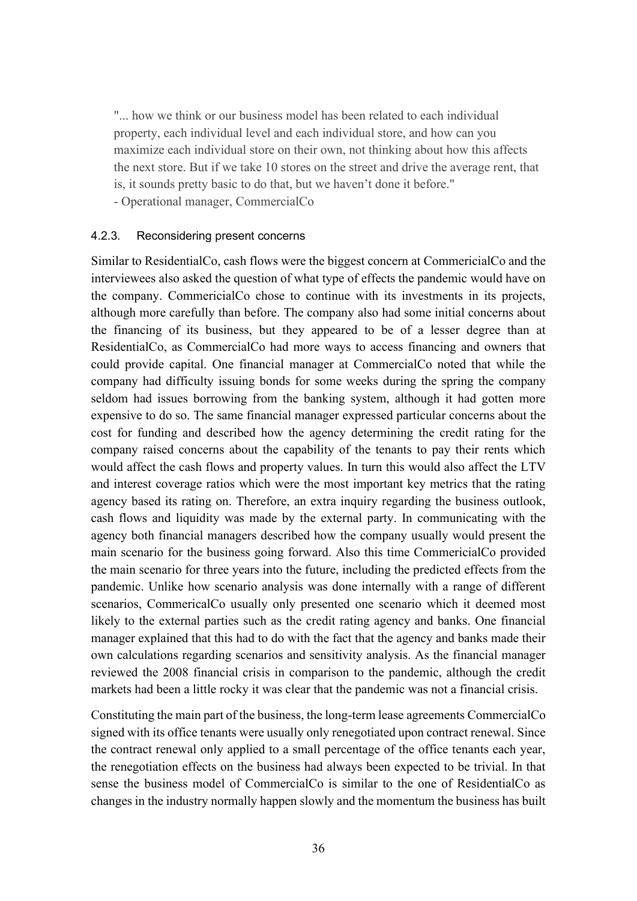> "... how we think or our business model has been related to each individual property, each individual level and each individual store, and how can you maximize each individual store on their own, not thinking about how this affects the next store. But if we take 10 stores on the street and drive the average rent, that is, it sounds pretty basic to do that, but we haven't done it before."
> - Operational manager, CommercialCo

#### 4.2.3. Reconsidering present concerns

Similar to ResidentialCo, cash flows were the biggest concern at CommericialCo and the interviewees also asked the question of what type of effects the pandemic would have on the company. CommericialCo chose to continue with its investments in its projects, although more carefully than before. The company also had some initial concerns about the financing of its business, but they appeared to be of a lesser degree than at ResidentialCo, as CommercialCo had more ways to access financing and owners that could provide capital. One financial manager at CommercialCo noted that while the company had difficulty issuing bonds for some weeks during the spring the company seldom had issues borrowing from the banking system, although it had gotten more expensive to do so. The same financial manager expressed particular concerns about the cost for funding and described how the agency determining the credit rating for the company raised concerns about the capability of the tenants to pay their rents which would affect the cash flows and property values. In turn this would also affect the LTV and interest coverage ratios which were the most important key metrics that the rating agency based its rating on. Therefore, an extra inquiry regarding the business outlook, cash flows and liquidity was made by the external party. In communicating with the agency both financial managers described how the company usually would present the main scenario for the business going forward. Also this time CommericialCo provided the main scenario for three years into the future, including the predicted effects from the pandemic. Unlike how scenario analysis was done internally with a range of different scenarios, CommericalCo usually only presented one scenario which it deemed most likely to the external parties such as the credit rating agency and banks. One financial manager explained that this had to do with the fact that the agency and banks made their own calculations regarding scenarios and sensitivity analysis. As the financial manager reviewed the 2008 financial crisis in comparison to the pandemic, although the credit markets had been a little rocky it was clear that the pandemic was not a financial crisis.

Constituting the main part of the business, the long-term lease agreements CommercialCo signed with its office tenants were usually only renegotiated upon contract renewal. Since the contract renewal only applied to a small percentage of the office tenants each year, the renegotiation effects on the business had always been expected to be trivial. In that sense the business model of CommercialCo is similar to the one of ResidentialCo as changes in the industry normally happen slowly and the momentum the business has built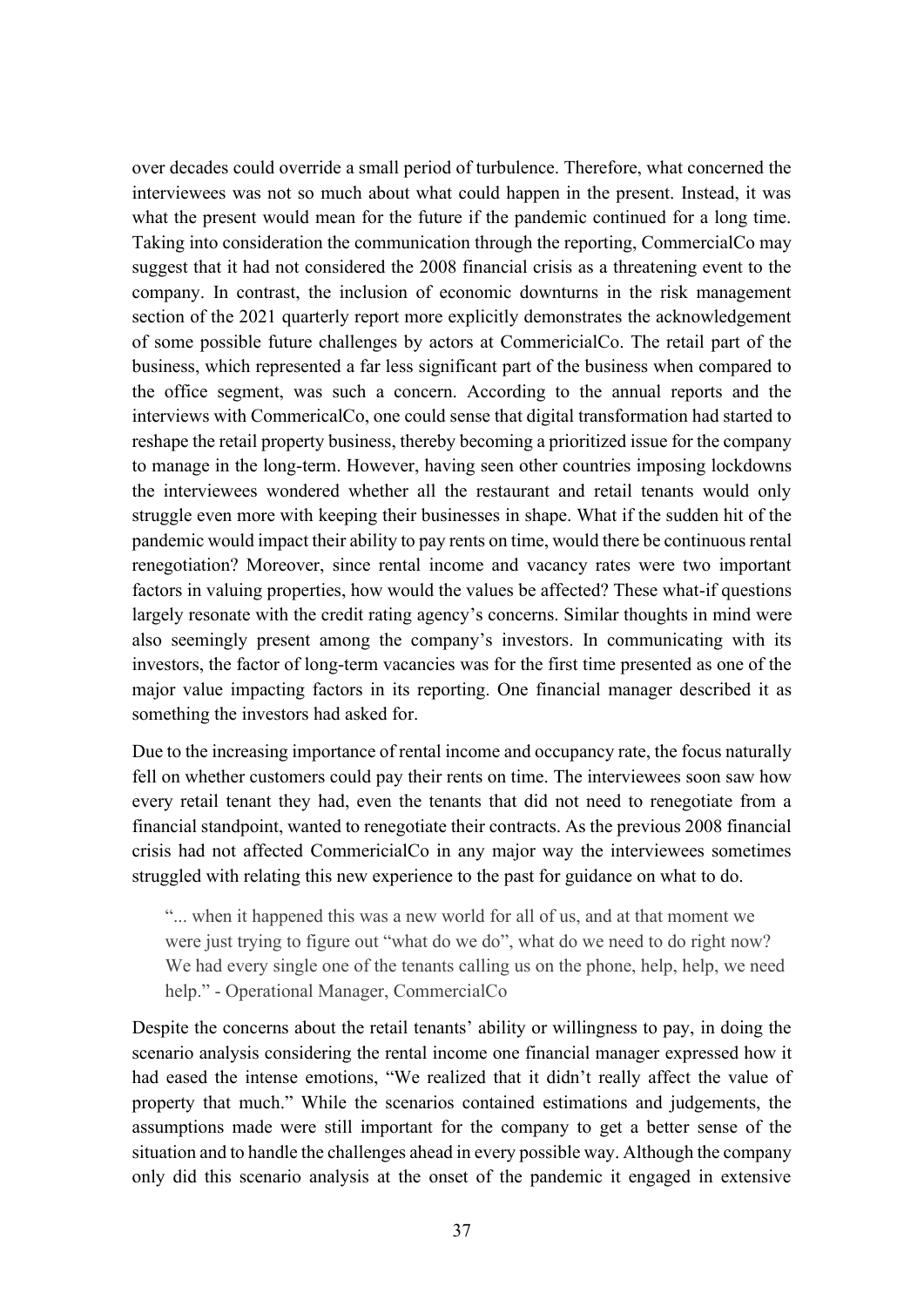over decades could override a small period of turbulence. Therefore, what concerned the interviewees was not so much about what could happen in the present. Instead, it was what the present would mean for the future if the pandemic continued for a long time. Taking into consideration the communication through the reporting, CommercialCo may suggest that it had not considered the 2008 financial crisis as a threatening event to the company. In contrast, the inclusion of economic downturns in the risk management section of the 2021 quarterly report more explicitly demonstrates the acknowledgement of some possible future challenges by actors at CommericialCo. The retail part of the business, which represented a far less significant part of the business when compared to the office segment, was such a concern. According to the annual reports and the interviews with CommericalCo, one could sense that digital transformation had started to reshape the retail property business, thereby becoming a prioritized issue for the company to manage in the long-term. However, having seen other countries imposing lockdowns the interviewees wondered whether all the restaurant and retail tenants would only struggle even more with keeping their businesses in shape. What if the sudden hit of the pandemic would impact their ability to pay rents on time, would there be continuous rental renegotiation? Moreover, since rental income and vacancy rates were two important factors in valuing properties, how would the values be affected? These what-if questions largely resonate with the credit rating agency's concerns. Similar thoughts in mind were also seemingly present among the company's investors. In communicating with its investors, the factor of long-term vacancies was for the first time presented as one of the major value impacting factors in its reporting. One financial manager described it as something the investors had asked for.

Due to the increasing importance of rental income and occupancy rate, the focus naturally fell on whether customers could pay their rents on time. The interviewees soon saw how every retail tenant they had, even the tenants that did not need to renegotiate from a financial standpoint, wanted to renegotiate their contracts. As the previous 2008 financial crisis had not affected CommericialCo in any major way the interviewees sometimes struggled with relating this new experience to the past for guidance on what to do.

> "... when it happened this was a new world for all of us, and at that moment we were just trying to figure out "what do we do", what do we need to do right now? We had every single one of the tenants calling us on the phone, help, help, we need help." - Operational Manager, CommercialCo

Despite the concerns about the retail tenants' ability or willingness to pay, in doing the scenario analysis considering the rental income one financial manager expressed how it had eased the intense emotions, "We realized that it didn't really affect the value of property that much." While the scenarios contained estimations and judgements, the assumptions made were still important for the company to get a better sense of the situation and to handle the challenges ahead in every possible way. Although the company only did this scenario analysis at the onset of the pandemic it engaged in extensive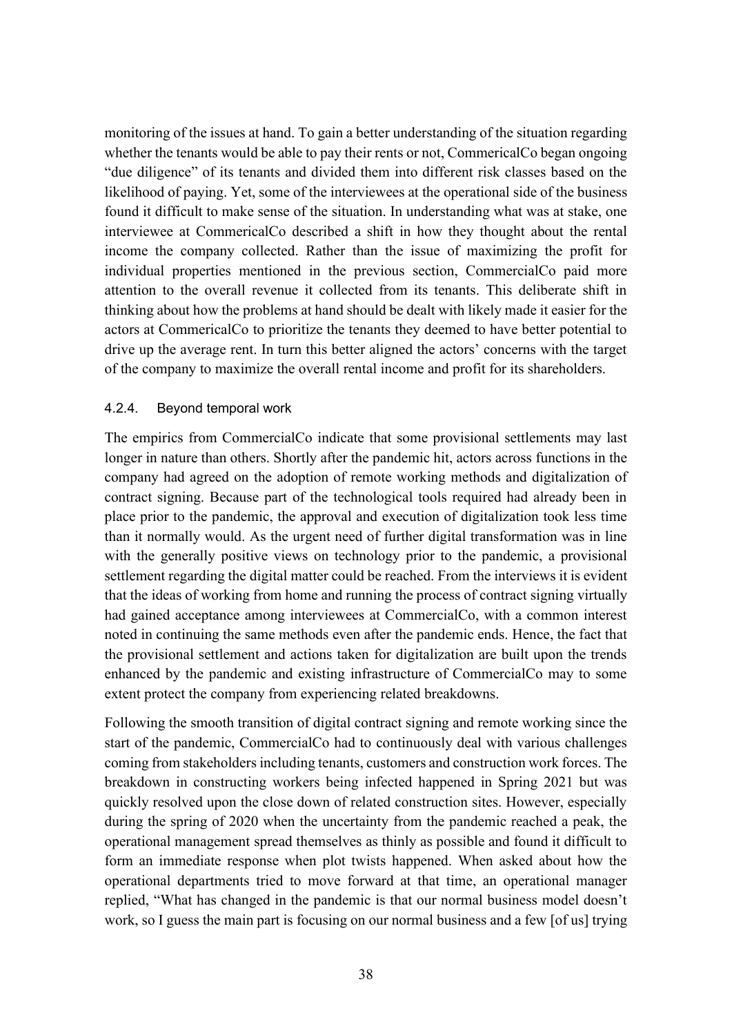monitoring of the issues at hand. To gain a better understanding of the situation regarding whether the tenants would be able to pay their rents or not, CommericalCo began ongoing "due diligence" of its tenants and divided them into different risk classes based on the likelihood of paying. Yet, some of the interviewees at the operational side of the business found it difficult to make sense of the situation. In understanding what was at stake, one interviewee at CommericalCo described a shift in how they thought about the rental income the company collected. Rather than the issue of maximizing the profit for individual properties mentioned in the previous section, CommercialCo paid more attention to the overall revenue it collected from its tenants. This deliberate shift in thinking about how the problems at hand should be dealt with likely made it easier for the actors at CommericalCo to prioritize the tenants they deemed to have better potential to drive up the average rent. In turn this better aligned the actors' concerns with the target of the company to maximize the overall rental income and profit for its shareholders.

#### 4.2.4. Beyond temporal work

The empirics from CommercialCo indicate that some provisional settlements may last longer in nature than others. Shortly after the pandemic hit, actors across functions in the company had agreed on the adoption of remote working methods and digitalization of contract signing. Because part of the technological tools required had already been in place prior to the pandemic, the approval and execution of digitalization took less time than it normally would. As the urgent need of further digital transformation was in line with the generally positive views on technology prior to the pandemic, a provisional settlement regarding the digital matter could be reached. From the interviews it is evident that the ideas of working from home and running the process of contract signing virtually had gained acceptance among interviewees at CommercialCo, with a common interest noted in continuing the same methods even after the pandemic ends. Hence, the fact that the provisional settlement and actions taken for digitalization are built upon the trends enhanced by the pandemic and existing infrastructure of CommercialCo may to some extent protect the company from experiencing related breakdowns.

Following the smooth transition of digital contract signing and remote working since the start of the pandemic, CommercialCo had to continuously deal with various challenges coming from stakeholders including tenants, customers and construction work forces. The breakdown in constructing workers being infected happened in Spring 2021 but was quickly resolved upon the close down of related construction sites. However, especially during the spring of 2020 when the uncertainty from the pandemic reached a peak, the operational management spread themselves as thinly as possible and found it difficult to form an immediate response when plot twists happened. When asked about how the operational departments tried to move forward at that time, an operational manager replied, "What has changed in the pandemic is that our normal business model doesn't work, so I guess the main part is focusing on our normal business and a few [of us] trying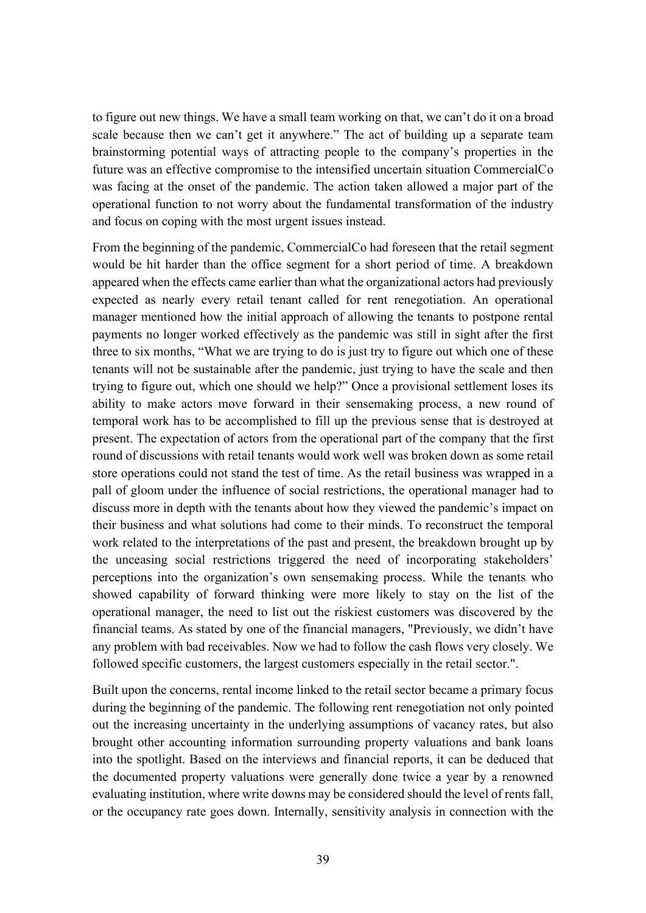to figure out new things. We have a small team working on that, we can't do it on a broad scale because then we can't get it anywhere." The act of building up a separate team brainstorming potential ways of attracting people to the company's properties in the future was an effective compromise to the intensified uncertain situation CommercialCo was facing at the onset of the pandemic. The action taken allowed a major part of the operational function to not worry about the fundamental transformation of the industry and focus on coping with the most urgent issues instead.

From the beginning of the pandemic, CommercialCo had foreseen that the retail segment would be hit harder than the office segment for a short period of time. A breakdown appeared when the effects came earlier than what the organizational actors had previously expected as nearly every retail tenant called for rent renegotiation. An operational manager mentioned how the initial approach of allowing the tenants to postpone rental payments no longer worked effectively as the pandemic was still in sight after the first three to six months, "What we are trying to do is just try to figure out which one of these tenants will not be sustainable after the pandemic, just trying to have the scale and then trying to figure out, which one should we help?" Once a provisional settlement loses its ability to make actors move forward in their sensemaking process, a new round of temporal work has to be accomplished to fill up the previous sense that is destroyed at present. The expectation of actors from the operational part of the company that the first round of discussions with retail tenants would work well was broken down as some retail store operations could not stand the test of time. As the retail business was wrapped in a pall of gloom under the influence of social restrictions, the operational manager had to discuss more in depth with the tenants about how they viewed the pandemic's impact on their business and what solutions had come to their minds. To reconstruct the temporal work related to the interpretations of the past and present, the breakdown brought up by the unceasing social restrictions triggered the need of incorporating stakeholders' perceptions into the organization's own sensemaking process. While the tenants who showed capability of forward thinking were more likely to stay on the list of the operational manager, the need to list out the riskiest customers was discovered by the financial teams. As stated by one of the financial managers, "Previously, we didn't have any problem with bad receivables. Now we had to follow the cash flows very closely. We followed specific customers, the largest customers especially in the retail sector.".

Built upon the concerns, rental income linked to the retail sector became a primary focus during the beginning of the pandemic. The following rent renegotiation not only pointed out the increasing uncertainty in the underlying assumptions of vacancy rates, but also brought other accounting information surrounding property valuations and bank loans into the spotlight. Based on the interviews and financial reports, it can be deduced that the documented property valuations were generally done twice a year by a renowned evaluating institution, where write downs may be considered should the level of rents fall, or the occupancy rate goes down. Internally, sensitivity analysis in connection with the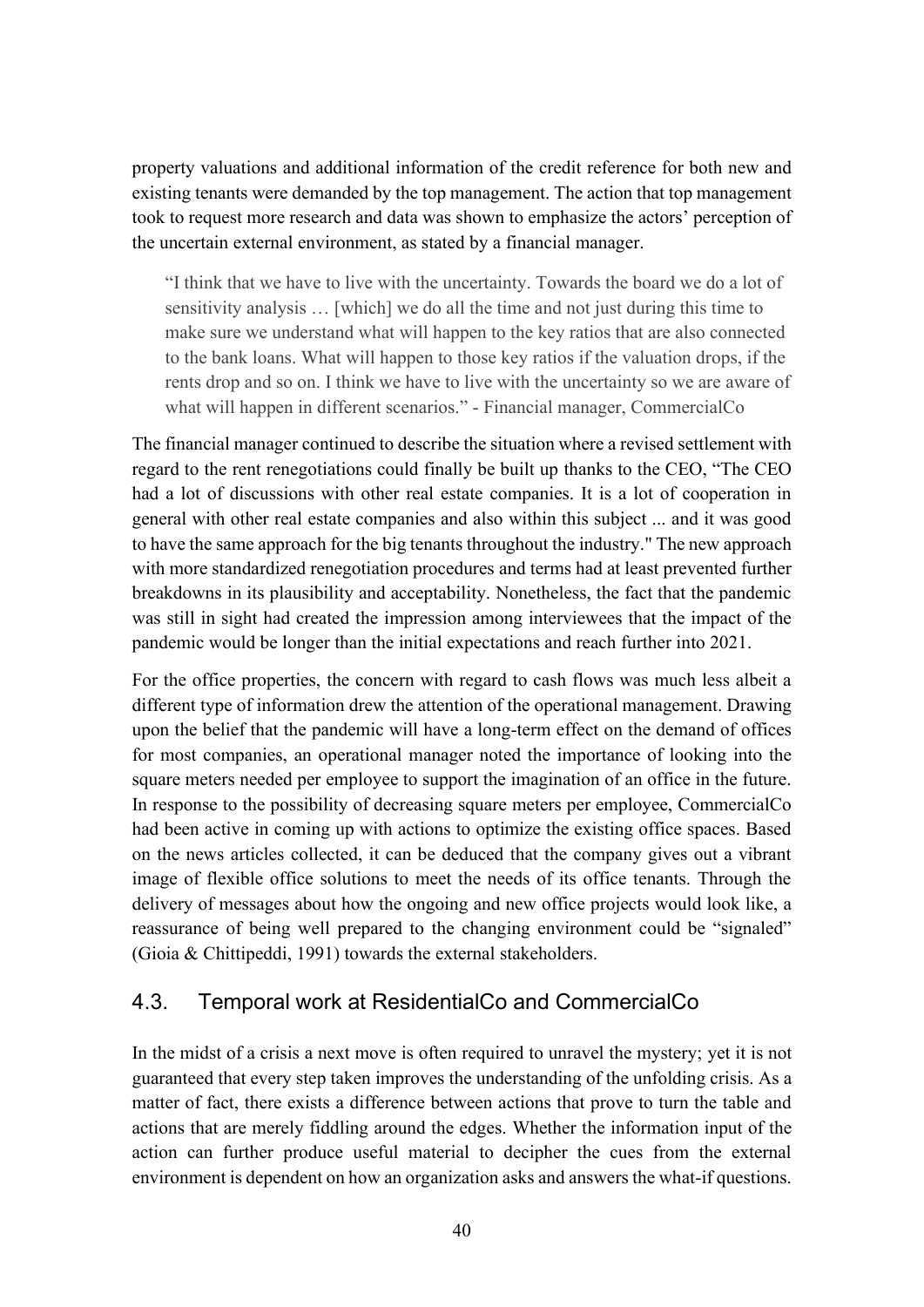property valuations and additional information of the credit reference for both new and existing tenants were demanded by the top management. The action that top management took to request more research and data was shown to emphasize the actors' perception of the uncertain external environment, as stated by a financial manager.

> "I think that we have to live with the uncertainty. Towards the board we do a lot of sensitivity analysis … [which] we do all the time and not just during this time to make sure we understand what will happen to the key ratios that are also connected to the bank loans. What will happen to those key ratios if the valuation drops, if the rents drop and so on. I think we have to live with the uncertainty so we are aware of what will happen in different scenarios." - Financial manager, CommercialCo

The financial manager continued to describe the situation where a revised settlement with regard to the rent renegotiations could finally be built up thanks to the CEO, "The CEO had a lot of discussions with other real estate companies. It is a lot of cooperation in general with other real estate companies and also within this subject ... and it was good to have the same approach for the big tenants throughout the industry." The new approach with more standardized renegotiation procedures and terms had at least prevented further breakdowns in its plausibility and acceptability. Nonetheless, the fact that the pandemic was still in sight had created the impression among interviewees that the impact of the pandemic would be longer than the initial expectations and reach further into 2021.

For the office properties, the concern with regard to cash flows was much less albeit a different type of information drew the attention of the operational management. Drawing upon the belief that the pandemic will have a long-term effect on the demand of offices for most companies, an operational manager noted the importance of looking into the square meters needed per employee to support the imagination of an office in the future. In response to the possibility of decreasing square meters per employee, CommercialCo had been active in coming up with actions to optimize the existing office spaces. Based on the news articles collected, it can be deduced that the company gives out a vibrant image of flexible office solutions to meet the needs of its office tenants. Through the delivery of messages about how the ongoing and new office projects would look like, a reassurance of being well prepared to the changing environment could be "signaled" (Gioia & Chittipeddi, 1991) towards the external stakeholders.

## 4.3. Temporal work at ResidentialCo and CommercialCo

In the midst of a crisis a next move is often required to unravel the mystery; yet it is not guaranteed that every step taken improves the understanding of the unfolding crisis. As a matter of fact, there exists a difference between actions that prove to turn the table and actions that are merely fiddling around the edges. Whether the information input of the action can further produce useful material to decipher the cues from the external environment is dependent on how an organization asks and answers the what-if questions.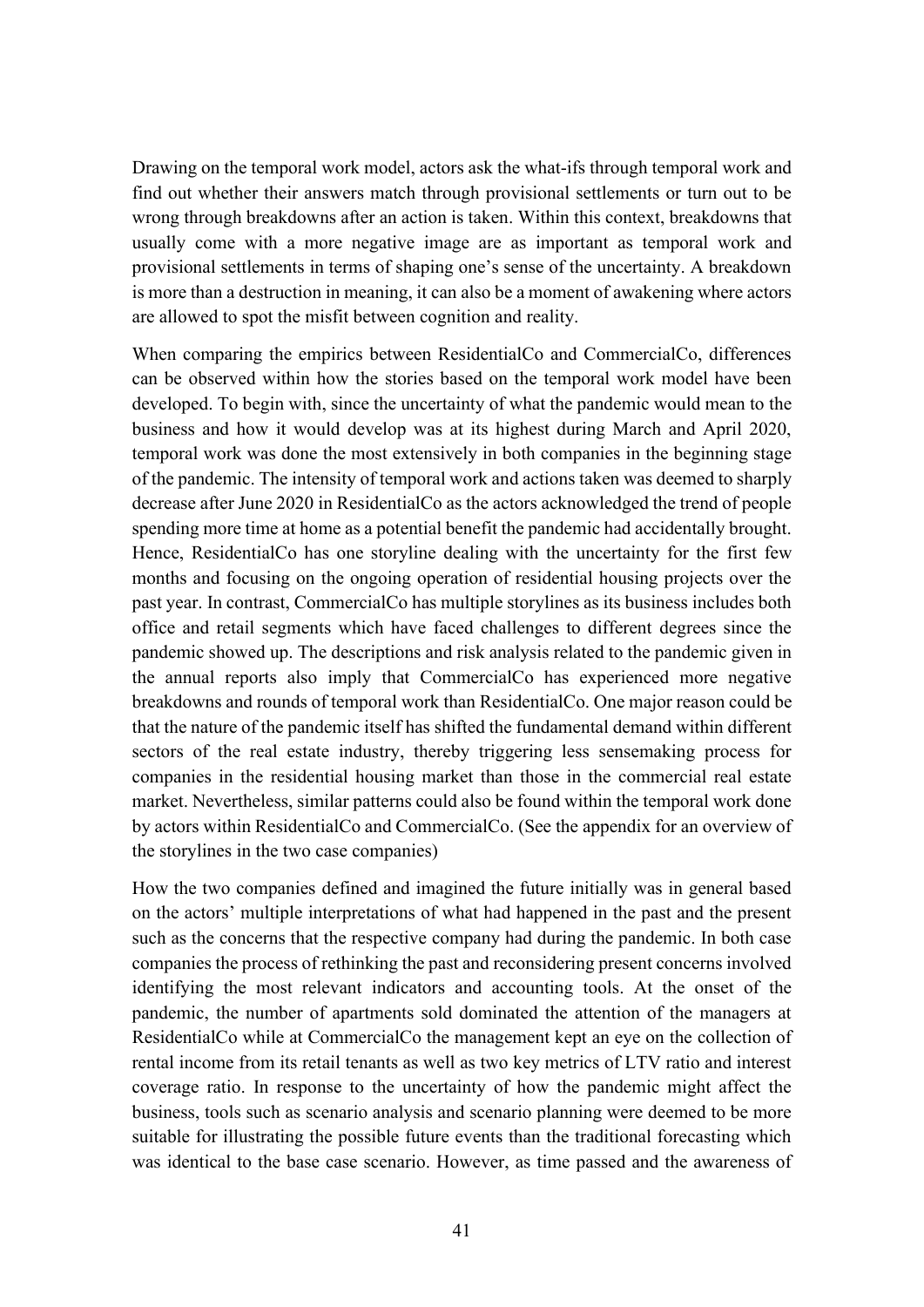Drawing on the temporal work model, actors ask the what-ifs through temporal work and find out whether their answers match through provisional settlements or turn out to be wrong through breakdowns after an action is taken. Within this context, breakdowns that usually come with a more negative image are as important as temporal work and provisional settlements in terms of shaping one's sense of the uncertainty. A breakdown is more than a destruction in meaning, it can also be a moment of awakening where actors are allowed to spot the misfit between cognition and reality.

When comparing the empirics between ResidentialCo and CommercialCo, differences can be observed within how the stories based on the temporal work model have been developed. To begin with, since the uncertainty of what the pandemic would mean to the business and how it would develop was at its highest during March and April 2020, temporal work was done the most extensively in both companies in the beginning stage of the pandemic. The intensity of temporal work and actions taken was deemed to sharply decrease after June 2020 in ResidentialCo as the actors acknowledged the trend of people spending more time at home as a potential benefit the pandemic had accidentally brought. Hence, ResidentialCo has one storyline dealing with the uncertainty for the first few months and focusing on the ongoing operation of residential housing projects over the past year. In contrast, CommercialCo has multiple storylines as its business includes both office and retail segments which have faced challenges to different degrees since the pandemic showed up. The descriptions and risk analysis related to the pandemic given in the annual reports also imply that CommercialCo has experienced more negative breakdowns and rounds of temporal work than ResidentialCo. One major reason could be that the nature of the pandemic itself has shifted the fundamental demand within different sectors of the real estate industry, thereby triggering less sensemaking process for companies in the residential housing market than those in the commercial real estate market. Nevertheless, similar patterns could also be found within the temporal work done by actors within ResidentialCo and CommercialCo. (See the appendix for an overview of the storylines in the two case companies)

How the two companies defined and imagined the future initially was in general based on the actors' multiple interpretations of what had happened in the past and the present such as the concerns that the respective company had during the pandemic. In both case companies the process of rethinking the past and reconsidering present concerns involved identifying the most relevant indicators and accounting tools. At the onset of the pandemic, the number of apartments sold dominated the attention of the managers at ResidentialCo while at CommercialCo the management kept an eye on the collection of rental income from its retail tenants as well as two key metrics of LTV ratio and interest coverage ratio. In response to the uncertainty of how the pandemic might affect the business, tools such as scenario analysis and scenario planning were deemed to be more suitable for illustrating the possible future events than the traditional forecasting which was identical to the base case scenario. However, as time passed and the awareness of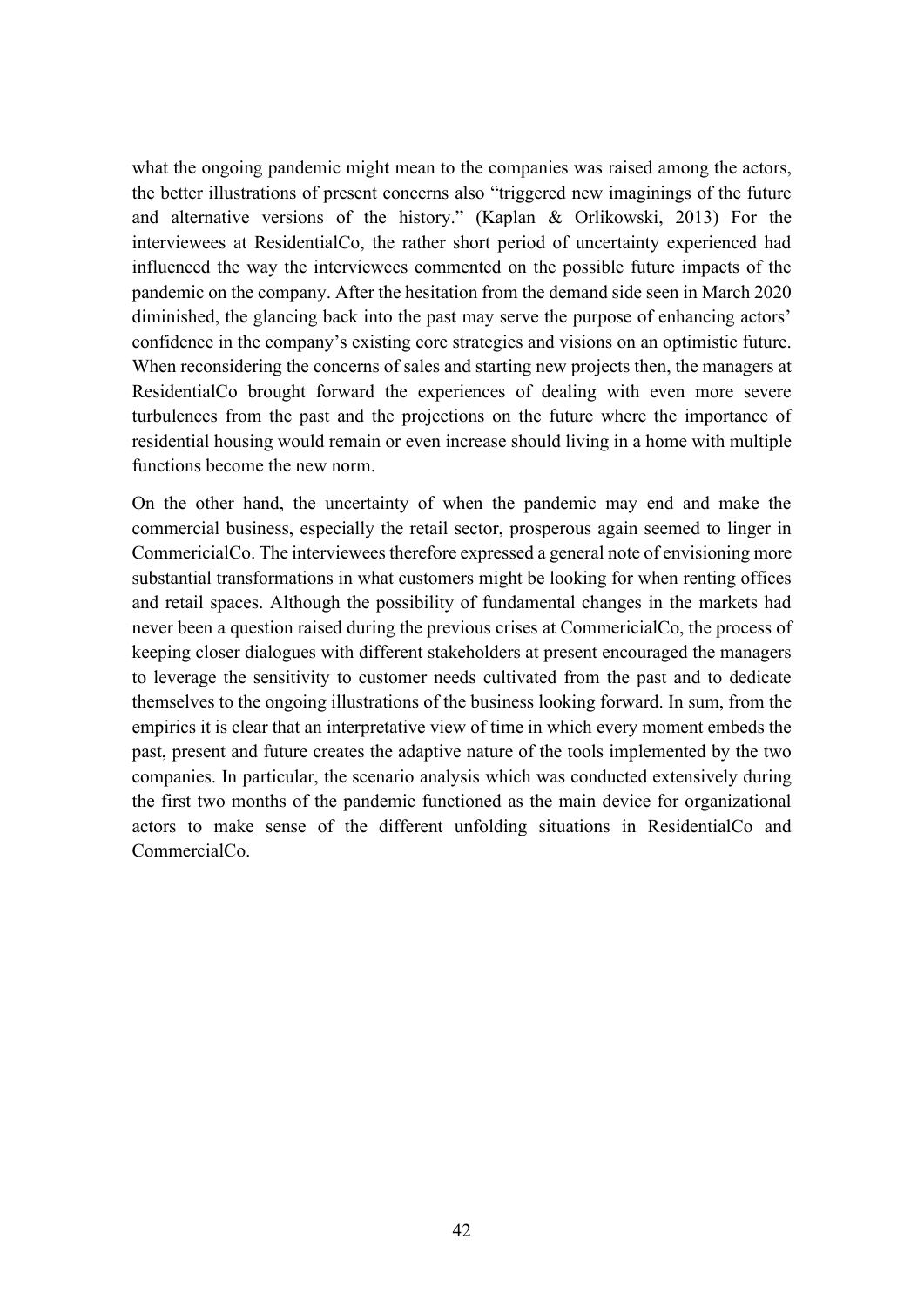what the ongoing pandemic might mean to the companies was raised among the actors, the better illustrations of present concerns also "triggered new imaginings of the future and alternative versions of the history." (Kaplan & Orlikowski, 2013) For the interviewees at ResidentialCo, the rather short period of uncertainty experienced had influenced the way the interviewees commented on the possible future impacts of the pandemic on the company. After the hesitation from the demand side seen in March 2020 diminished, the glancing back into the past may serve the purpose of enhancing actors' confidence in the company's existing core strategies and visions on an optimistic future. When reconsidering the concerns of sales and starting new projects then, the managers at ResidentialCo brought forward the experiences of dealing with even more severe turbulences from the past and the projections on the future where the importance of residential housing would remain or even increase should living in a home with multiple functions become the new norm.

On the other hand, the uncertainty of when the pandemic may end and make the commercial business, especially the retail sector, prosperous again seemed to linger in CommericialCo. The interviewees therefore expressed a general note of envisioning more substantial transformations in what customers might be looking for when renting offices and retail spaces. Although the possibility of fundamental changes in the markets had never been a question raised during the previous crises at CommericialCo, the process of keeping closer dialogues with different stakeholders at present encouraged the managers to leverage the sensitivity to customer needs cultivated from the past and to dedicate themselves to the ongoing illustrations of the business looking forward. In sum, from the empirics it is clear that an interpretative view of time in which every moment embeds the past, present and future creates the adaptive nature of the tools implemented by the two companies. In particular, the scenario analysis which was conducted extensively during the first two months of the pandemic functioned as the main device for organizational actors to make sense of the different unfolding situations in ResidentialCo and CommercialCo.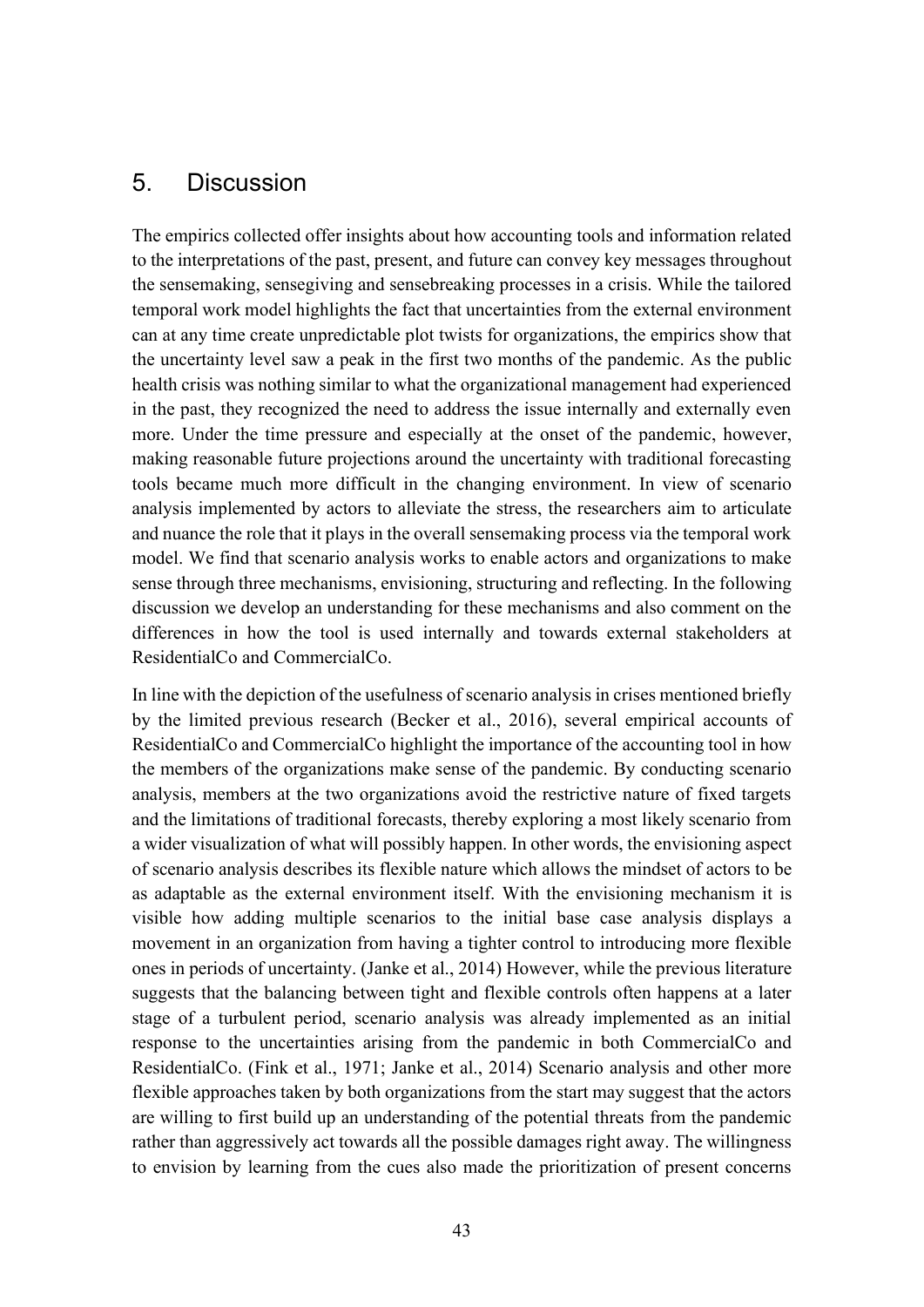## 5. Discussion

The empirics collected offer insights about how accounting tools and information related to the interpretations of the past, present, and future can convey key messages throughout the sensemaking, sensegiving and sensebreaking processes in a crisis. While the tailored temporal work model highlights the fact that uncertainties from the external environment can at any time create unpredictable plot twists for organizations, the empirics show that the uncertainty level saw a peak in the first two months of the pandemic. As the public health crisis was nothing similar to what the organizational management had experienced in the past, they recognized the need to address the issue internally and externally even more. Under the time pressure and especially at the onset of the pandemic, however, making reasonable future projections around the uncertainty with traditional forecasting tools became much more difficult in the changing environment. In view of scenario analysis implemented by actors to alleviate the stress, the researchers aim to articulate and nuance the role that it plays in the overall sensemaking process via the temporal work model. We find that scenario analysis works to enable actors and organizations to make sense through three mechanisms, envisioning, structuring and reflecting. In the following discussion we develop an understanding for these mechanisms and also comment on the differences in how the tool is used internally and towards external stakeholders at ResidentialCo and CommercialCo.

In line with the depiction of the usefulness of scenario analysis in crises mentioned briefly by the limited previous research (Becker et al., 2016), several empirical accounts of ResidentialCo and CommercialCo highlight the importance of the accounting tool in how the members of the organizations make sense of the pandemic. By conducting scenario analysis, members at the two organizations avoid the restrictive nature of fixed targets and the limitations of traditional forecasts, thereby exploring a most likely scenario from a wider visualization of what will possibly happen. In other words, the envisioning aspect of scenario analysis describes its flexible nature which allows the mindset of actors to be as adaptable as the external environment itself. With the envisioning mechanism it is visible how adding multiple scenarios to the initial base case analysis displays a movement in an organization from having a tighter control to introducing more flexible ones in periods of uncertainty. (Janke et al., 2014) However, while the previous literature suggests that the balancing between tight and flexible controls often happens at a later stage of a turbulent period, scenario analysis was already implemented as an initial response to the uncertainties arising from the pandemic in both CommercialCo and ResidentialCo. (Fink et al., 1971; Janke et al., 2014) Scenario analysis and other more flexible approaches taken by both organizations from the start may suggest that the actors are willing to first build up an understanding of the potential threats from the pandemic rather than aggressively act towards all the possible damages right away. The willingness to envision by learning from the cues also made the prioritization of present concerns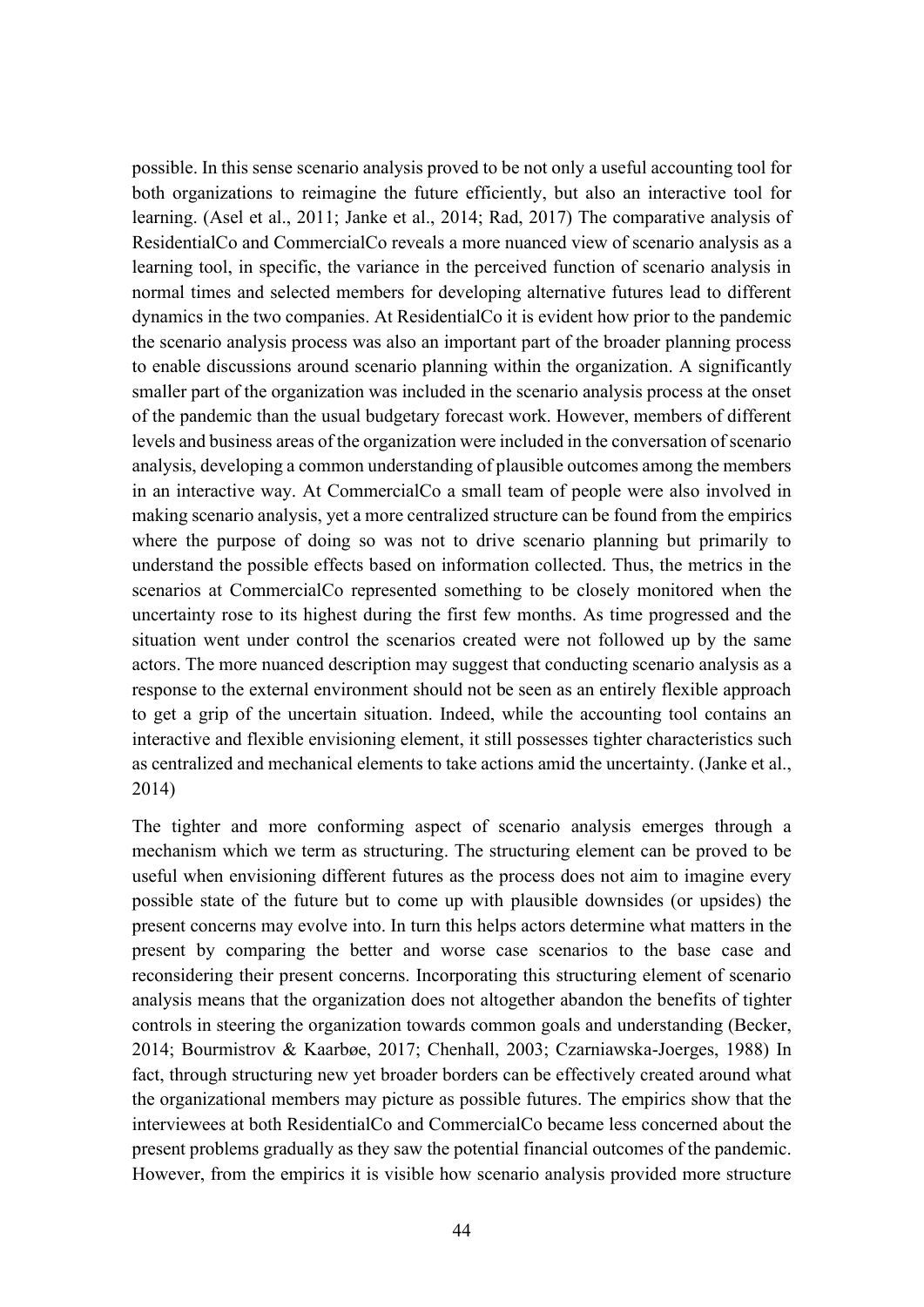possible. In this sense scenario analysis proved to be not only a useful accounting tool for both organizations to reimagine the future efficiently, but also an interactive tool for learning. (Asel et al., 2011; Janke et al., 2014; Rad, 2017) The comparative analysis of ResidentialCo and CommercialCo reveals a more nuanced view of scenario analysis as a learning tool, in specific, the variance in the perceived function of scenario analysis in normal times and selected members for developing alternative futures lead to different dynamics in the two companies. At ResidentialCo it is evident how prior to the pandemic the scenario analysis process was also an important part of the broader planning process to enable discussions around scenario planning within the organization. A significantly smaller part of the organization was included in the scenario analysis process at the onset of the pandemic than the usual budgetary forecast work. However, members of different levels and business areas of the organization were included in the conversation of scenario analysis, developing a common understanding of plausible outcomes among the members in an interactive way. At CommercialCo a small team of people were also involved in making scenario analysis, yet a more centralized structure can be found from the empirics where the purpose of doing so was not to drive scenario planning but primarily to understand the possible effects based on information collected. Thus, the metrics in the scenarios at CommercialCo represented something to be closely monitored when the uncertainty rose to its highest during the first few months. As time progressed and the situation went under control the scenarios created were not followed up by the same actors. The more nuanced description may suggest that conducting scenario analysis as a response to the external environment should not be seen as an entirely flexible approach to get a grip of the uncertain situation. Indeed, while the accounting tool contains an interactive and flexible envisioning element, it still possesses tighter characteristics such as centralized and mechanical elements to take actions amid the uncertainty. (Janke et al., 2014)

The tighter and more conforming aspect of scenario analysis emerges through a mechanism which we term as structuring. The structuring element can be proved to be useful when envisioning different futures as the process does not aim to imagine every possible state of the future but to come up with plausible downsides (or upsides) the present concerns may evolve into. In turn this helps actors determine what matters in the present by comparing the better and worse case scenarios to the base case and reconsidering their present concerns. Incorporating this structuring element of scenario analysis means that the organization does not altogether abandon the benefits of tighter controls in steering the organization towards common goals and understanding (Becker, 2014; Bourmistrov & Kaarbøe, 2017; Chenhall, 2003; Czarniawska-Joerges, 1988) In fact, through structuring new yet broader borders can be effectively created around what the organizational members may picture as possible futures. The empirics show that the interviewees at both ResidentialCo and CommercialCo became less concerned about the present problems gradually as they saw the potential financial outcomes of the pandemic. However, from the empirics it is visible how scenario analysis provided more structure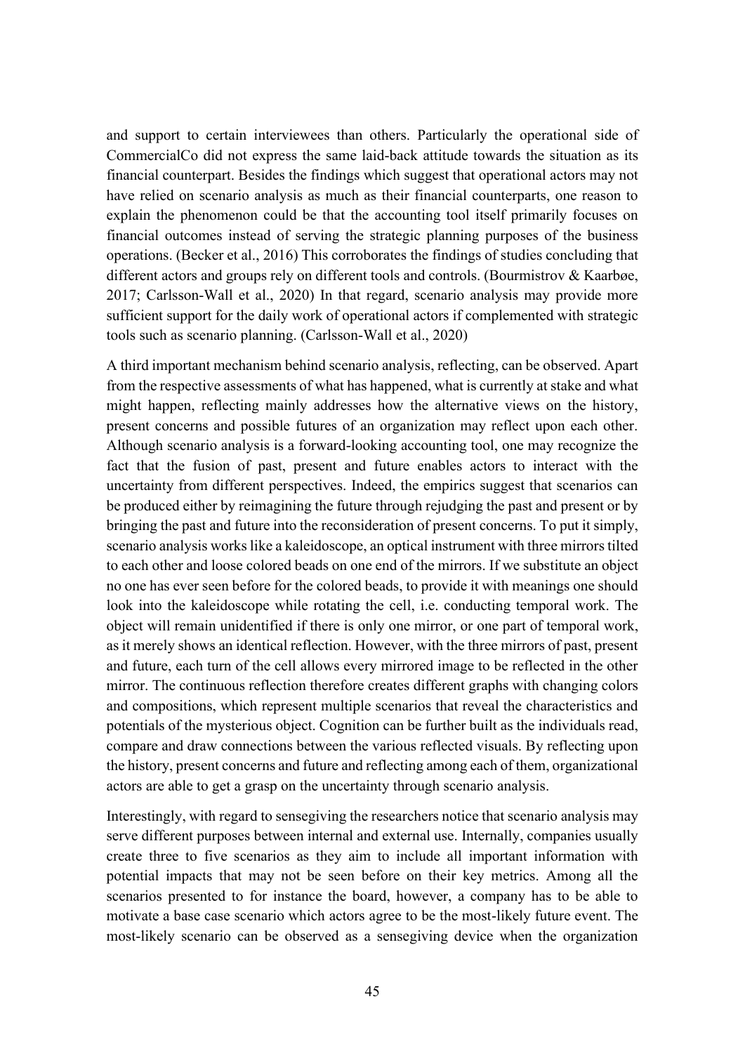and support to certain interviewees than others. Particularly the operational side of CommercialCo did not express the same laid-back attitude towards the situation as its financial counterpart. Besides the findings which suggest that operational actors may not have relied on scenario analysis as much as their financial counterparts, one reason to explain the phenomenon could be that the accounting tool itself primarily focuses on financial outcomes instead of serving the strategic planning purposes of the business operations. (Becker et al., 2016) This corroborates the findings of studies concluding that different actors and groups rely on different tools and controls. (Bourmistrov & Kaarbøe, 2017; Carlsson-Wall et al., 2020) In that regard, scenario analysis may provide more sufficient support for the daily work of operational actors if complemented with strategic tools such as scenario planning. (Carlsson-Wall et al., 2020)

A third important mechanism behind scenario analysis, reflecting, can be observed. Apart from the respective assessments of what has happened, what is currently at stake and what might happen, reflecting mainly addresses how the alternative views on the history, present concerns and possible futures of an organization may reflect upon each other. Although scenario analysis is a forward-looking accounting tool, one may recognize the fact that the fusion of past, present and future enables actors to interact with the uncertainty from different perspectives. Indeed, the empirics suggest that scenarios can be produced either by reimagining the future through rejudging the past and present or by bringing the past and future into the reconsideration of present concerns. To put it simply, scenario analysis works like a kaleidoscope, an optical instrument with three mirrors tilted to each other and loose colored beads on one end of the mirrors. If we substitute an object no one has ever seen before for the colored beads, to provide it with meanings one should look into the kaleidoscope while rotating the cell, i.e. conducting temporal work. The object will remain unidentified if there is only one mirror, or one part of temporal work, as it merely shows an identical reflection. However, with the three mirrors of past, present and future, each turn of the cell allows every mirrored image to be reflected in the other mirror. The continuous reflection therefore creates different graphs with changing colors and compositions, which represent multiple scenarios that reveal the characteristics and potentials of the mysterious object. Cognition can be further built as the individuals read, compare and draw connections between the various reflected visuals. By reflecting upon the history, present concerns and future and reflecting among each of them, organizational actors are able to get a grasp on the uncertainty through scenario analysis.

Interestingly, with regard to sensegiving the researchers notice that scenario analysis may serve different purposes between internal and external use. Internally, companies usually create three to five scenarios as they aim to include all important information with potential impacts that may not be seen before on their key metrics. Among all the scenarios presented to for instance the board, however, a company has to be able to motivate a base case scenario which actors agree to be the most-likely future event. The most-likely scenario can be observed as a sensegiving device when the organization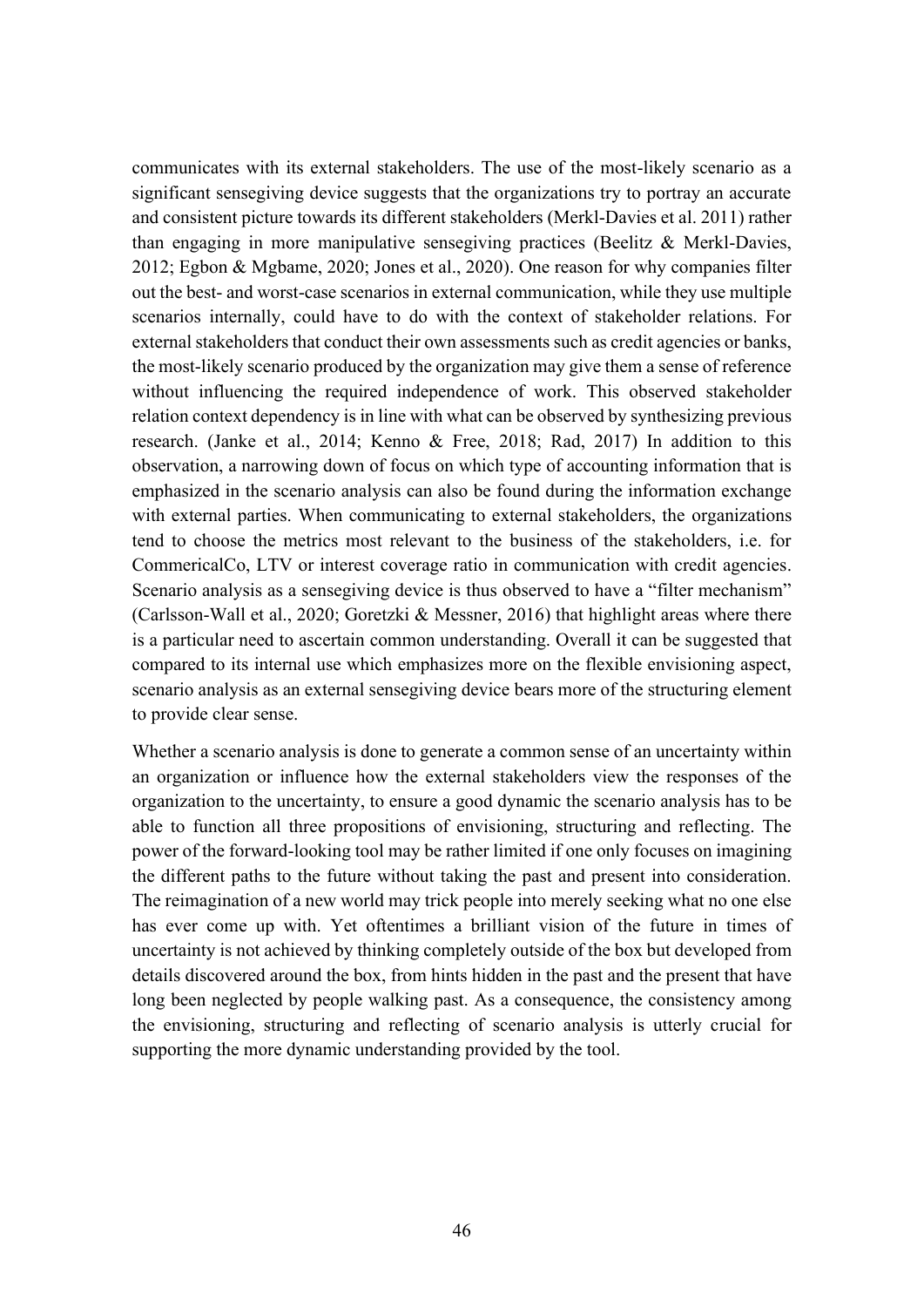communicates with its external stakeholders. The use of the most-likely scenario as a significant sensegiving device suggests that the organizations try to portray an accurate and consistent picture towards its different stakeholders (Merkl-Davies et al. 2011) rather than engaging in more manipulative sensegiving practices (Beelitz & Merkl-Davies, 2012; Egbon & Mgbame, 2020; Jones et al., 2020). One reason for why companies filter out the best- and worst-case scenarios in external communication, while they use multiple scenarios internally, could have to do with the context of stakeholder relations. For external stakeholders that conduct their own assessments such as credit agencies or banks, the most-likely scenario produced by the organization may give them a sense of reference without influencing the required independence of work. This observed stakeholder relation context dependency is in line with what can be observed by synthesizing previous research. (Janke et al., 2014; Kenno & Free, 2018; Rad, 2017) In addition to this observation, a narrowing down of focus on which type of accounting information that is emphasized in the scenario analysis can also be found during the information exchange with external parties. When communicating to external stakeholders, the organizations tend to choose the metrics most relevant to the business of the stakeholders, i.e. for CommericalCo, LTV or interest coverage ratio in communication with credit agencies. Scenario analysis as a sensegiving device is thus observed to have a "filter mechanism" (Carlsson-Wall et al., 2020; Goretzki & Messner, 2016) that highlight areas where there is a particular need to ascertain common understanding. Overall it can be suggested that compared to its internal use which emphasizes more on the flexible envisioning aspect, scenario analysis as an external sensegiving device bears more of the structuring element to provide clear sense.

Whether a scenario analysis is done to generate a common sense of an uncertainty within an organization or influence how the external stakeholders view the responses of the organization to the uncertainty, to ensure a good dynamic the scenario analysis has to be able to function all three propositions of envisioning, structuring and reflecting. The power of the forward-looking tool may be rather limited if one only focuses on imagining the different paths to the future without taking the past and present into consideration. The reimagination of a new world may trick people into merely seeking what no one else has ever come up with. Yet oftentimes a brilliant vision of the future in times of uncertainty is not achieved by thinking completely outside of the box but developed from details discovered around the box, from hints hidden in the past and the present that have long been neglected by people walking past. As a consequence, the consistency among the envisioning, structuring and reflecting of scenario analysis is utterly crucial for supporting the more dynamic understanding provided by the tool.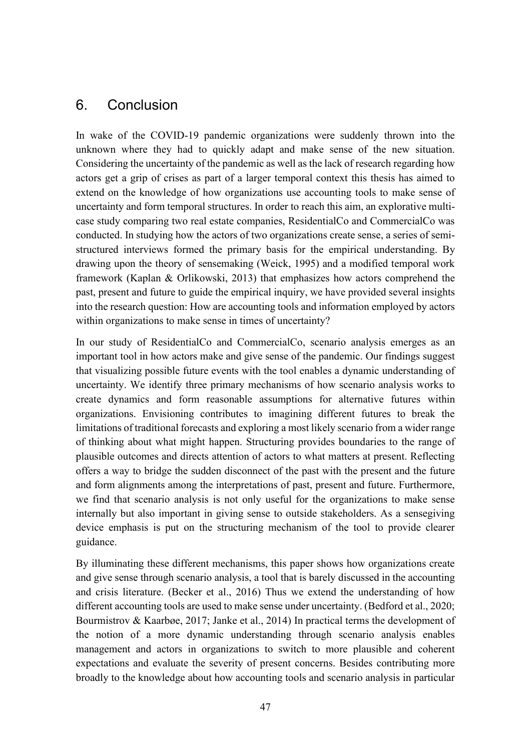# 6. Conclusion

In wake of the COVID-19 pandemic organizations were suddenly thrown into the unknown where they had to quickly adapt and make sense of the new situation. Considering the uncertainty of the pandemic as well as the lack of research regarding how actors get a grip of crises as part of a larger temporal context this thesis has aimed to extend on the knowledge of how organizations use accounting tools to make sense of uncertainty and form temporal structures. In order to reach this aim, an explorative multi-case study comparing two real estate companies, ResidentialCo and CommercialCo was conducted. In studying how the actors of two organizations create sense, a series of semi-structured interviews formed the primary basis for the empirical understanding. By drawing upon the theory of sensemaking (Weick, 1995) and a modified temporal work framework (Kaplan & Orlikowski, 2013) that emphasizes how actors comprehend the past, present and future to guide the empirical inquiry, we have provided several insights into the research question: How are accounting tools and information employed by actors within organizations to make sense in times of uncertainty?

In our study of ResidentialCo and CommercialCo, scenario analysis emerges as an important tool in how actors make and give sense of the pandemic. Our findings suggest that visualizing possible future events with the tool enables a dynamic understanding of uncertainty. We identify three primary mechanisms of how scenario analysis works to create dynamics and form reasonable assumptions for alternative futures within organizations. Envisioning contributes to imagining different futures to break the limitations of traditional forecasts and exploring a most likely scenario from a wider range of thinking about what might happen. Structuring provides boundaries to the range of plausible outcomes and directs attention of actors to what matters at present. Reflecting offers a way to bridge the sudden disconnect of the past with the present and the future and form alignments among the interpretations of past, present and future. Furthermore, we find that scenario analysis is not only useful for the organizations to make sense internally but also important in giving sense to outside stakeholders. As a sensegiving device emphasis is put on the structuring mechanism of the tool to provide clearer guidance.

By illuminating these different mechanisms, this paper shows how organizations create and give sense through scenario analysis, a tool that is barely discussed in the accounting and crisis literature. (Becker et al., 2016) Thus we extend the understanding of how different accounting tools are used to make sense under uncertainty. (Bedford et al., 2020; Bourmistrov & Kaarbøe, 2017; Janke et al., 2014) In practical terms the development of the notion of a more dynamic understanding through scenario analysis enables management and actors in organizations to switch to more plausible and coherent expectations and evaluate the severity of present concerns. Besides contributing more broadly to the knowledge about how accounting tools and scenario analysis in particular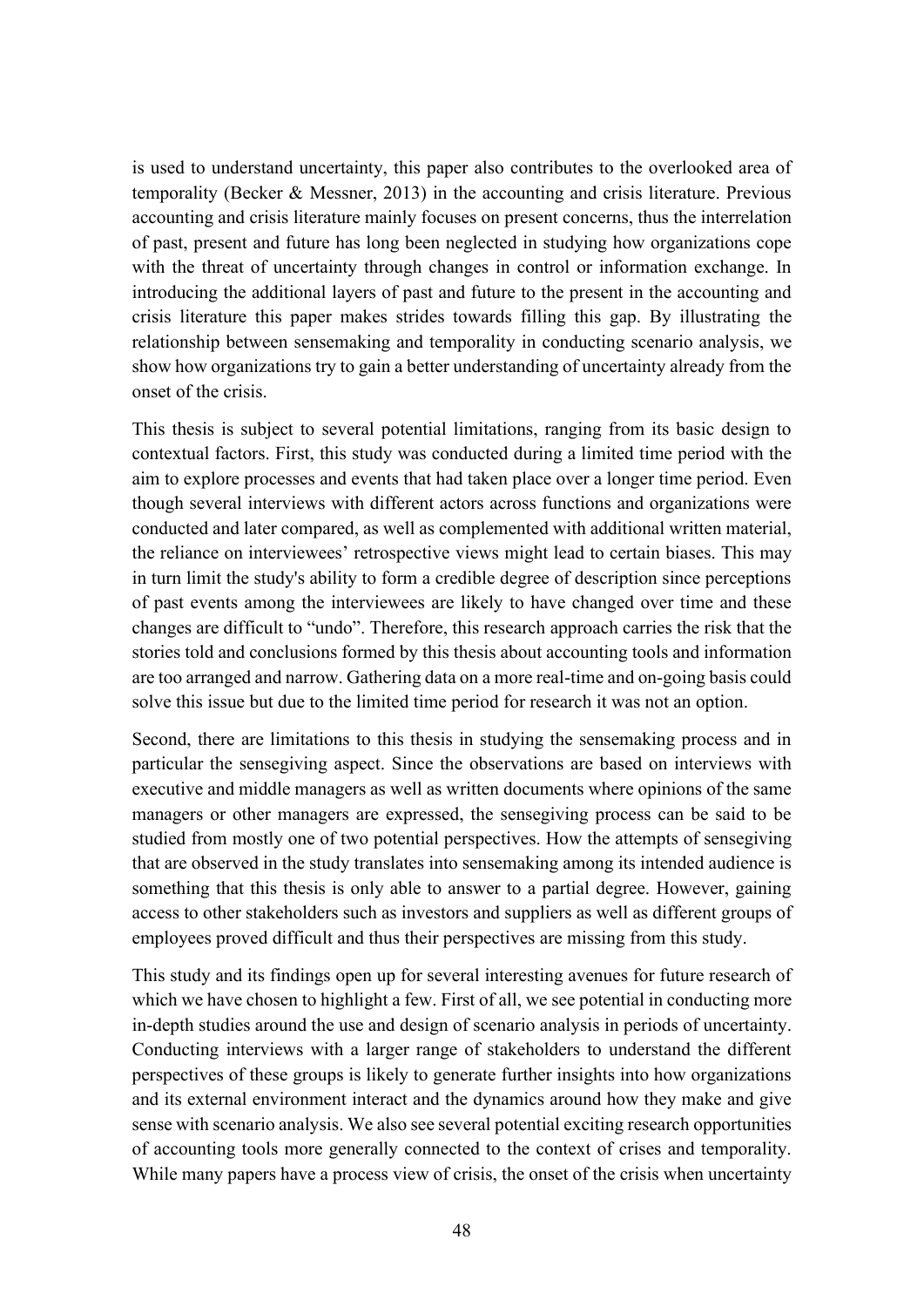is used to understand uncertainty, this paper also contributes to the overlooked area of temporality (Becker & Messner, 2013) in the accounting and crisis literature. Previous accounting and crisis literature mainly focuses on present concerns, thus the interrelation of past, present and future has long been neglected in studying how organizations cope with the threat of uncertainty through changes in control or information exchange. In introducing the additional layers of past and future to the present in the accounting and crisis literature this paper makes strides towards filling this gap. By illustrating the relationship between sensemaking and temporality in conducting scenario analysis, we show how organizations try to gain a better understanding of uncertainty already from the onset of the crisis.

This thesis is subject to several potential limitations, ranging from its basic design to contextual factors. First, this study was conducted during a limited time period with the aim to explore processes and events that had taken place over a longer time period. Even though several interviews with different actors across functions and organizations were conducted and later compared, as well as complemented with additional written material, the reliance on interviewees' retrospective views might lead to certain biases. This may in turn limit the study's ability to form a credible degree of description since perceptions of past events among the interviewees are likely to have changed over time and these changes are difficult to "undo". Therefore, this research approach carries the risk that the stories told and conclusions formed by this thesis about accounting tools and information are too arranged and narrow. Gathering data on a more real-time and on-going basis could solve this issue but due to the limited time period for research it was not an option.

Second, there are limitations to this thesis in studying the sensemaking process and in particular the sensegiving aspect. Since the observations are based on interviews with executive and middle managers as well as written documents where opinions of the same managers or other managers are expressed, the sensegiving process can be said to be studied from mostly one of two potential perspectives. How the attempts of sensegiving that are observed in the study translates into sensemaking among its intended audience is something that this thesis is only able to answer to a partial degree. However, gaining access to other stakeholders such as investors and suppliers as well as different groups of employees proved difficult and thus their perspectives are missing from this study.

This study and its findings open up for several interesting avenues for future research of which we have chosen to highlight a few. First of all, we see potential in conducting more in-depth studies around the use and design of scenario analysis in periods of uncertainty. Conducting interviews with a larger range of stakeholders to understand the different perspectives of these groups is likely to generate further insights into how organizations and its external environment interact and the dynamics around how they make and give sense with scenario analysis. We also see several potential exciting research opportunities of accounting tools more generally connected to the context of crises and temporality. While many papers have a process view of crisis, the onset of the crisis when uncertainty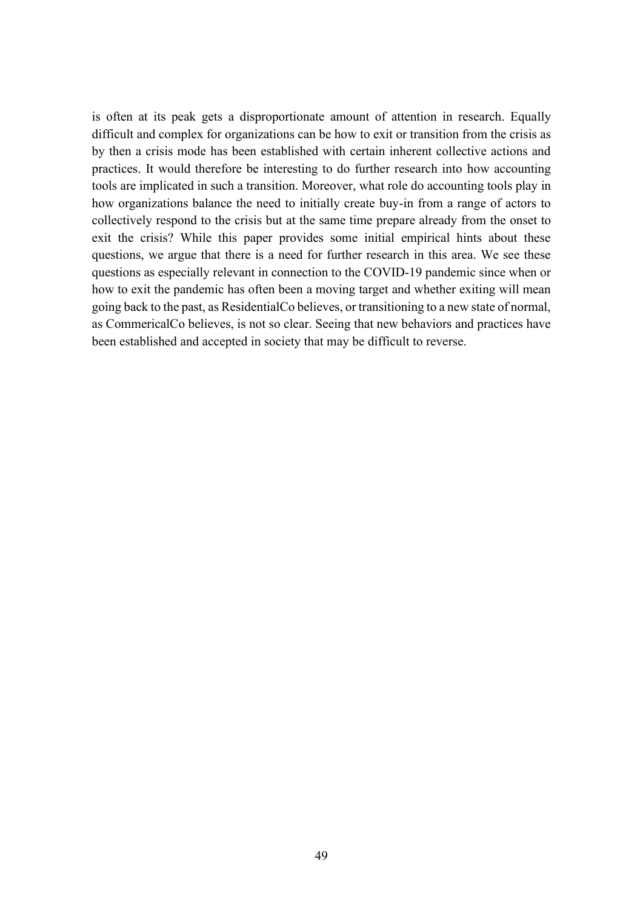is often at its peak gets a disproportionate amount of attention in research. Equally difficult and complex for organizations can be how to exit or transition from the crisis as by then a crisis mode has been established with certain inherent collective actions and practices. It would therefore be interesting to do further research into how accounting tools are implicated in such a transition. Moreover, what role do accounting tools play in how organizations balance the need to initially create buy-in from a range of actors to collectively respond to the crisis but at the same time prepare already from the onset to exit the crisis? While this paper provides some initial empirical hints about these questions, we argue that there is a need for further research in this area. We see these questions as especially relevant in connection to the COVID-19 pandemic since when or how to exit the pandemic has often been a moving target and whether exiting will mean going back to the past, as ResidentialCo believes, or transitioning to a new state of normal, as CommericalCo believes, is not so clear. Seeing that new behaviors and practices have been established and accepted in society that may be difficult to reverse.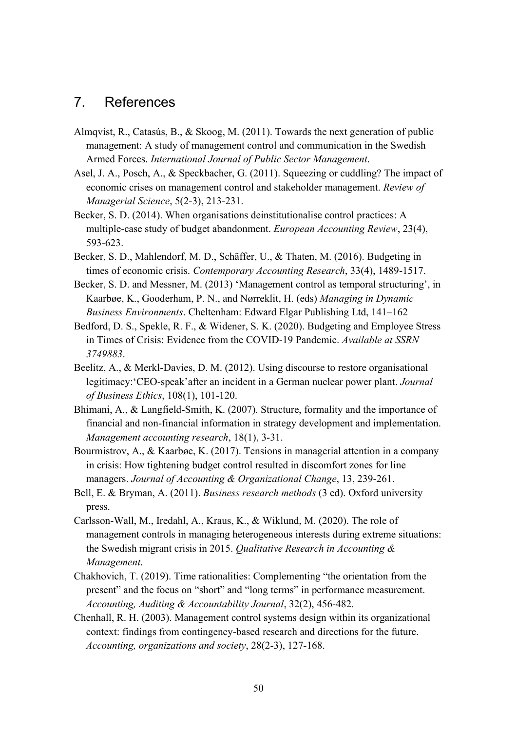# 7. References

Almqvist, R., Catasús, B., & Skoog, M. (2011). Towards the next generation of public management: A study of management control and communication in the Swedish Armed Forces. *International Journal of Public Sector Management*.

Asel, J. A., Posch, A., & Speckbacher, G. (2011). Squeezing or cuddling? The impact of economic crises on management control and stakeholder management. *Review of Managerial Science*, 5(2-3), 213-231.

Becker, S. D. (2014). When organisations deinstitutionalise control practices: A multiple-case study of budget abandonment. *European Accounting Review*, 23(4), 593-623.

Becker, S. D., Mahlendorf, M. D., Schäffer, U., & Thaten, M. (2016). Budgeting in times of economic crisis. *Contemporary Accounting Research*, 33(4), 1489-1517.

Becker, S. D. and Messner, M. (2013) 'Management control as temporal structuring', in Kaarbøe, K., Gooderham, P. N., and Nørreklit, H. (eds) *Managing in Dynamic Business Environments*. Cheltenham: Edward Elgar Publishing Ltd, 141–162

Bedford, D. S., Spekle, R. F., & Widener, S. K. (2020). Budgeting and Employee Stress in Times of Crisis: Evidence from the COVID-19 Pandemic. *Available at SSRN 3749883*.

Beelitz, A., & Merkl-Davies, D. M. (2012). Using discourse to restore organisational legitimacy:'CEO-speak'after an incident in a German nuclear power plant. *Journal of Business Ethics*, 108(1), 101-120.

Bhimani, A., & Langfield-Smith, K. (2007). Structure, formality and the importance of financial and non-financial information in strategy development and implementation. *Management accounting research*, 18(1), 3-31.

Bourmistrov, A., & Kaarbøe, K. (2017). Tensions in managerial attention in a company in crisis: How tightening budget control resulted in discomfort zones for line managers. *Journal of Accounting & Organizational Change*, 13, 239-261.

Bell, E. & Bryman, A. (2011). *Business research methods* (3 ed). Oxford university press.

Carlsson-Wall, M., Iredahl, A., Kraus, K., & Wiklund, M. (2020). The role of management controls in managing heterogeneous interests during extreme situations: the Swedish migrant crisis in 2015. *Qualitative Research in Accounting & Management*.

Chakhovich, T. (2019). Time rationalities: Complementing "the orientation from the present" and the focus on "short" and "long terms" in performance measurement. *Accounting, Auditing & Accountability Journal*, 32(2), 456-482.

Chenhall, R. H. (2003). Management control systems design within its organizational context: findings from contingency-based research and directions for the future. *Accounting, organizations and society*, 28(2-3), 127-168.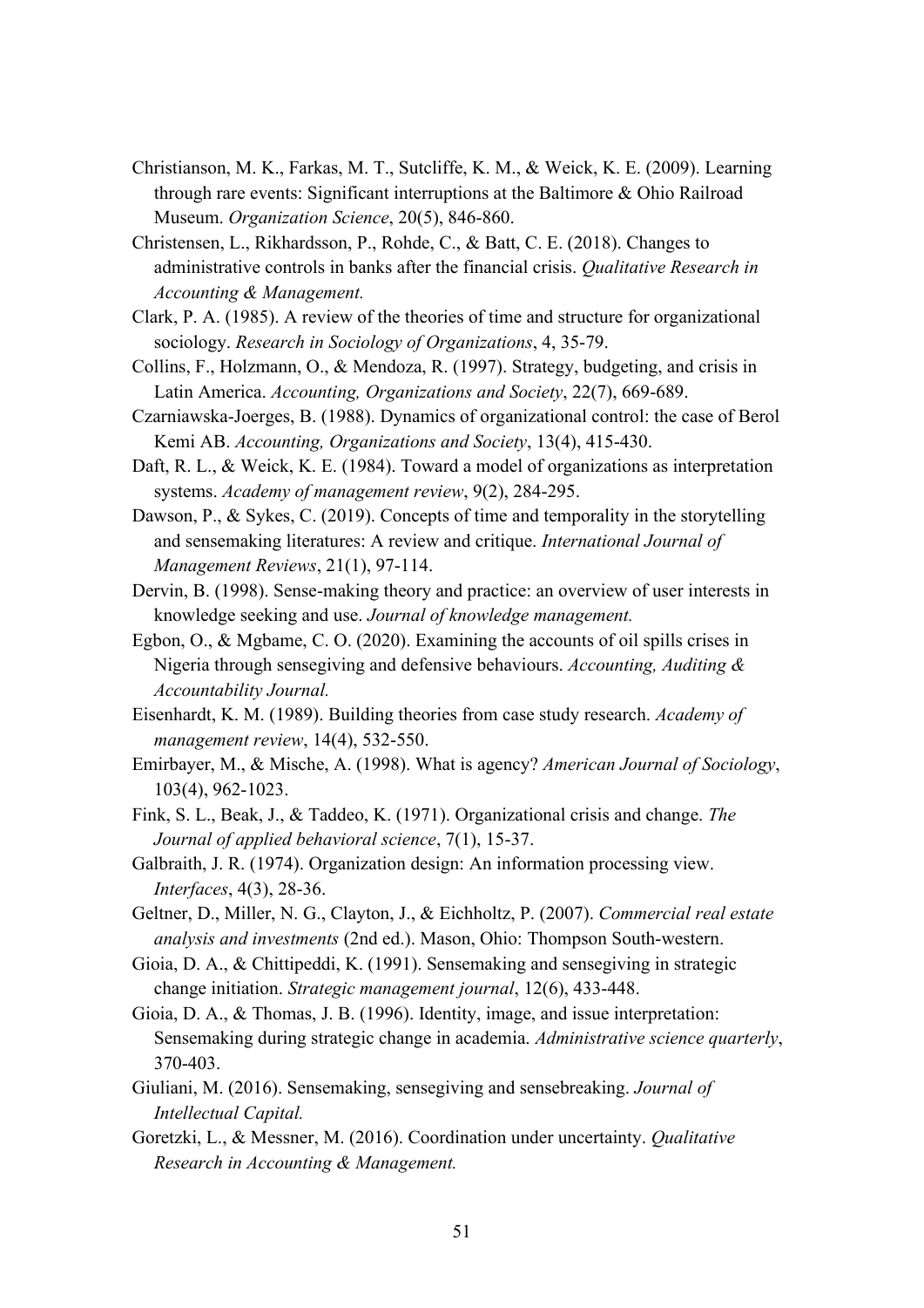Christianson, M. K., Farkas, M. T., Sutcliffe, K. M., & Weick, K. E. (2009). Learning through rare events: Significant interruptions at the Baltimore & Ohio Railroad Museum. *Organization Science*, 20(5), 846-860.

Christensen, L., Rikhardsson, P., Rohde, C., & Batt, C. E. (2018). Changes to administrative controls in banks after the financial crisis. *Qualitative Research in Accounting & Management.*

Clark, P. A. (1985). A review of the theories of time and structure for organizational sociology. *Research in Sociology of Organizations*, 4, 35-79.

Collins, F., Holzmann, O., & Mendoza, R. (1997). Strategy, budgeting, and crisis in Latin America. *Accounting, Organizations and Society*, 22(7), 669-689.

Czarniawska-Joerges, B. (1988). Dynamics of organizational control: the case of Berol Kemi AB. *Accounting, Organizations and Society*, 13(4), 415-430.

Daft, R. L., & Weick, K. E. (1984). Toward a model of organizations as interpretation systems. *Academy of management review*, 9(2), 284-295.

Dawson, P., & Sykes, C. (2019). Concepts of time and temporality in the storytelling and sensemaking literatures: A review and critique. *International Journal of Management Reviews*, 21(1), 97-114.

Dervin, B. (1998). Sense-making theory and practice: an overview of user interests in knowledge seeking and use. *Journal of knowledge management.*

Egbon, O., & Mgbame, C. O. (2020). Examining the accounts of oil spills crises in Nigeria through sensegiving and defensive behaviours. *Accounting, Auditing & Accountability Journal.*

Eisenhardt, K. M. (1989). Building theories from case study research. *Academy of management review*, 14(4), 532-550.

Emirbayer, M., & Mische, A. (1998). What is agency? *American Journal of Sociology*, 103(4), 962-1023.

Fink, S. L., Beak, J., & Taddeo, K. (1971). Organizational crisis and change. *The Journal of applied behavioral science*, 7(1), 15-37.

Galbraith, J. R. (1974). Organization design: An information processing view. *Interfaces*, 4(3), 28-36.

Geltner, D., Miller, N. G., Clayton, J., & Eichholtz, P. (2007). *Commercial real estate analysis and investments* (2nd ed.). Mason, Ohio: Thompson South-western.

Gioia, D. A., & Chittipeddi, K. (1991). Sensemaking and sensegiving in strategic change initiation. *Strategic management journal*, 12(6), 433-448.

Gioia, D. A., & Thomas, J. B. (1996). Identity, image, and issue interpretation: Sensemaking during strategic change in academia. *Administrative science quarterly*, 370-403.

Giuliani, M. (2016). Sensemaking, sensegiving and sensebreaking. *Journal of Intellectual Capital.*

Goretzki, L., & Messner, M. (2016). Coordination under uncertainty. *Qualitative Research in Accounting & Management.*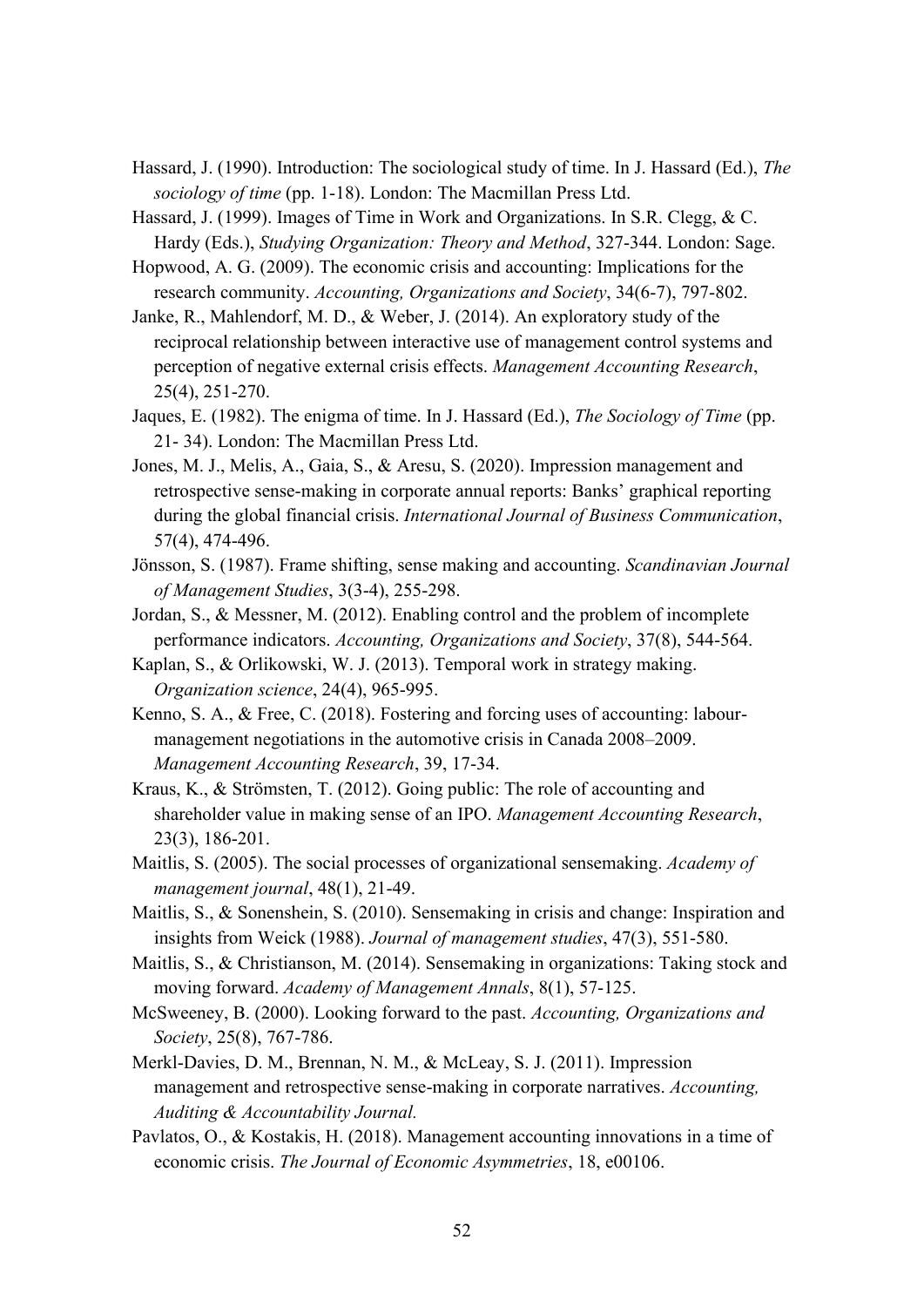Hassard, J. (1990). Introduction: The sociological study of time. In J. Hassard (Ed.), *The sociology of time* (pp. 1-18). London: The Macmillan Press Ltd.

Hassard, J. (1999). Images of Time in Work and Organizations. In S.R. Clegg, & C. Hardy (Eds.), *Studying Organization: Theory and Method*, 327-344. London: Sage.

Hopwood, A. G. (2009). The economic crisis and accounting: Implications for the research community. *Accounting, Organizations and Society*, 34(6-7), 797-802.

Janke, R., Mahlendorf, M. D., & Weber, J. (2014). An exploratory study of the reciprocal relationship between interactive use of management control systems and perception of negative external crisis effects. *Management Accounting Research*, 25(4), 251-270.

Jaques, E. (1982). The enigma of time. In J. Hassard (Ed.), *The Sociology of Time* (pp. 21- 34). London: The Macmillan Press Ltd.

Jones, M. J., Melis, A., Gaia, S., & Aresu, S. (2020). Impression management and retrospective sense-making in corporate annual reports: Banks' graphical reporting during the global financial crisis. *International Journal of Business Communication*, 57(4), 474-496.

Jönsson, S. (1987). Frame shifting, sense making and accounting. *Scandinavian Journal of Management Studies*, 3(3-4), 255-298.

Jordan, S., & Messner, M. (2012). Enabling control and the problem of incomplete performance indicators. *Accounting, Organizations and Society*, 37(8), 544-564.

Kaplan, S., & Orlikowski, W. J. (2013). Temporal work in strategy making. *Organization science*, 24(4), 965-995.

Kenno, S. A., & Free, C. (2018). Fostering and forcing uses of accounting: labour-management negotiations in the automotive crisis in Canada 2008–2009. *Management Accounting Research*, 39, 17-34.

Kraus, K., & Strömsten, T. (2012). Going public: The role of accounting and shareholder value in making sense of an IPO. *Management Accounting Research*, 23(3), 186-201.

Maitlis, S. (2005). The social processes of organizational sensemaking. *Academy of management journal*, 48(1), 21-49.

Maitlis, S., & Sonenshein, S. (2010). Sensemaking in crisis and change: Inspiration and insights from Weick (1988). *Journal of management studies*, 47(3), 551-580.

Maitlis, S., & Christianson, M. (2014). Sensemaking in organizations: Taking stock and moving forward. *Academy of Management Annals*, 8(1), 57-125.

McSweeney, B. (2000). Looking forward to the past. *Accounting, Organizations and Society*, 25(8), 767-786.

Merkl-Davies, D. M., Brennan, N. M., & McLeay, S. J. (2011). Impression management and retrospective sense-making in corporate narratives. *Accounting, Auditing & Accountability Journal.*

Pavlatos, O., & Kostakis, H. (2018). Management accounting innovations in a time of economic crisis. *The Journal of Economic Asymmetries*, 18, e00106.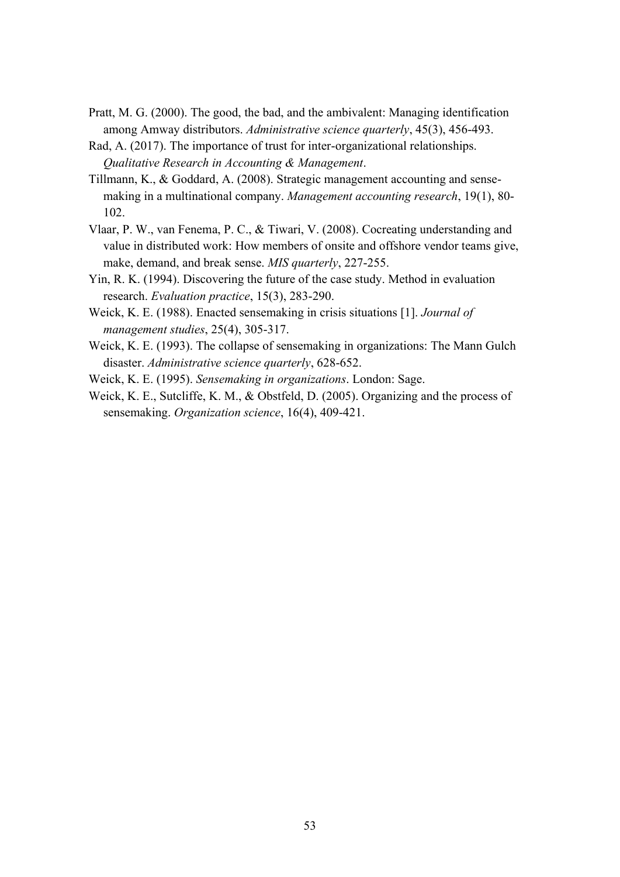Pratt, M. G. (2000). The good, the bad, and the ambivalent: Managing identification among Amway distributors. *Administrative science quarterly*, 45(3), 456-493.

Rad, A. (2017). The importance of trust for inter-organizational relationships. *Qualitative Research in Accounting & Management*.

Tillmann, K., & Goddard, A. (2008). Strategic management accounting and sense-making in a multinational company. *Management accounting research*, 19(1), 80-102.

Vlaar, P. W., van Fenema, P. C., & Tiwari, V. (2008). Cocreating understanding and value in distributed work: How members of onsite and offshore vendor teams give, make, demand, and break sense. *MIS quarterly*, 227-255.

Yin, R. K. (1994). Discovering the future of the case study. Method in evaluation research. *Evaluation practice*, 15(3), 283-290.

Weick, K. E. (1988). Enacted sensemaking in crisis situations [1]. *Journal of management studies*, 25(4), 305-317.

Weick, K. E. (1993). The collapse of sensemaking in organizations: The Mann Gulch disaster. *Administrative science quarterly*, 628-652.

Weick, K. E. (1995). *Sensemaking in organizations*. London: Sage.

Weick, K. E., Sutcliffe, K. M., & Obstfeld, D. (2005). Organizing and the process of sensemaking. *Organization science*, 16(4), 409-421.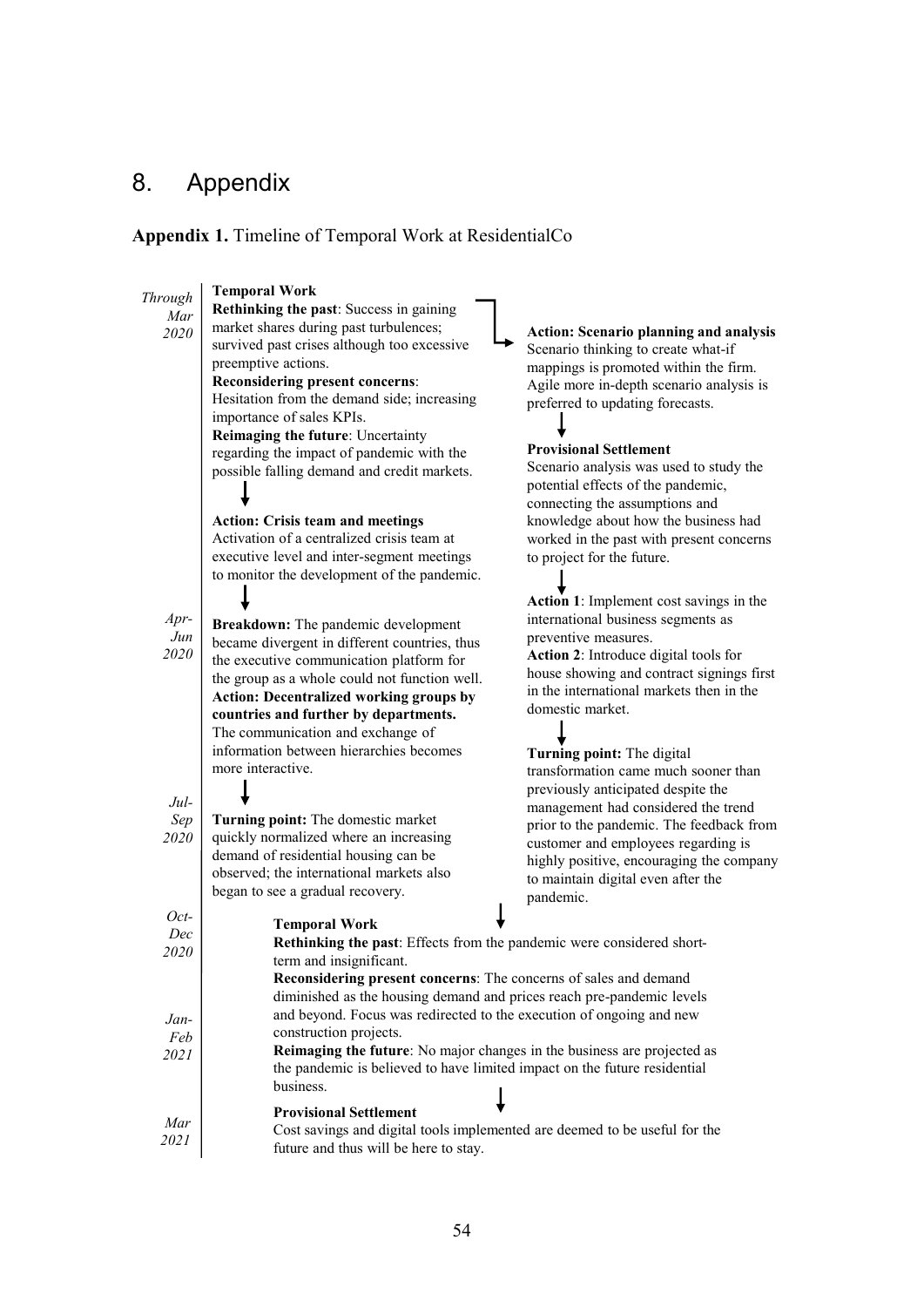# 8. Appendix

**Appendix 1.** Timeline of Temporal Work at ResidentialCo

*Through Mar 2020*

**Temporal Work**
**Rethinking the past**: Success in gaining market shares during past turbulences; survived past crises although too excessive preemptive actions.
**Reconsidering present concerns**: Hesitation from the demand side; increasing importance of sales KPIs.
**Reimaging the future**: Uncertainty regarding the impact of pandemic with the possible falling demand and credit markets.

↓

**Action: Crisis team and meetings**
Activation of a centralized crisis team at executive level and inter-segment meetings to monitor the development of the pandemic.

↓

*Apr-Jun 2020*

**Breakdown:** The pandemic development became divergent in different countries, thus the executive communication platform for the group as a whole could not function well.
**Action: Decentralized working groups by countries and further by departments.**
The communication and exchange of information between hierarchies becomes more interactive.

↓

*Jul-Sep 2020*

**Turning point:** The domestic market quickly normalized where an increasing demand of residential housing can be observed; the international markets also began to see a gradual recovery.

→

**Action: Scenario planning and analysis**
Scenario thinking to create what-if mappings is promoted within the firm. Agile more in-depth scenario analysis is preferred to updating forecasts.

↓

**Provisional Settlement**
Scenario analysis was used to study the potential effects of the pandemic, connecting the assumptions and knowledge about how the business had worked in the past with present concerns to project for the future.

↓

**Action 1**: Implement cost savings in the international business segments as preventive measures.
**Action 2**: Introduce digital tools for house showing and contract signings first in the international markets then in the domestic market.

↓

**Turning point:** The digital transformation came much sooner than previously anticipated despite the management had considered the trend prior to the pandemic. The feedback from customer and employees regarding is highly positive, encouraging the company to maintain digital even after the pandemic.

↓

*Oct-Dec 2020*

*Jan-Feb 2021*

**Temporal Work**
**Rethinking the past**: Effects from the pandemic were considered short-term and insignificant.
**Reconsidering present concerns**: The concerns of sales and demand diminished as the housing demand and prices reach pre-pandemic levels and beyond. Focus was redirected to the execution of ongoing and new construction projects.
**Reimaging the future**: No major changes in the business are projected as the pandemic is believed to have limited impact on the future residential business.

↓

*Mar 2021*

**Provisional Settlement**
Cost savings and digital tools implemented are deemed to be useful for the future and thus will be here to stay.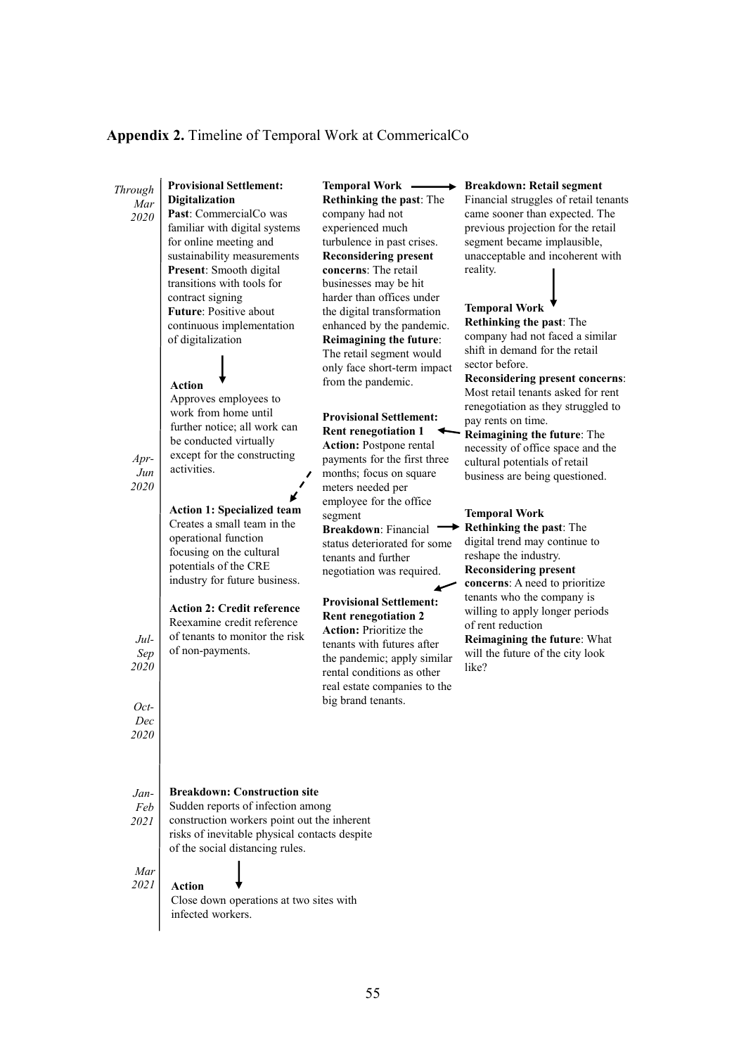## Appendix 2. Timeline of Temporal Work at CommericalCo

*Through Mar 2020*

**Provisional Settlement: Digitalization**
**Past**: CommercialCo was familiar with digital systems for online meeting and sustainability measurements
**Present**: Smooth digital transitions with tools for contract signing
**Future**: Positive about continuous implementation of digitalization

**Action**
Approves employees to work from home until further notice; all work can be conducted virtually except for the constructing activities.

**Temporal Work**
**Rethinking the past**: The company had not experienced much turbulence in past crises.
**Reconsidering present concerns**: The retail businesses may be hit harder than offices under the digital transformation enhanced by the pandemic.
**Reimagining the future**: The retail segment would only face short-term impact from the pandemic.

**Breakdown: Retail segment**
Financial struggles of retail tenants came sooner than expected. The previous projection for the retail segment became implausible, unacceptable and incoherent with reality.

**Temporal Work**
**Rethinking the past**: The company had not faced a similar shift in demand for the retail sector before.
**Reconsidering present concerns**: Most retail tenants asked for rent renegotiation as they struggled to pay rents on time.
**Reimagining the future**: The necessity of office space and the cultural potentials of retail business are being questioned.

*Apr-Jun 2020*

**Provisional Settlement: Rent renegotiation 1**
**Action:** Postpone rental payments for the first three months; focus on square meters needed per employee for the office segment
**Breakdown**: Financial status deteriorated for some tenants and further negotiation was required.

**Temporal Work**
**Rethinking the past**: The digital trend may continue to reshape the industry.
**Reconsidering present concerns**: A need to prioritize tenants who the company is willing to apply longer periods of rent reduction
**Reimagining the future**: What will the future of the city look like?

**Action 1: Specialized team**
Creates a small team in the operational function focusing on the cultural potentials of the CRE industry for future business.

**Action 2: Credit reference**
Reexamine credit reference of tenants to monitor the risk of non-payments.

*Jul-Sep 2020*

**Provisional Settlement: Rent renegotiation 2**
**Action:** Prioritize the tenants with futures after the pandemic; apply similar rental conditions as other real estate companies to the big brand tenants.

*Oct-Dec 2020*

*Jan-Feb 2021*

**Breakdown: Construction site**
Sudden reports of infection among construction workers point out the inherent risks of inevitable physical contacts despite of the social distancing rules.

*Mar 2021*

**Action**
Close down operations at two sites with infected workers.